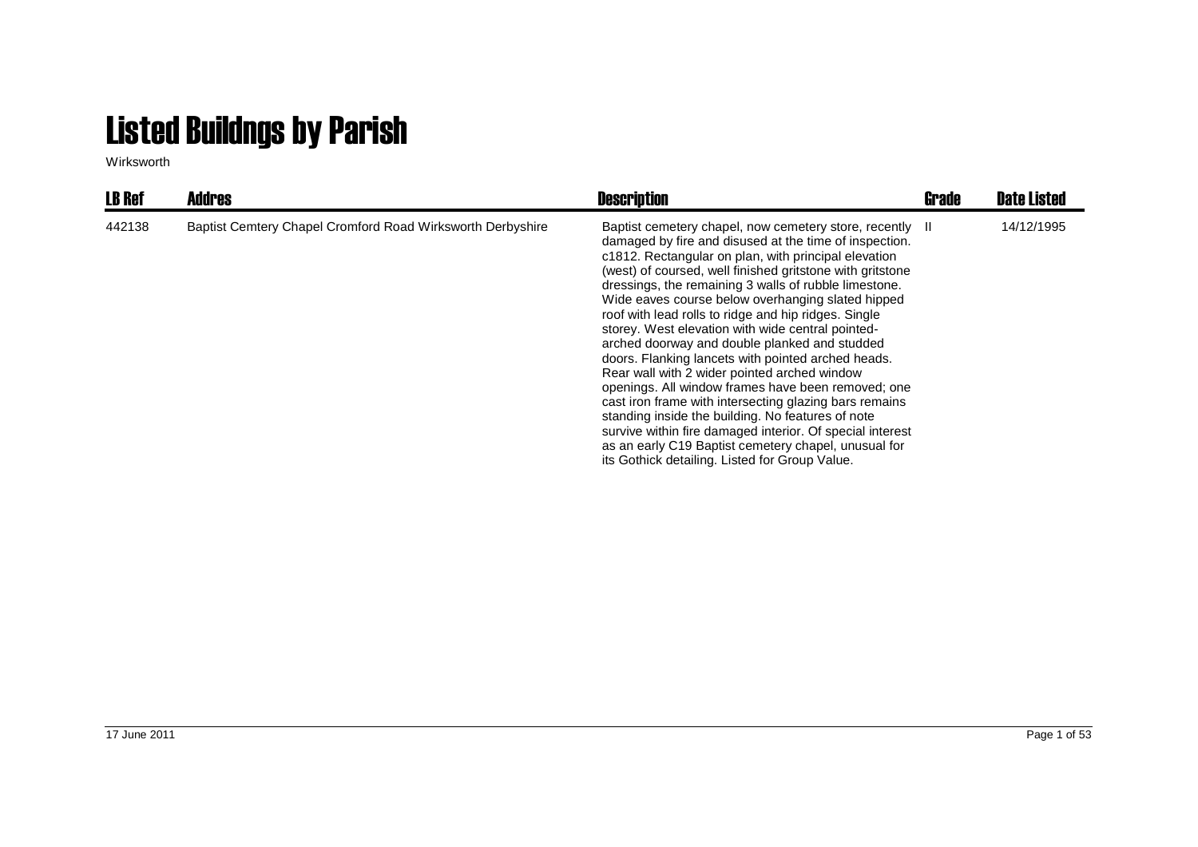# Listed Buildngs by Parish

Wirksworth

| LB Ref | Addres | Description | Grade | Date Listed |
|---|---|---|---|---|
| 442138 | Baptist Cemtery Chapel Cromford Road Wirksworth Derbyshire | Baptist cemetery chapel, now cemetery store, recently damaged by fire and disused at the time of inspection. c1812. Rectangular on plan, with principal elevation (west) of coursed, well finished gritstone with gritstone dressings, the remaining 3 walls of rubble limestone. Wide eaves course below overhanging slated hipped roof with lead rolls to ridge and hip ridges. Single storey. West elevation with wide central pointed-arched doorway and double planked and studded doors. Flanking lancets with pointed arched heads. Rear wall with 2 wider pointed arched window openings. All window frames have been removed; one cast iron frame with intersecting glazing bars remains standing inside the building. No features of note survive within fire damaged interior. Of special interest as an early C19 Baptist cemetery chapel, unusual for its Gothick detailing. Listed for Group Value. | II | 14/12/1995 |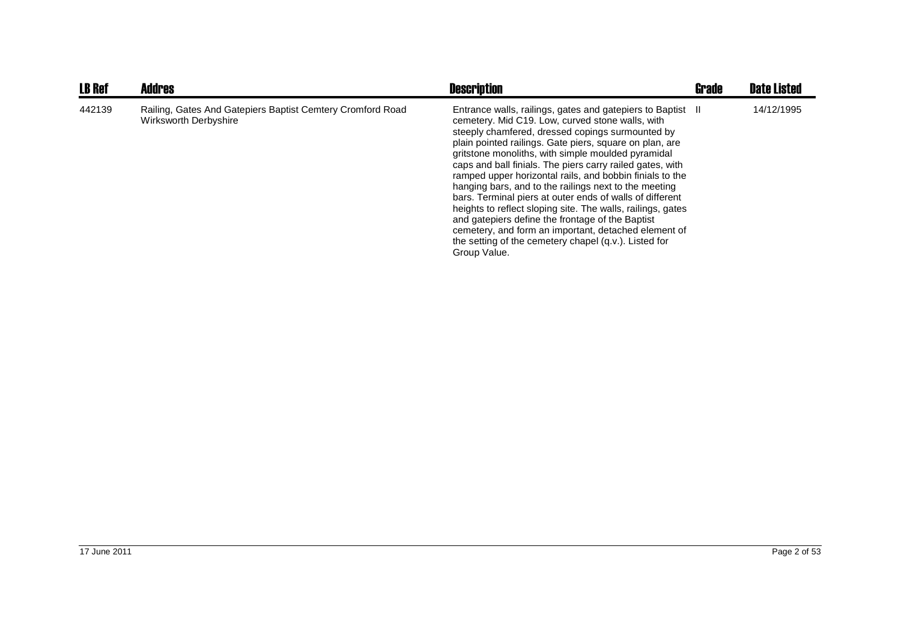| LB Ref | Addres | Description | Grade | Date Listed |
|---|---|---|---|---|
| 442139 | Railing, Gates And Gatepiers Baptist Cemtery Cromford Road Wirksworth Derbyshire | Entrance walls, railings, gates and gatepiers to Baptist cemetery. Mid C19. Low, curved stone walls, with steeply chamfered, dressed copings surmounted by plain pointed railings. Gate piers, square on plan, are gritstone monoliths, with simple moulded pyramidal caps and ball finials. The piers carry railed gates, with ramped upper horizontal rails, and bobbin finials to the hanging bars, and to the railings next to the meeting bars. Terminal piers at outer ends of walls of different heights to reflect sloping site. The walls, railings, gates and gatepiers define the frontage of the Baptist cemetery, and form an important, detached element of the setting of the cemetery chapel (q.v.). Listed for Group Value. | II | 14/12/1995 |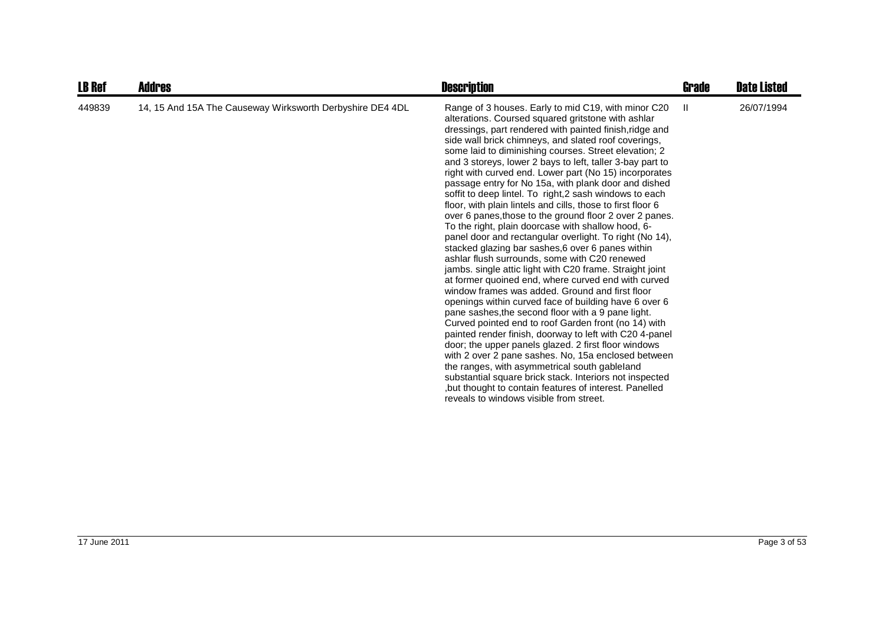| LB Ref | Addres | Description | Grade | Date Listed |
|---|---|---|---|---|
| 449839 | 14, 15 And 15A The Causeway Wirksworth Derbyshire DE4 4DL | Range of 3 houses. Early to mid C19, with minor C20 alterations. Coursed squared gritstone with ashlar dressings, part rendered with painted finish,ridge and side wall brick chimneys, and slated roof coverings, some laid to diminishing courses. Street elevation; 2 and 3 storeys, lower 2 bays to left, taller 3-bay part to right with curved end. Lower part (No 15) incorporates passage entry for No 15a, with plank door and dished soffit to deep lintel. To right,2 sash windows to each floor, with plain lintels and cills, those to first floor 6 over 6 panes,those to the ground floor 2 over 2 panes. To the right, plain doorcase with shallow hood, 6-panel door and rectangular overlight. To right (No 14), stacked glazing bar sashes,6 over 6 panes within ashlar flush surrounds, some with C20 renewed jambs. single attic light with C20 frame. Straight joint at former quoined end, where curved end with curved window frames was added. Ground and first floor openings within curved face of building have 6 over 6 pane sashes,the second floor with a 9 pane light. Curved pointed end to roof Garden front (no 14) with painted render finish, doorway to left with C20 4-panel door; the upper panels glazed. 2 first floor windows with 2 over 2 pane sashes. No, 15a enclosed between the ranges, with asymmetrical south gableland substantial square brick stack. Interiors not inspected ,but thought to contain features of interest. Panelled reveals to windows visible from street. | II | 26/07/1994 |

17 June 2011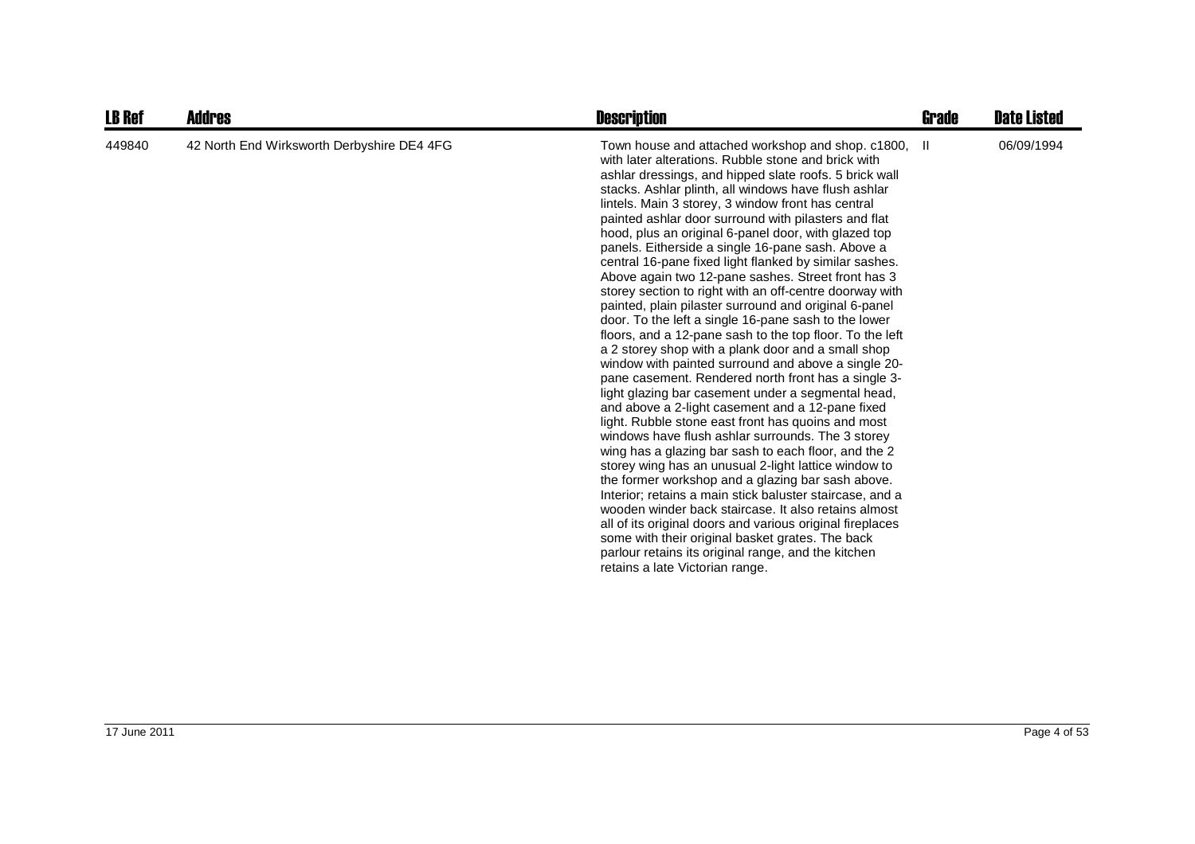| LB Ref | Addres | Description | Grade | Date Listed |
| --- | --- | --- | --- | --- |
| 449840 | 42 North End Wirksworth Derbyshire DE4 4FG | Town house and attached workshop and shop. c1800, with later alterations. Rubble stone and brick with ashlar dressings, and hipped slate roofs. 5 brick wall stacks. Ashlar plinth, all windows have flush ashlar lintels. Main 3 storey, 3 window front has central painted ashlar door surround with pilasters and flat hood, plus an original 6-panel door, with glazed top panels. Eitherside a single 16-pane sash. Above a central 16-pane fixed light flanked by similar sashes. Above again two 12-pane sashes. Street front has 3 storey section to right with an off-centre doorway with painted, plain pilaster surround and original 6-panel door. To the left a single 16-pane sash to the lower floors, and a 12-pane sash to the top floor. To the left a 2 storey shop with a plank door and a small shop window with painted surround and above a single 20-pane casement. Rendered north front has a single 3-light glazing bar casement under a segmental head, and above a 2-light casement and a 12-pane fixed light. Rubble stone east front has quoins and most windows have flush ashlar surrounds. The 3 storey wing has a glazing bar sash to each floor, and the 2 storey wing has an unusual 2-light lattice window to the former workshop and a glazing bar sash above. Interior; retains a main stick baluster staircase, and a wooden winder back staircase. It also retains almost all of its original doors and various original fireplaces some with their original basket grates. The back parlour retains its original range, and the kitchen retains a late Victorian range. | II | 06/09/1994 |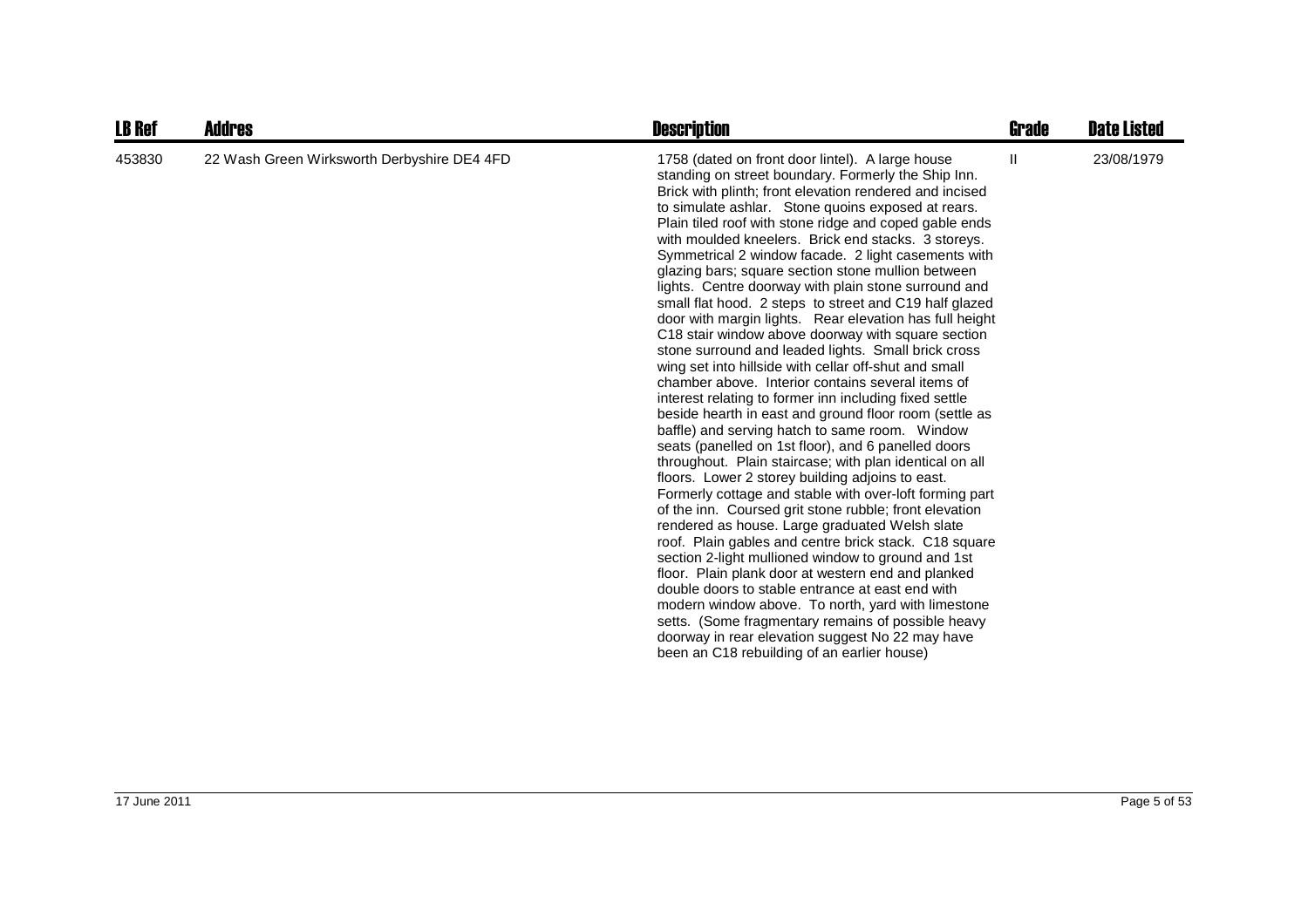| LB Ref | Addres | Description | Grade | Date Listed |
| --- | --- | --- | --- | --- |
| 453830 | 22 Wash Green Wirksworth Derbyshire DE4 4FD | 1758 (dated on front door lintel). A large house standing on street boundary. Formerly the Ship Inn. Brick with plinth; front elevation rendered and incised to simulate ashlar. Stone quoins exposed at rears. Plain tiled roof with stone ridge and coped gable ends with moulded kneelers. Brick end stacks. 3 storeys. Symmetrical 2 window facade. 2 light casements with glazing bars; square section stone mullion between lights. Centre doorway with plain stone surround and small flat hood. 2 steps to street and C19 half glazed door with margin lights. Rear elevation has full height C18 stair window above doorway with square section stone surround and leaded lights. Small brick cross wing set into hillside with cellar off-shut and small chamber above. Interior contains several items of interest relating to former inn including fixed settle beside hearth in east and ground floor room (settle as baffle) and serving hatch to same room. Window seats (panelled on 1st floor), and 6 panelled doors throughout. Plain staircase; with plan identical on all floors. Lower 2 storey building adjoins to east. Formerly cottage and stable with over-loft forming part of the inn. Coursed grit stone rubble; front elevation rendered as house. Large graduated Welsh slate roof. Plain gables and centre brick stack. C18 square section 2-light mullioned window to ground and 1st floor. Plain plank door at western end and planked double doors to stable entrance at east end with modern window above. To north, yard with limestone setts. (Some fragmentary remains of possible heavy doorway in rear elevation suggest No 22 may have been an C18 rebuilding of an earlier house) | II | 23/08/1979 |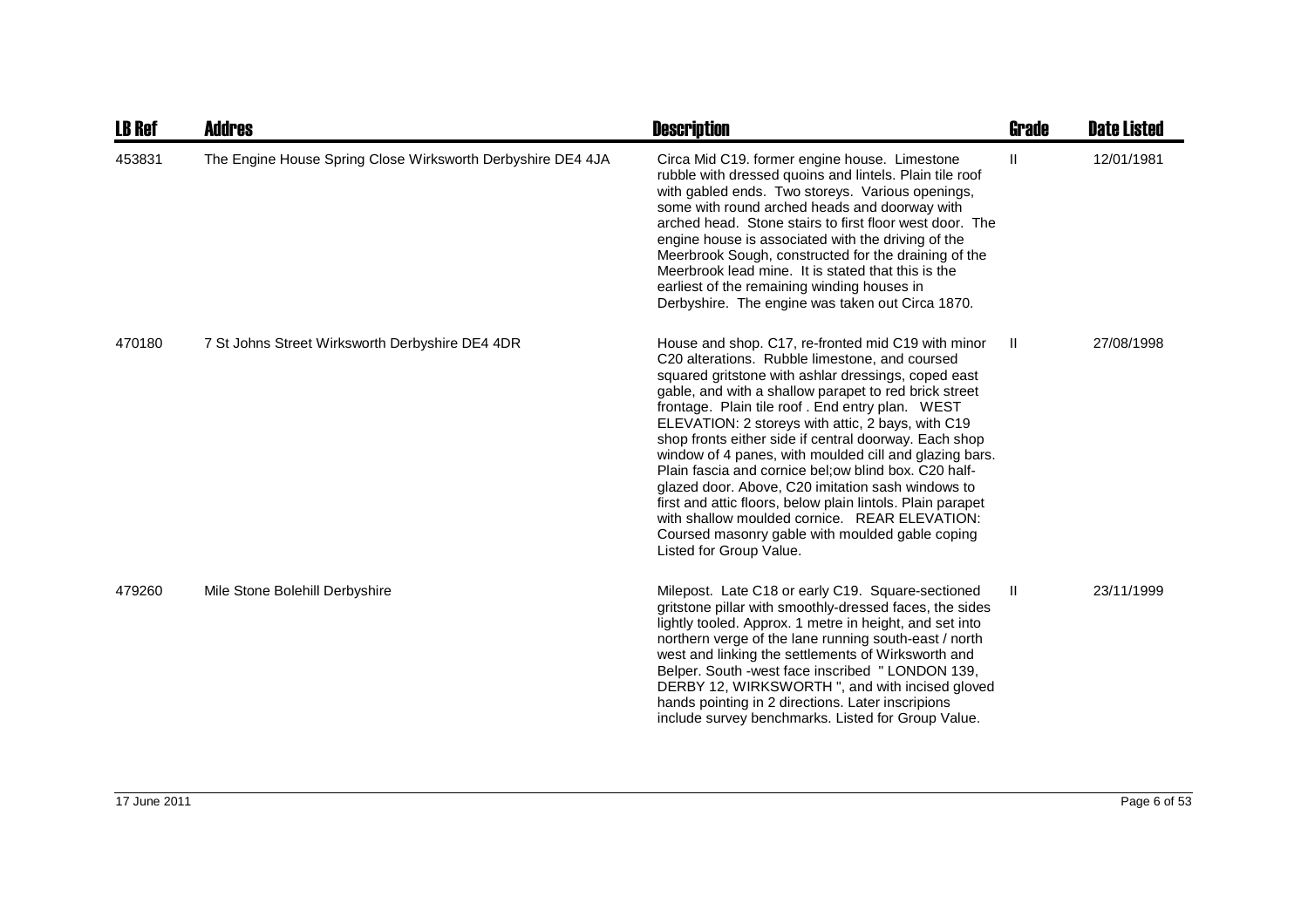| LB Ref | Addres | Description | Grade | Date Listed |
|---|---|---|---|---|
| 453831 | The Engine House Spring Close Wirksworth Derbyshire DE4 4JA | Circa Mid C19. former engine house. Limestone rubble with dressed quoins and lintels. Plain tile roof with gabled ends. Two storeys. Various openings, some with round arched heads and doorway with arched head. Stone stairs to first floor west door. The engine house is associated with the driving of the Meerbrook Sough, constructed for the draining of the Meerbrook lead mine. It is stated that this is the earliest of the remaining winding houses in Derbyshire. The engine was taken out Circa 1870. | II | 12/01/1981 |
| 470180 | 7 St Johns Street Wirksworth Derbyshire DE4 4DR | House and shop. C17, re-fronted mid C19 with minor C20 alterations. Rubble limestone, and coursed squared gritstone with ashlar dressings, coped east gable, and with a shallow parapet to red brick street frontage. Plain tile roof . End entry plan. WEST ELEVATION: 2 storeys with attic, 2 bays, with C19 shop fronts either side if central doorway. Each shop window of 4 panes, with moulded cill and glazing bars. Plain fascia and cornice bel;ow blind box. C20 half-glazed door. Above, C20 imitation sash windows to first and attic floors, below plain lintols. Plain parapet with shallow moulded cornice. REAR ELEVATION: Coursed masonry gable with moulded gable coping Listed for Group Value. | II | 27/08/1998 |
| 479260 | Mile Stone Bolehill Derbyshire | Milepost. Late C18 or early C19. Square-sectioned gritstone pillar with smoothly-dressed faces, the sides lightly tooled. Approx. 1 metre in height, and set into northern verge of the lane running south-east / north west and linking the settlements of Wirksworth and Belper. South -west face inscribed " LONDON 139, DERBY 12, WIRKSWORTH ", and with incised gloved hands pointing in 2 directions. Later inscripions include survey benchmarks. Listed for Group Value. | II | 23/11/1999 |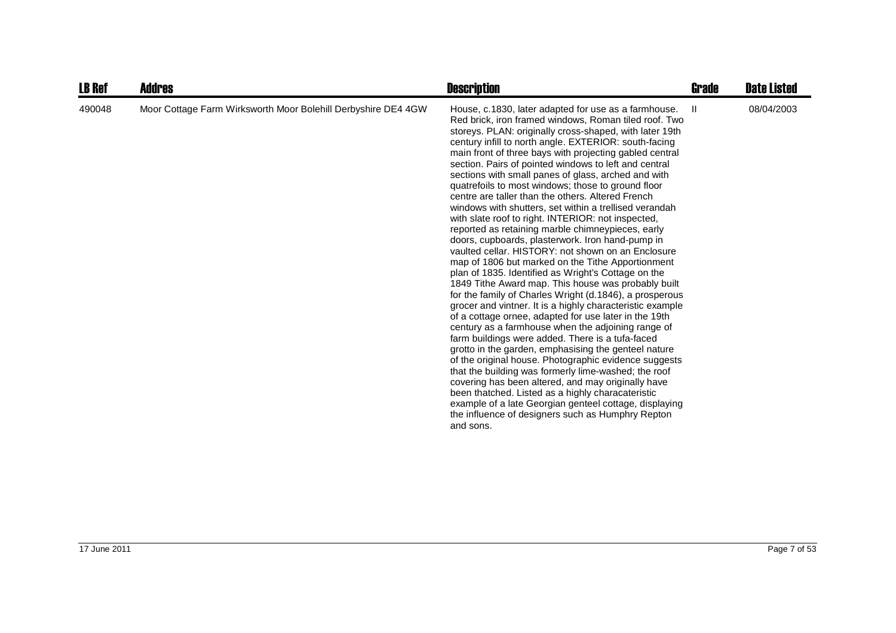| LB Ref | Addres | Description | Grade | Date Listed |
|---|---|---|---|---|
| 490048 | Moor Cottage Farm Wirksworth Moor Bolehill Derbyshire DE4 4GW | House, c.1830, later adapted for use as a farmhouse. Red brick, iron framed windows, Roman tiled roof. Two storeys. PLAN: originally cross-shaped, with later 19th century infill to north angle. EXTERIOR: south-facing main front of three bays with projecting gabled central section. Pairs of pointed windows to left and central sections with small panes of glass, arched and with quatrefoils to most windows; those to ground floor centre are taller than the others. Altered French windows with shutters, set within a trellised verandah with slate roof to right. INTERIOR: not inspected, reported as retaining marble chimneypieces, early doors, cupboards, plasterwork. Iron hand-pump in vaulted cellar. HISTORY: not shown on an Enclosure map of 1806 but marked on the Tithe Apportionment plan of 1835. Identified as Wright's Cottage on the 1849 Tithe Award map. This house was probably built for the family of Charles Wright (d.1846), a prosperous grocer and vintner. It is a highly characteristic example of a cottage ornee, adapted for use later in the 19th century as a farmhouse when the adjoining range of farm buildings were added. There is a tufa-faced grotto in the garden, emphasising the genteel nature of the original house. Photographic evidence suggests that the building was formerly lime-washed; the roof covering has been altered, and may originally have been thatched. Listed as a highly characateristic example of a late Georgian genteel cottage, displaying the influence of designers such as Humphry Repton and sons. | II | 08/04/2003 |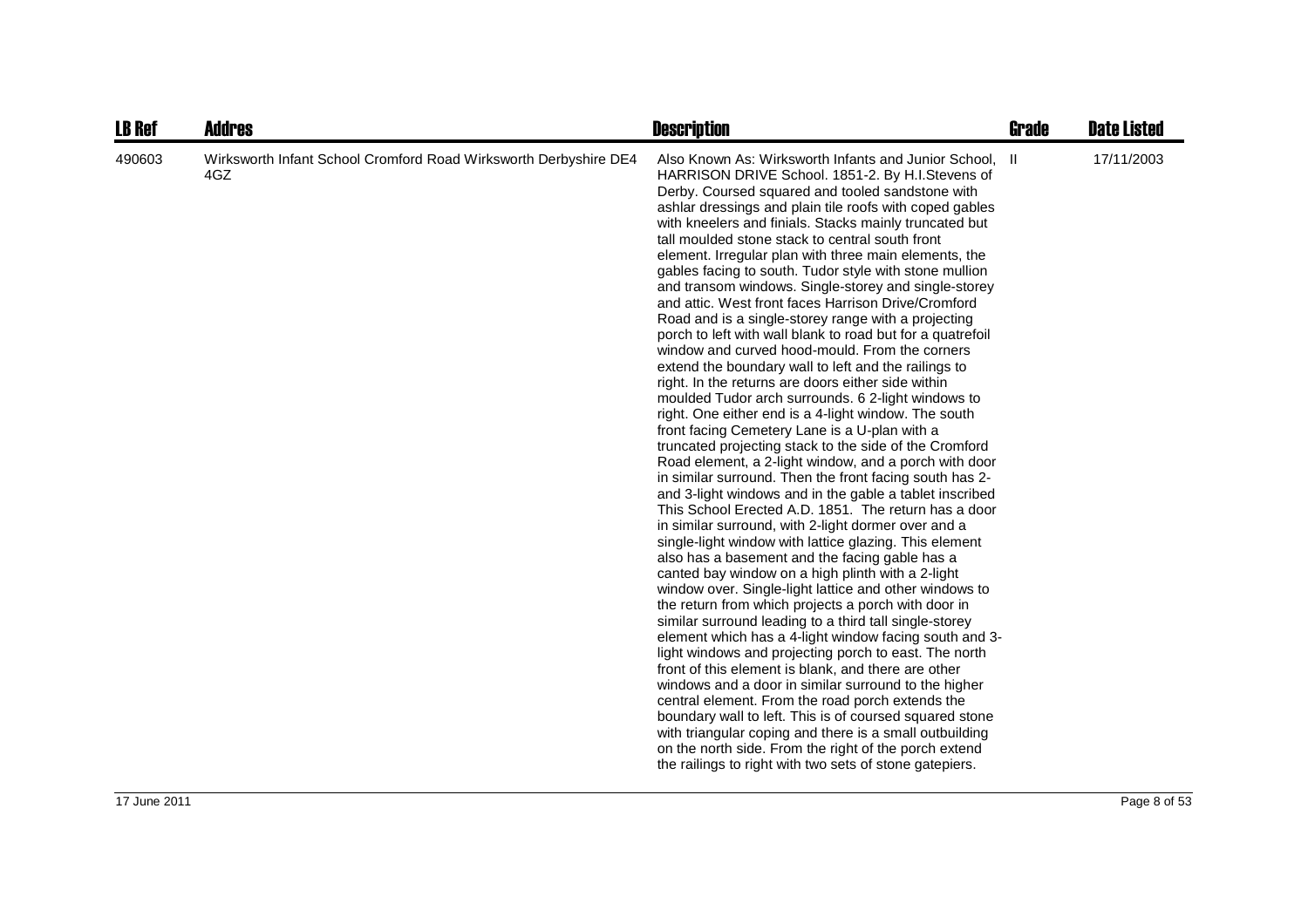| LB Ref | Addres | Description | Grade | Date Listed |
|---|---|---|---|---|
| 490603 | Wirksworth Infant School Cromford Road Wirksworth Derbyshire DE4 4GZ | Also Known As: Wirksworth Infants and Junior School, HARRISON DRIVE School. 1851-2. By H.I.Stevens of Derby. Coursed squared and tooled sandstone with ashlar dressings and plain tile roofs with coped gables with kneelers and finials. Stacks mainly truncated but tall moulded stone stack to central south front element. Irregular plan with three main elements, the gables facing to south. Tudor style with stone mullion and transom windows. Single-storey and single-storey and attic. West front faces Harrison Drive/Cromford Road and is a single-storey range with a projecting porch to left with wall blank to road but for a quatrefoil window and curved hood-mould. From the corners extend the boundary wall to left and the railings to right. In the returns are doors either side within moulded Tudor arch surrounds. 6 2-light windows to right. One either end is a 4-light window. The south front facing Cemetery Lane is a U-plan with a truncated projecting stack to the side of the Cromford Road element, a 2-light window, and a porch with door in similar surround. Then the front facing south has 2- and 3-light windows and in the gable a tablet inscribed This School Erected A.D. 1851. The return has a door in similar surround, with 2-light dormer over and a single-light window with lattice glazing. This element also has a basement and the facing gable has a canted bay window on a high plinth with a 2-light window over. Single-light lattice and other windows to the return from which projects a porch with door in similar surround leading to a third tall single-storey element which has a 4-light window facing south and 3-light windows and projecting porch to east. The north front of this element is blank, and there are other windows and a door in similar surround to the higher central element. From the road porch extends the boundary wall to left. This is of coursed squared stone with triangular coping and there is a small outbuilding on the north side. From the right of the porch extend the railings to right with two sets of stone gatepiers. | II | 17/11/2003 |

17 June 2011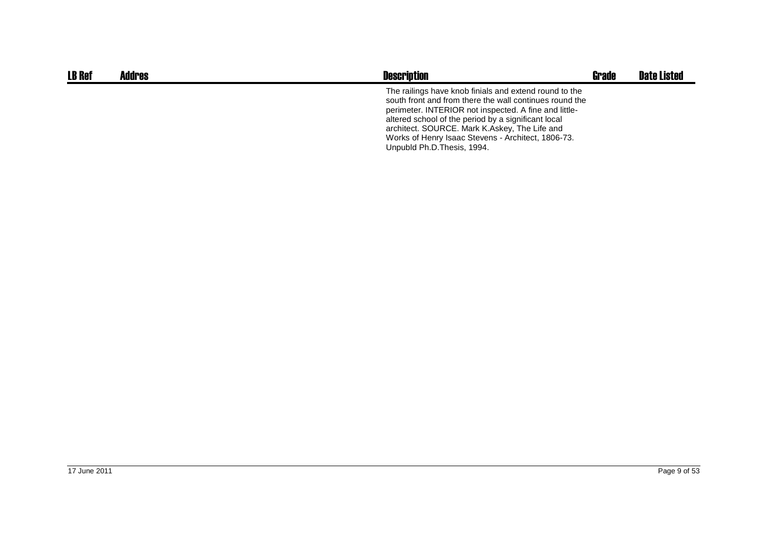| LB Ref | Addres | Description | Grade | Date Listed |
|---|---|---|---|---|
| | | The railings have knob finials and extend round to the south front and from there the wall continues round the perimeter. INTERIOR not inspected. A fine and little-altered school of the period by a significant local architect. SOURCE. Mark K.Askey, The Life and Works of Henry Isaac Stevens - Architect, 1806-73. Unpubld Ph.D.Thesis, 1994. | | |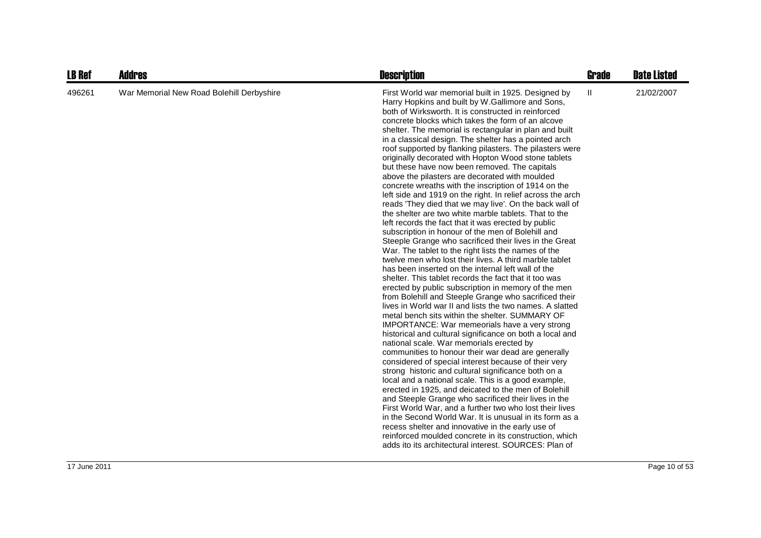| LB Ref | Addres | Description | Grade | Date Listed |
|---|---|---|---|---|
| 496261 | War Memorial New Road Bolehill Derbyshire | First World war memorial built in 1925. Designed by Harry Hopkins and built by W.Gallimore and Sons, both of Wirksworth. It is constructed in reinforced concrete blocks which takes the form of an alcove shelter. The memorial is rectangular in plan and built in a classical design. The shelter has a pointed arch roof supported by flanking pilasters. The pilasters were originally decorated with Hopton Wood stone tablets but these have now been removed. The capitals above the pilasters are decorated with moulded concrete wreaths with the inscription of 1914 on the left side and 1919 on the right. In relief across the arch reads 'They died that we may live'. On the back wall of the shelter are two white marble tablets. That to the left records the fact that it was erected by public subscription in honour of the men of Bolehill and Steeple Grange who sacrificed their lives in the Great War. The tablet to the right lists the names of the twelve men who lost their lives. A third marble tablet has been inserted on the internal left wall of the shelter. This tablet records the fact that it too was erected by public subscription in memory of the men from Bolehill and Steeple Grange who sacrificed their lives in World war II and lists the two names. A slatted metal bench sits within the shelter. SUMMARY OF IMPORTANCE: War memeorials have a very strong historical and cultural significance on both a local and national scale. War memorials erected by communities to honour their war dead are generally considered of special interest because of their very strong historic and cultural significance both on a local and a national scale. This is a good example, erected in 1925, and deicated to the men of Bolehill and Steeple Grange who sacrificed their lives in the First World War, and a further two who lost their lives in the Second World War. It is unusual in its form as a recess shelter and innovative in the early use of reinforced moulded concrete in its construction, which adds ito its architectural interest. SOURCES: Plan of | II | 21/02/2007 |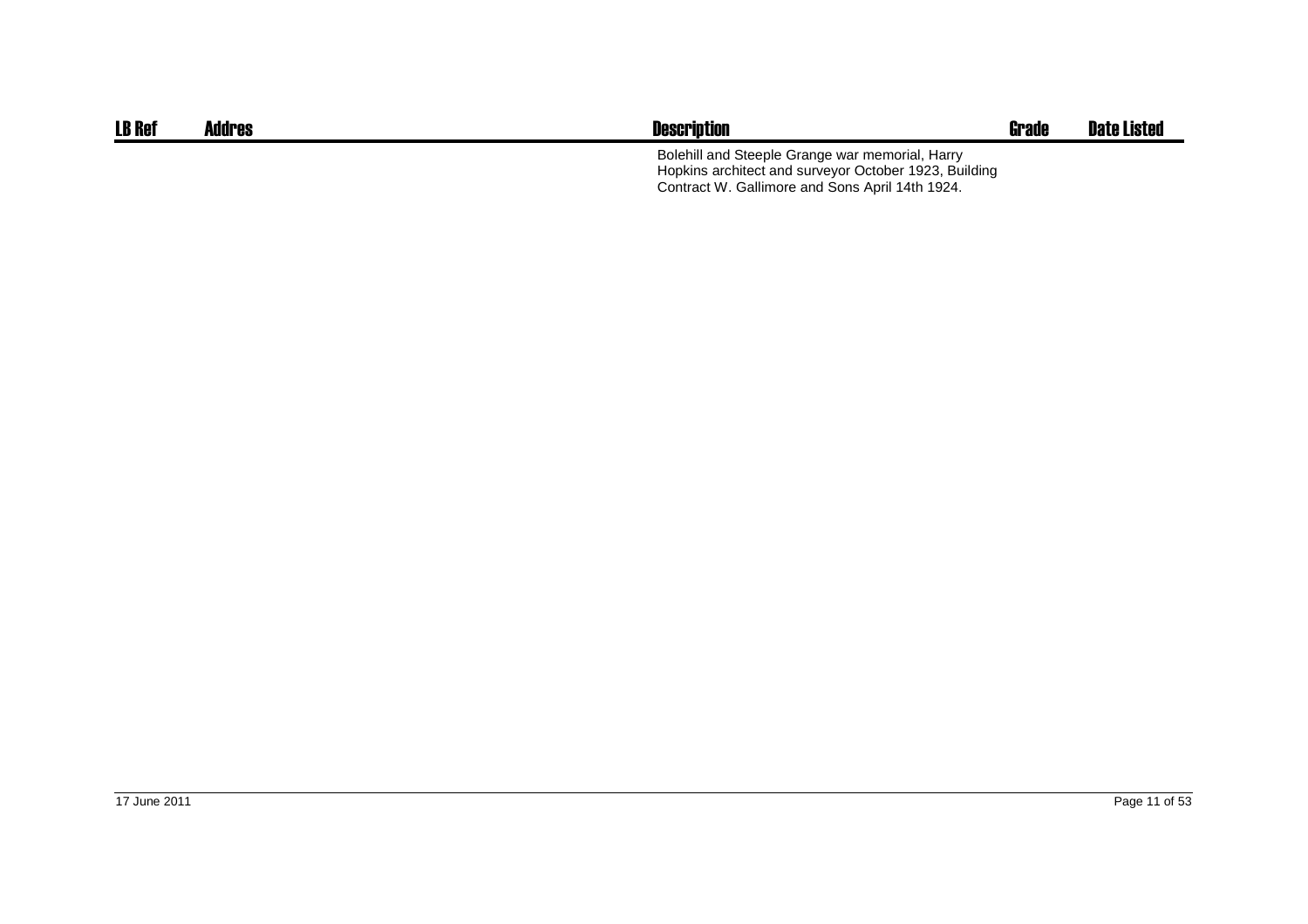| LB Ref | Addres | Description | Grade | Date Listed |
| --- | --- | --- | --- | --- |
| | | Bolehill and Steeple Grange war memorial, Harry Hopkins architect and surveyor October 1923, Building Contract W. Gallimore and Sons April 14th 1924. | | |

17 June 2011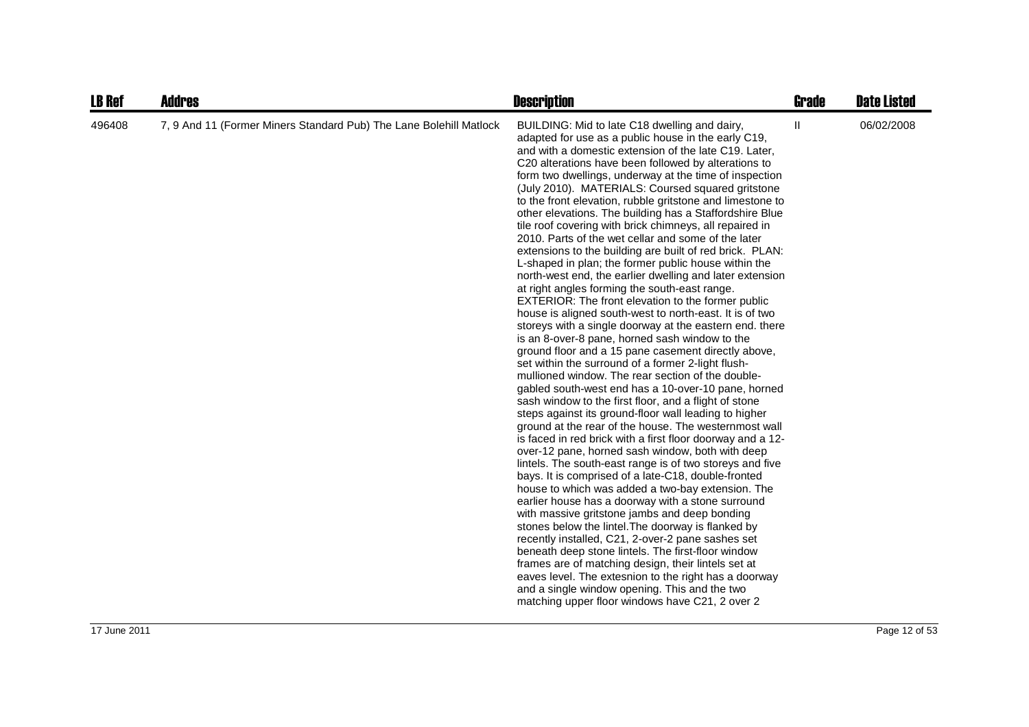| LB Ref | Addres | Description | Grade | Date Listed |
| --- | --- | --- | --- | --- |
| 496408 | 7, 9 And 11 (Former Miners Standard Pub) The Lane Bolehill Matlock | BUILDING: Mid to late C18 dwelling and dairy, adapted for use as a public house in the early C19, and with a domestic extension of the late C19. Later, C20 alterations have been followed by alterations to form two dwellings, underway at the time of inspection (July 2010). MATERIALS: Coursed squared gritstone to the front elevation, rubble gritstone and limestone to other elevations. The building has a Staffordshire Blue tile roof covering with brick chimneys, all repaired in 2010. Parts of the wet cellar and some of the later extensions to the building are built of red brick. PLAN: L-shaped in plan; the former public house within the north-west end, the earlier dwelling and later extension at right angles forming the south-east range. EXTERIOR: The front elevation to the former public house is aligned south-west to north-east. It is of two storeys with a single doorway at the eastern end. there is an 8-over-8 pane, horned sash window to the ground floor and a 15 pane casement directly above, set within the surround of a former 2-light flush-mullioned window. The rear section of the double-gabled south-west end has a 10-over-10 pane, horned sash window to the first floor, and a flight of stone steps against its ground-floor wall leading to higher ground at the rear of the house. The westernmost wall is faced in red brick with a first floor doorway and a 12-over-12 pane, horned sash window, both with deep lintels. The south-east range is of two storeys and five bays. It is comprised of a late-C18, double-fronted house to which was added a two-bay extension. The earlier house has a doorway with a stone surround with massive gritstone jambs and deep bonding stones below the lintel.The doorway is flanked by recently installed, C21, 2-over-2 pane sashes set beneath deep stone lintels. The first-floor window frames are of matching design, their lintels set at eaves level. The extesnion to the right has a doorway and a single window opening. This and the two matching upper floor windows have C21, 2 over 2 | II | 06/02/2008 |

17 June 2011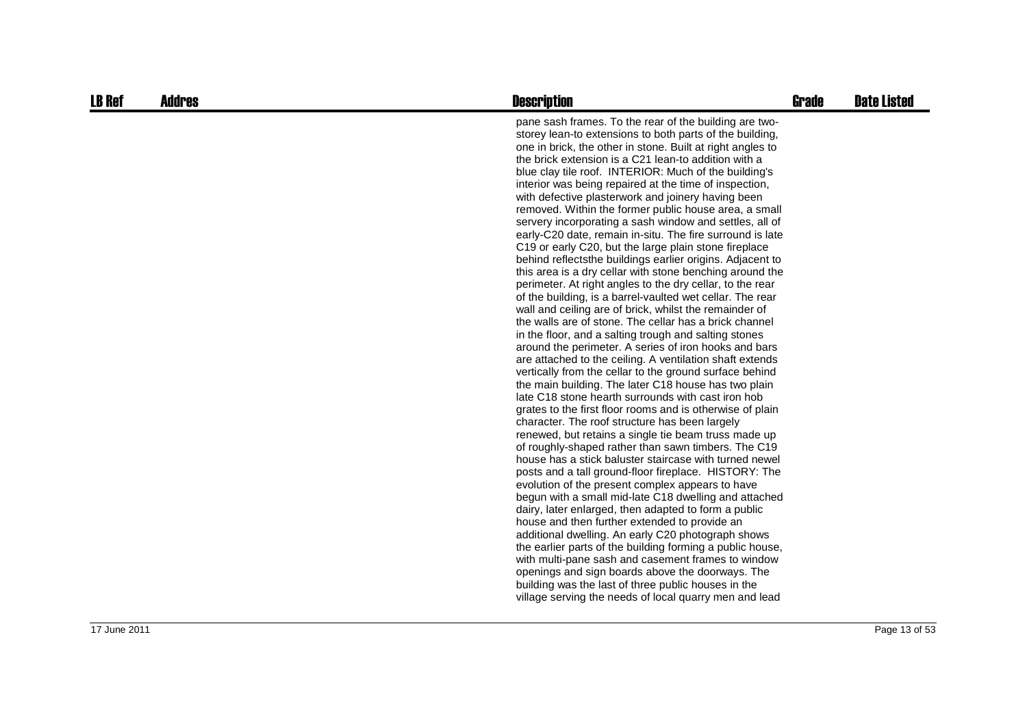| LB Ref | Addres | Description | Grade | Date Listed |
|---|---|---|---|---|
| | | pane sash frames. To the rear of the building are two-storey lean-to extensions to both parts of the building, one in brick, the other in stone. Built at right angles to the brick extension is a C21 lean-to addition with a blue clay tile roof. INTERIOR: Much of the building's interior was being repaired at the time of inspection, with defective plasterwork and joinery having been removed. Within the former public house area, a small servery incorporating a sash window and settles, all of early-C20 date, remain in-situ. The fire surround is late C19 or early C20, but the large plain stone fireplace behind reflectsthe buildings earlier origins. Adjacent to this area is a dry cellar with stone benching around the perimeter. At right angles to the dry cellar, to the rear of the building, is a barrel-vaulted wet cellar. The rear wall and ceiling are of brick, whilst the remainder of the walls are of stone. The cellar has a brick channel in the floor, and a salting trough and salting stones around the perimeter. A series of iron hooks and bars are attached to the ceiling. A ventilation shaft extends vertically from the cellar to the ground surface behind the main building. The later C18 house has two plain late C18 stone hearth surrounds with cast iron hob grates to the first floor rooms and is otherwise of plain character. The roof structure has been largely renewed, but retains a single tie beam truss made up of roughly-shaped rather than sawn timbers. The C19 house has a stick baluster staircase with turned newel posts and a tall ground-floor fireplace. HISTORY: The evolution of the present complex appears to have begun with a small mid-late C18 dwelling and attached dairy, later enlarged, then adapted to form a public house and then further extended to provide an additional dwelling. An early C20 photograph shows the earlier parts of the building forming a public house, with multi-pane sash and casement frames to window openings and sign boards above the doorways. The building was the last of three public houses in the village serving the needs of local quarry men and lead | | |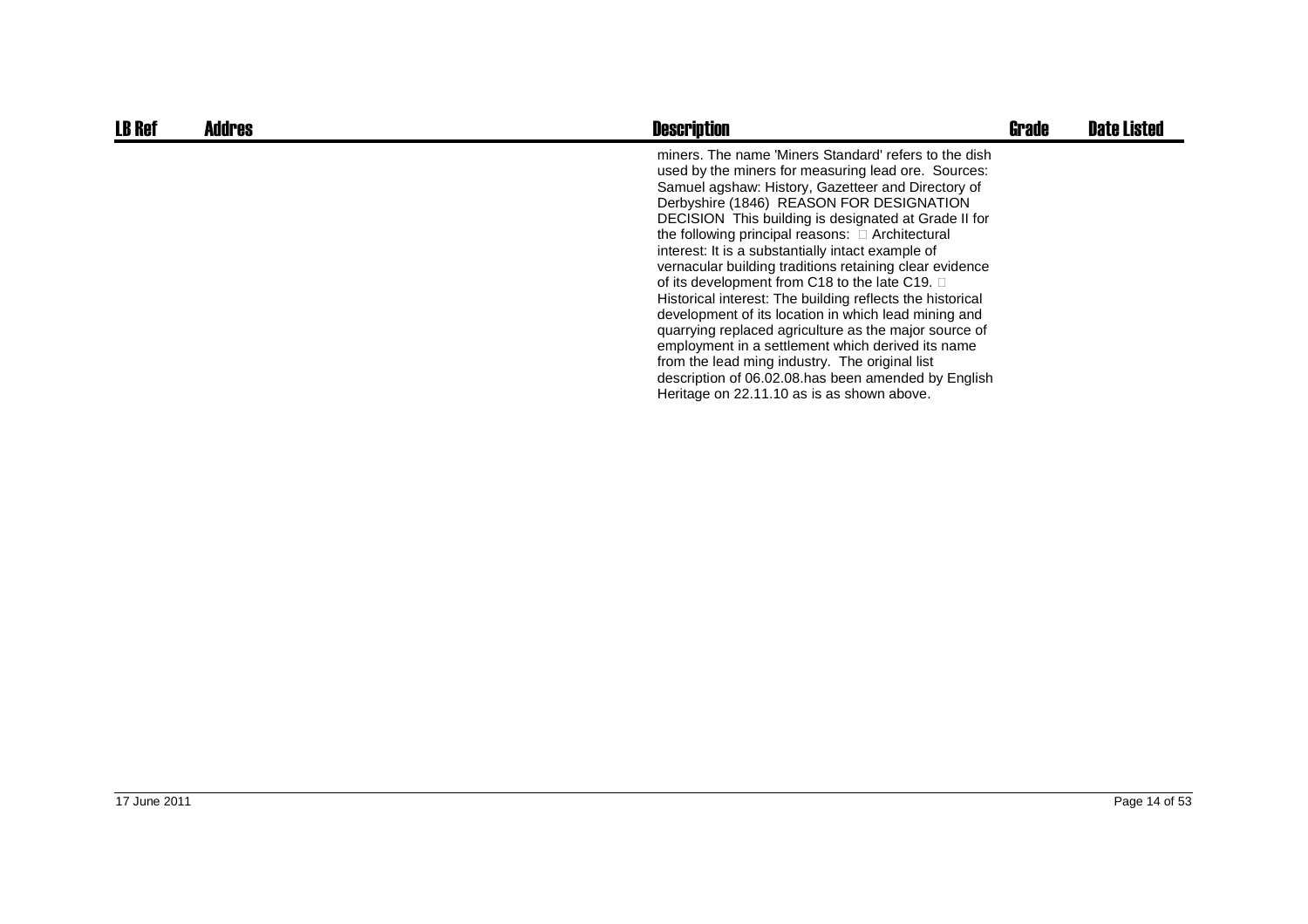| LB Ref | Addres | Description | Grade | Date Listed |
|---|---|---|---|---|
| | | miners. The name 'Miners Standard' refers to the dish used by the miners for measuring lead ore. Sources: Samuel agshaw: History, Gazetteer and Directory of Derbyshire (1846) REASON FOR DESIGNATION DECISION This building is designated at Grade II for the following principal reasons:  Architectural interest: It is a substantially intact example of vernacular building traditions retaining clear evidence of its development from C18 to the late C19.  Historical interest: The building reflects the historical development of its location in which lead mining and quarrying replaced agriculture as the major source of employment in a settlement which derived its name from the lead ming industry. The original list description of 06.02.08.has been amended by English Heritage on 22.11.10 as is as shown above. | | |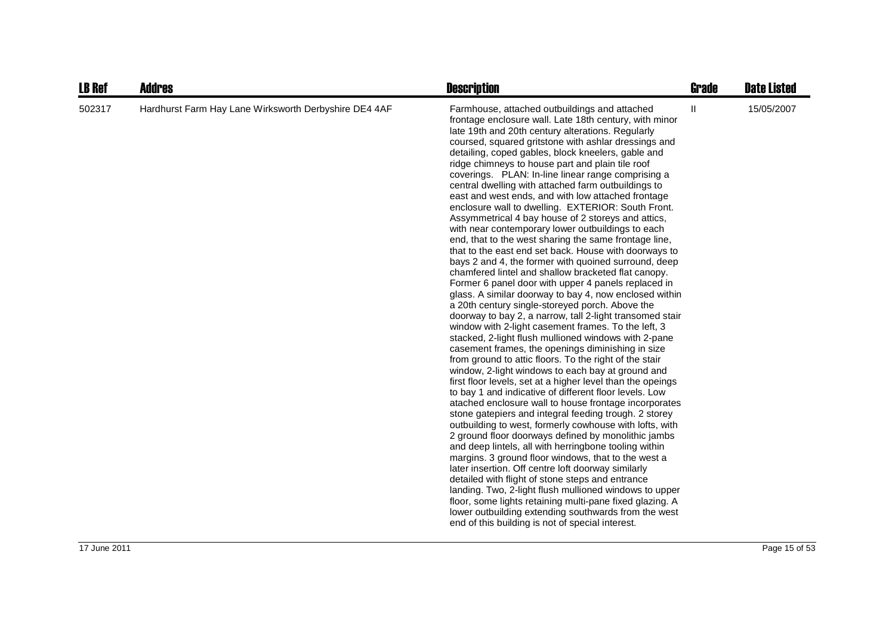| LB Ref | Addres | Description | Grade | Date Listed |
|---|---|---|---|---|
| 502317 | Hardhurst Farm Hay Lane Wirksworth Derbyshire DE4 4AF | Farmhouse, attached outbuildings and attached frontage enclosure wall. Late 18th century, with minor late 19th and 20th century alterations. Regularly coursed, squared gritstone with ashlar dressings and detailing, coped gables, block kneelers, gable and ridge chimneys to house part and plain tile roof coverings. PLAN: In-line linear range comprising a central dwelling with attached farm outbuildings to east and west ends, and with low attached frontage enclosure wall to dwelling. EXTERIOR: South Front. Assymmetrical 4 bay house of 2 storeys and attics, with near contemporary lower outbuildings to each end, that to the west sharing the same frontage line, that to the east end set back. House with doorways to bays 2 and 4, the former with quoined surround, deep chamfered lintel and shallow bracketed flat canopy. Former 6 panel door with upper 4 panels replaced in glass. A similar doorway to bay 4, now enclosed within a 20th century single-storeyed porch. Above the doorway to bay 2, a narrow, tall 2-light transomed stair window with 2-light casement frames. To the left, 3 stacked, 2-light flush mullioned windows with 2-pane casement frames, the openings diminishing in size from ground to attic floors. To the right of the stair window, 2-light windows to each bay at ground and first floor levels, set at a higher level than the opeings to bay 1 and indicative of different floor levels. Low atached enclosure wall to house frontage incorporates stone gatepiers and integral feeding trough. 2 storey outbuilding to west, formerly cowhouse with lofts, with 2 ground floor doorways defined by monolithic jambs and deep lintels, all with herringbone tooling within margins. 3 ground floor windows, that to the west a later insertion. Off centre loft doorway similarly detailed with flight of stone steps and entrance landing. Two, 2-light flush mullioned windows to upper floor, some lights retaining multi-pane fixed glazing. A lower outbuilding extending southwards from the west end of this building is not of special interest. | II | 15/05/2007 |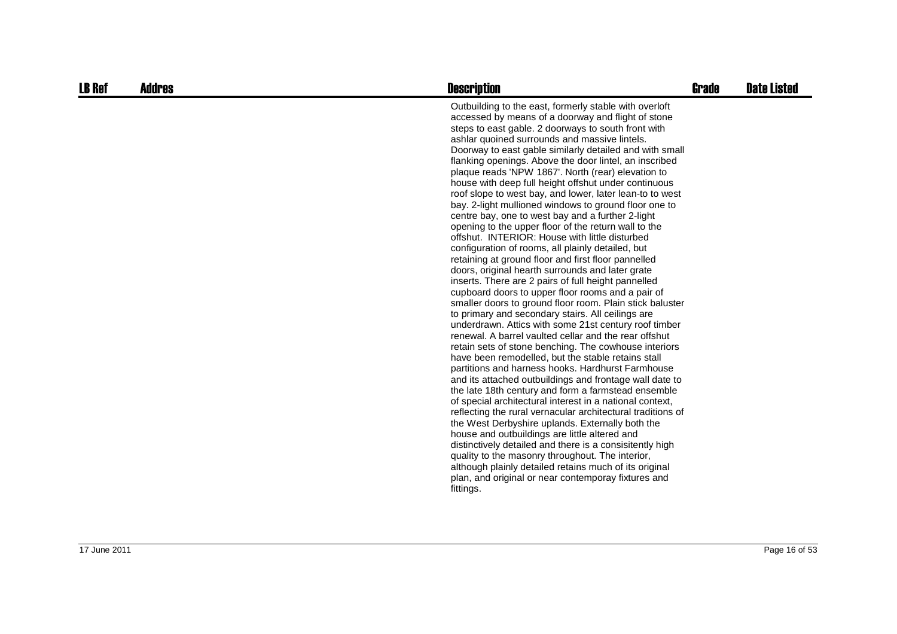| LB Ref | Addres | Description | Grade | Date Listed |
|---|---|---|---|---|
| | | Outbuilding to the east, formerly stable with overloft accessed by means of a doorway and flight of stone steps to east gable. 2 doorways to south front with ashlar quoined surrounds and massive lintels. Doorway to east gable similarly detailed and with small flanking openings. Above the door lintel, an inscribed plaque reads 'NPW 1867'. North (rear) elevation to house with deep full height offshut under continuous roof slope to west bay, and lower, later lean-to to west bay. 2-light mullioned windows to ground floor one to centre bay, one to west bay and a further 2-light opening to the upper floor of the return wall to the offshut. INTERIOR: House with little disturbed configuration of rooms, all plainly detailed, but retaining at ground floor and first floor pannelled doors, original hearth surrounds and later grate inserts. There are 2 pairs of full height pannelled cupboard doors to upper floor rooms and a pair of smaller doors to ground floor room. Plain stick baluster to primary and secondary stairs. All ceilings are underdrawn. Attics with some 21st century roof timber renewal. A barrel vaulted cellar and the rear offshut retain sets of stone benching. The cowhouse interiors have been remodelled, but the stable retains stall partitions and harness hooks. Hardhurst Farmhouse and its attached outbuildings and frontage wall date to the late 18th century and form a farmstead ensemble of special architectural interest in a national context, reflecting the rural vernacular architectural traditions of the West Derbyshire uplands. Externally both the house and outbuildings are little altered and distinctively detailed and there is a consisitently high quality to the masonry throughout. The interior, although plainly detailed retains much of its original plan, and original or near contemporay fixtures and fittings. | | |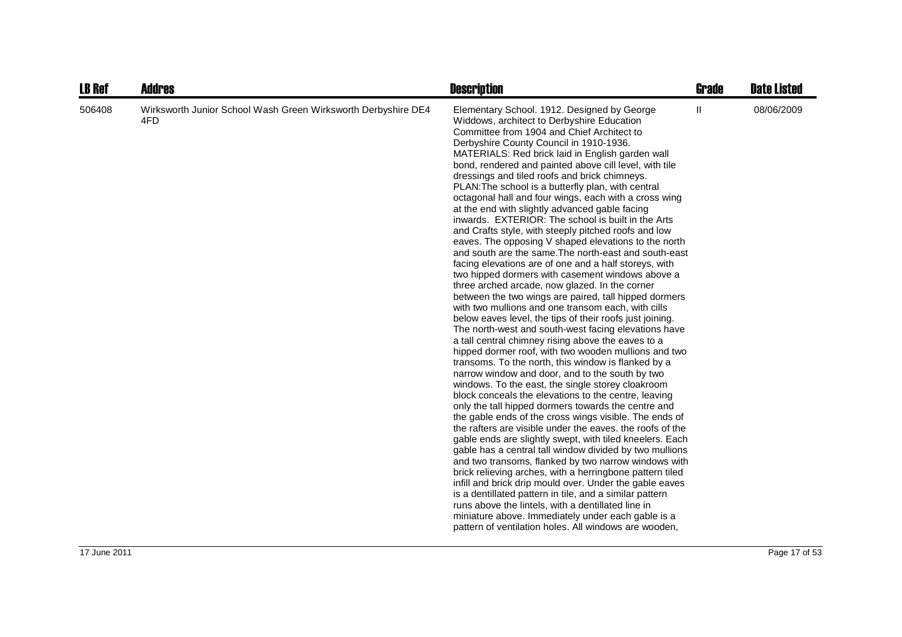| LB Ref | Addres | Description | Grade | Date Listed |
|---|---|---|---|---|
| 506408 | Wirksworth Junior School Wash Green Wirksworth Derbyshire DE4 4FD | Elementary School. 1912. Designed by George Widdows, architect to Derbyshire Education Committee from 1904 and Chief Architect to Derbyshire County Council in 1910-1936. MATERIALS: Red brick laid in English garden wall bond, rendered and painted above cill level, with tile dressings and tiled roofs and brick chimneys. PLAN:The school is a butterfly plan, with central octagonal hall and four wings, each with a cross wing at the end with slightly advanced gable facing inwards. EXTERIOR: The school is built in the Arts and Crafts style, with steeply pitched roofs and low eaves. The opposing V shaped elevations to the north and south are the same.The north-east and south-east facing elevations are of one and a half storeys, with two hipped dormers with casement windows above a three arched arcade, now glazed. In the corner between the two wings are paired, tall hipped dormers with two mullions and one transom each, with cills below eaves level, the tips of their roofs just joining. The north-west and south-west facing elevations have a tall central chimney rising above the eaves to a hipped dormer roof, with two wooden mullions and two transoms. To the north, this window is flanked by a narrow window and door, and to the south by two windows. To the east, the single storey cloakroom block conceals the elevations to the centre, leaving only the tall hipped dormers towards the centre and the gable ends of the cross wings visible. The ends of the rafters are visible under the eaves. the roofs of the gable ends are slightly swept, with tiled kneelers. Each gable has a central tall window divided by two mullions and two transoms, flanked by two narrow windows with brick relieving arches, with a herringbone pattern tiled infill and brick drip mould over. Under the gable eaves is a dentillated pattern in tile, and a similar pattern runs above the lintels, with a dentillated line in miniature above. Immediately under each gable is a pattern of ventilation holes. All windows are wooden, | II | 08/06/2009 |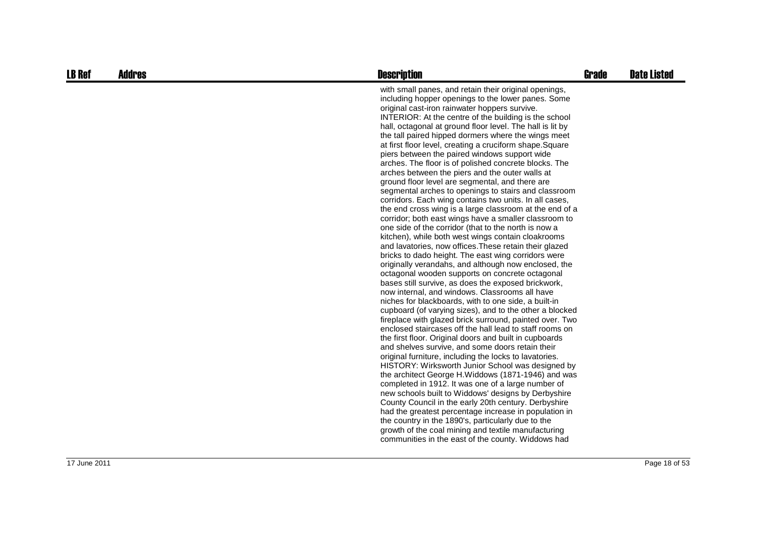| LB Ref | Addres | Description | Grade | Date Listed |
|---|---|---|---|---|
| | | with small panes, and retain their original openings, including hopper openings to the lower panes. Some original cast-iron rainwater hoppers survive. INTERIOR: At the centre of the building is the school hall, octagonal at ground floor level. The hall is lit by the tall paired hipped dormers where the wings meet at first floor level, creating a cruciform shape.Square piers between the paired windows support wide arches. The floor is of polished concrete blocks. The arches between the piers and the outer walls at ground floor level are segmental, and there are segmental arches to openings to stairs and classroom corridors. Each wing contains two units. In all cases, the end cross wing is a large classroom at the end of a corridor; both east wings have a smaller classroom to one side of the corridor (that to the north is now a kitchen), while both west wings contain cloakrooms and lavatories, now offices.These retain their glazed bricks to dado height. The east wing corridors were originally verandahs, and although now enclosed, the octagonal wooden supports on concrete octagonal bases still survive, as does the exposed brickwork, now internal, and windows. Classrooms all have niches for blackboards, with to one side, a built-in cupboard (of varying sizes), and to the other a blocked fireplace with glazed brick surround, painted over. Two enclosed staircases off the hall lead to staff rooms on the first floor. Original doors and built in cupboards and shelves survive, and some doors retain their original furniture, including the locks to lavatories. HISTORY: Wirksworth Junior School was designed by the architect George H.Widdows (1871-1946) and was completed in 1912. It was one of a large number of new schools built to Widdows' designs by Derbyshire County Council in the early 20th century. Derbyshire had the greatest percentage increase in population in the country in the 1890's, particularly due to the growth of the coal mining and textile manufacturing communities in the east of the county. Widdows had | | |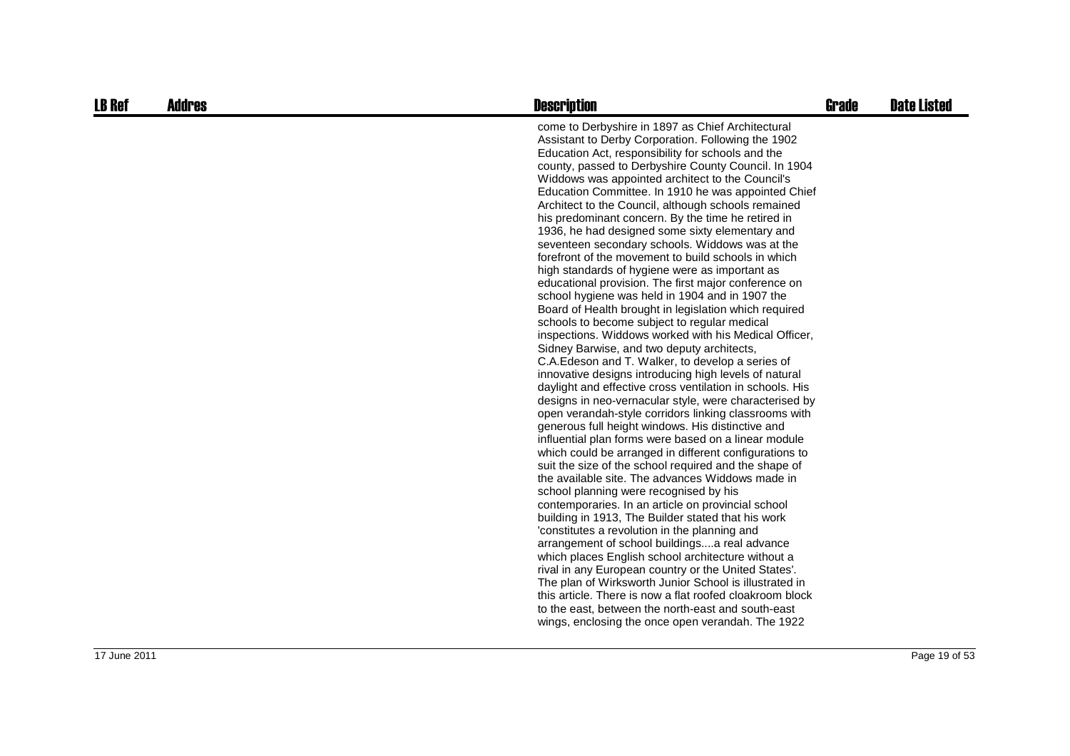| LB Ref | Addres | Description | Grade | Date Listed |
|---|---|---|---|---|
| | | come to Derbyshire in 1897 as Chief Architectural Assistant to Derby Corporation. Following the 1902 Education Act, responsibility for schools and the county, passed to Derbyshire County Council. In 1904 Widdows was appointed architect to the Council's Education Committee. In 1910 he was appointed Chief Architect to the Council, although schools remained his predominant concern. By the time he retired in 1936, he had designed some sixty elementary and seventeen secondary schools. Widdows was at the forefront of the movement to build schools in which high standards of hygiene were as important as educational provision. The first major conference on school hygiene was held in 1904 and in 1907 the Board of Health brought in legislation which required schools to become subject to regular medical inspections. Widdows worked with his Medical Officer, Sidney Barwise, and two deputy architects, C.A.Edeson and T. Walker, to develop a series of innovative designs introducing high levels of natural daylight and effective cross ventilation in schools. His designs in neo-vernacular style, were characterised by open verandah-style corridors linking classrooms with generous full height windows. His distinctive and influential plan forms were based on a linear module which could be arranged in different configurations to suit the size of the school required and the shape of the available site. The advances Widdows made in school planning were recognised by his contemporaries. In an article on provincial school building in 1913, The Builder stated that his work 'constitutes a revolution in the planning and arrangement of school buildings....a real advance which places English school architecture without a rival in any European country or the United States'. The plan of Wirksworth Junior School is illustrated in this article. There is now a flat roofed cloakroom block to the east, between the north-east and south-east wings, enclosing the once open verandah. The 1922 | | |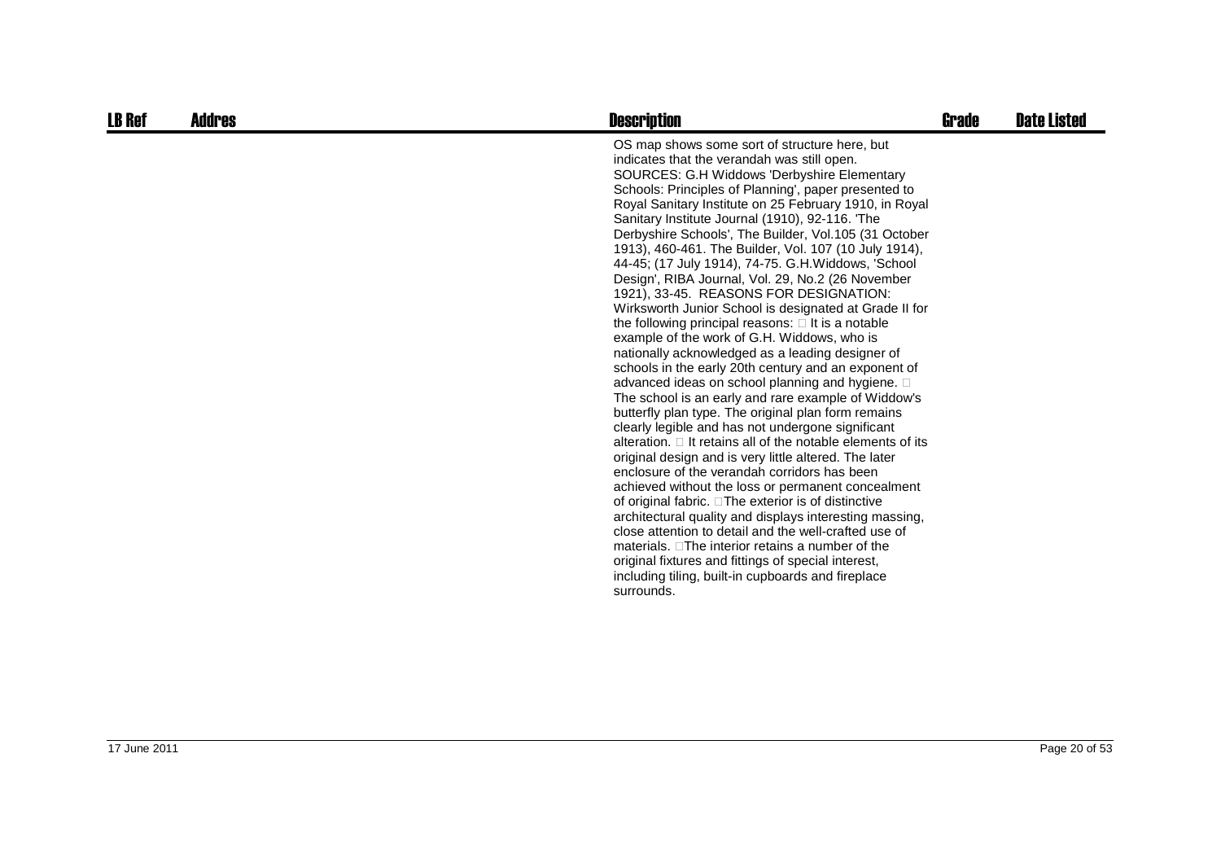| LB Ref | Addres | Description | Grade | Date Listed |
| --- | --- | --- | --- | --- |
| | | OS map shows some sort of structure here, but indicates that the verandah was still open. SOURCES: G.H Widdows 'Derbyshire Elementary Schools: Principles of Planning', paper presented to Royal Sanitary Institute on 25 February 1910, in Royal Sanitary Institute Journal (1910), 92-116. 'The Derbyshire Schools', The Builder, Vol.105 (31 October 1913), 460-461. The Builder, Vol. 107 (10 July 1914), 44-45; (17 July 1914), 74-75. G.H.Widdows, 'School Design', RIBA Journal, Vol. 29, No.2 (26 November 1921), 33-45. REASONS FOR DESIGNATION: Wirksworth Junior School is designated at Grade II for the following principal reasons: □ It is a notable example of the work of G.H. Widdows, who is nationally acknowledged as a leading designer of schools in the early 20th century and an exponent of advanced ideas on school planning and hygiene. □ The school is an early and rare example of Widdow's butterfly plan type. The original plan form remains clearly legible and has not undergone significant alteration. □ It retains all of the notable elements of its original design and is very little altered. The later enclosure of the verandah corridors has been achieved without the loss or permanent concealment of original fabric. □The exterior is of distinctive architectural quality and displays interesting massing, close attention to detail and the well-crafted use of materials. □The interior retains a number of the original fixtures and fittings of special interest, including tiling, built-in cupboards and fireplace surrounds. | | |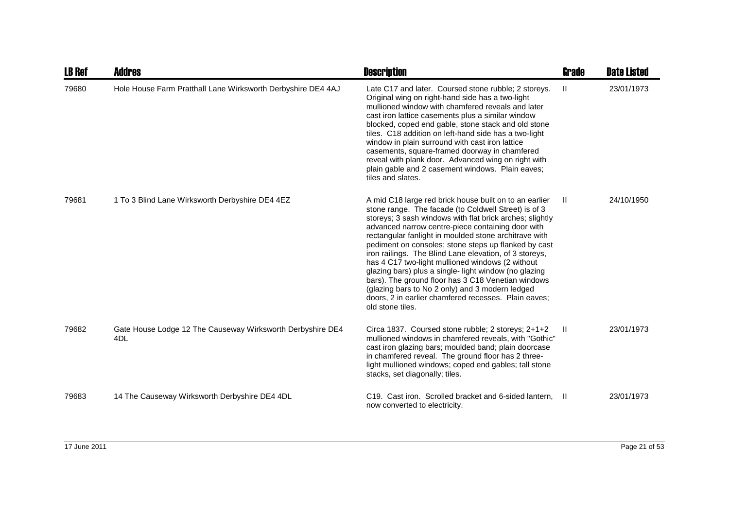| LB Ref | Addres | Description | Grade | Date Listed |
| --- | --- | --- | --- | --- |
| 79680 | Hole House Farm Pratthall Lane Wirksworth Derbyshire DE4 4AJ | Late C17 and later. Coursed stone rubble; 2 storeys. Original wing on right-hand side has a two-light mullioned window with chamfered reveals and later cast iron lattice casements plus a similar window blocked, coped end gable, stone stack and old stone tiles. C18 addition on left-hand side has a two-light window in plain surround with cast iron lattice casements, square-framed doorway in chamfered reveal with plank door. Advanced wing on right with plain gable and 2 casement windows. Plain eaves; tiles and slates. | II | 23/01/1973 |
| 79681 | 1 To 3 Blind Lane Wirksworth Derbyshire DE4 4EZ | A mid C18 large red brick house built on to an earlier stone range. The facade (to Coldwell Street) is of 3 storeys; 3 sash windows with flat brick arches; slightly advanced narrow centre-piece containing door with rectangular fanlight in moulded stone architrave with pediment on consoles; stone steps up flanked by cast iron railings. The Blind Lane elevation, of 3 storeys, has 4 C17 two-light mullioned windows (2 without glazing bars) plus a single- light window (no glazing bars). The ground floor has 3 C18 Venetian windows (glazing bars to No 2 only) and 3 modern ledged doors, 2 in earlier chamfered recesses. Plain eaves; old stone tiles. | II | 24/10/1950 |
| 79682 | Gate House Lodge 12 The Causeway Wirksworth Derbyshire DE4 4DL | Circa 1837. Coursed stone rubble; 2 storeys; 2+1+2 mullioned windows in chamfered reveals, with "Gothic" cast iron glazing bars; moulded band; plain doorcase in chamfered reveal. The ground floor has 2 three-light mullioned windows; coped end gables; tall stone stacks, set diagonally; tiles. | II | 23/01/1973 |
| 79683 | 14 The Causeway Wirksworth Derbyshire DE4 4DL | C19. Cast iron. Scrolled bracket and 6-sided lantern, now converted to electricity. | II | 23/01/1973 |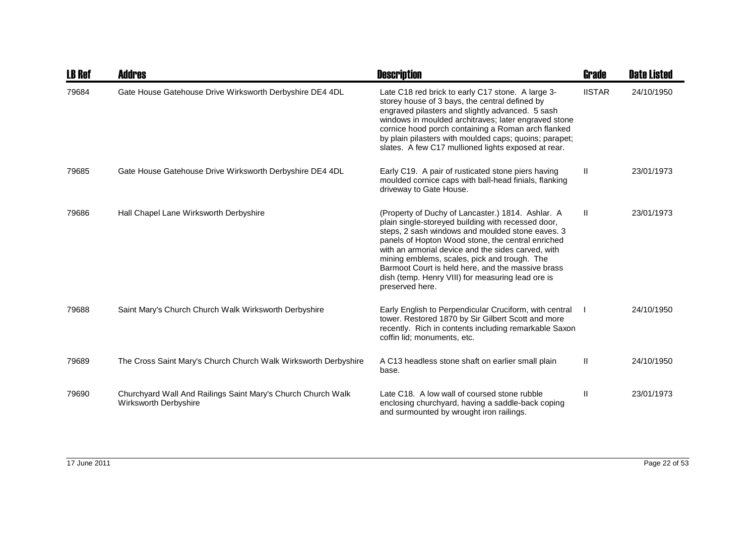| LB Ref | Addres | Description | Grade | Date Listed |
|---|---|---|---|---|
| 79684 | Gate House Gatehouse Drive Wirksworth Derbyshire DE4 4DL | Late C18 red brick to early C17 stone. A large 3-storey house of 3 bays, the central defined by engraved pilasters and slightly advanced. 5 sash windows in moulded architraves; later engraved stone cornice hood porch containing a Roman arch flanked by plain pilasters with moulded caps; quoins; parapet; slates. A few C17 mullioned lights exposed at rear. | IISTAR | 24/10/1950 |
| 79685 | Gate House Gatehouse Drive Wirksworth Derbyshire DE4 4DL | Early C19. A pair of rusticated stone piers having moulded cornice caps with ball-head finials, flanking driveway to Gate House. | II | 23/01/1973 |
| 79686 | Hall Chapel Lane Wirksworth Derbyshire | (Property of Duchy of Lancaster.) 1814. Ashlar. A plain single-storeyed building with recessed door, steps, 2 sash windows and moulded stone eaves. 3 panels of Hopton Wood stone, the central enriched with an armorial device and the sides carved, with mining emblems, scales, pick and trough. The Barmoot Court is held here, and the massive brass dish (temp. Henry VIII) for measuring lead ore is preserved here. | II | 23/01/1973 |
| 79688 | Saint Mary's Church Church Walk Wirksworth Derbyshire | Early English to Perpendicular Cruciform, with central tower. Restored 1870 by Sir Gilbert Scott and more recently. Rich in contents including remarkable Saxon coffin lid; monuments, etc. | I | 24/10/1950 |
| 79689 | The Cross Saint Mary's Church Church Walk Wirksworth Derbyshire | A C13 headless stone shaft on earlier small plain base. | II | 24/10/1950 |
| 79690 | Churchyard Wall And Railings Saint Mary's Church Church Walk Wirksworth Derbyshire | Late C18. A low wall of coursed stone rubble enclosing churchyard, having a saddle-back coping and surmounted by wrought iron railings. | II | 23/01/1973 |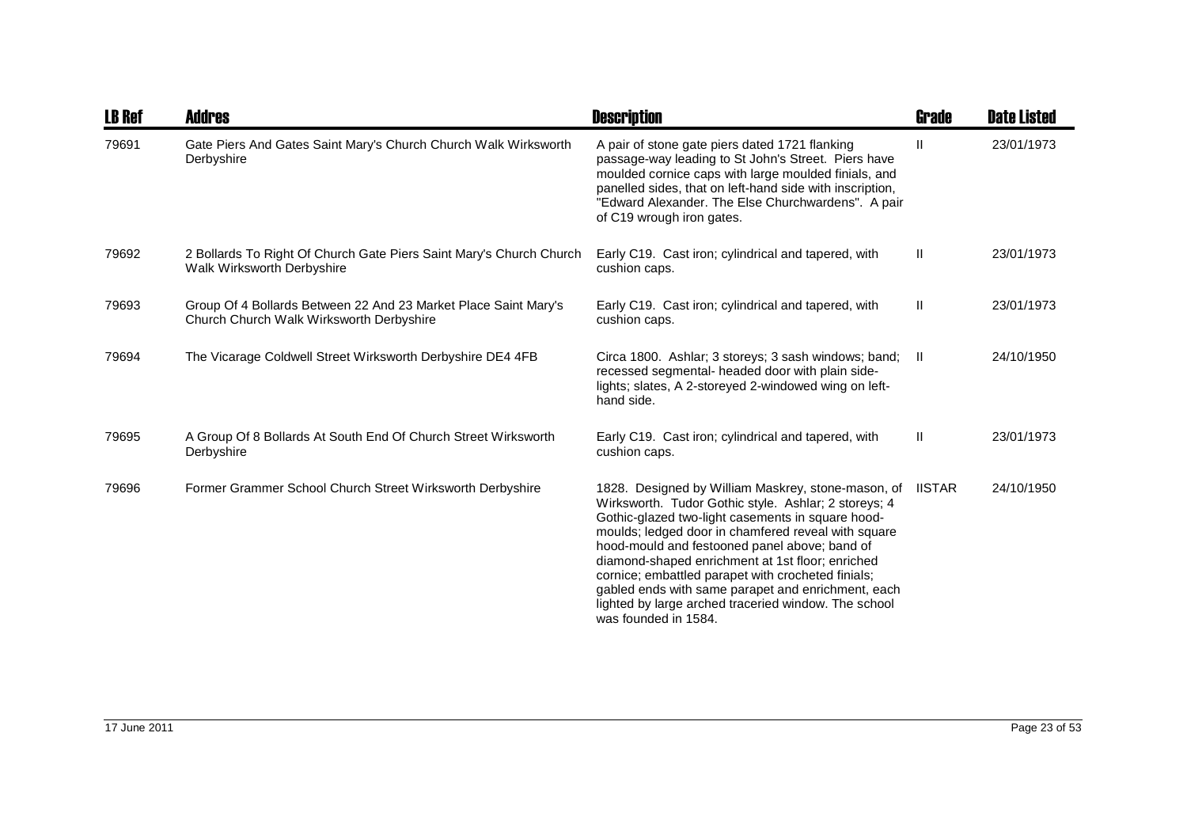| LB Ref | Addres | Description | Grade | Date Listed |
|---|---|---|---|---|
| 79691 | Gate Piers And Gates Saint Mary's Church Church Walk Wirksworth Derbyshire | A pair of stone gate piers dated 1721 flanking passage-way leading to St John's Street. Piers have moulded cornice caps with large moulded finials, and panelled sides, that on left-hand side with inscription, "Edward Alexander. The Else Churchwardens". A pair of C19 wrough iron gates. | II | 23/01/1973 |
| 79692 | 2 Bollards To Right Of Church Gate Piers Saint Mary's Church Church Walk Wirksworth Derbyshire | Early C19. Cast iron; cylindrical and tapered, with cushion caps. | II | 23/01/1973 |
| 79693 | Group Of 4 Bollards Between 22 And 23 Market Place Saint Mary's Church Church Walk Wirksworth Derbyshire | Early C19. Cast iron; cylindrical and tapered, with cushion caps. | II | 23/01/1973 |
| 79694 | The Vicarage Coldwell Street Wirksworth Derbyshire DE4 4FB | Circa 1800. Ashlar; 3 storeys; 3 sash windows; band; recessed segmental- headed door with plain side-lights; slates, A 2-storeyed 2-windowed wing on left-hand side. | II | 24/10/1950 |
| 79695 | A Group Of 8 Bollards At South End Of Church Street Wirksworth Derbyshire | Early C19. Cast iron; cylindrical and tapered, with cushion caps. | II | 23/01/1973 |
| 79696 | Former Grammer School Church Street Wirksworth Derbyshire | 1828. Designed by William Maskrey, stone-mason, of Wirksworth. Tudor Gothic style. Ashlar; 2 storeys; 4 Gothic-glazed two-light casements in square hood-moulds; ledged door in chamfered reveal with square hood-mould and festooned panel above; band of diamond-shaped enrichment at 1st floor; enriched cornice; embattled parapet with crocheted finials; gabled ends with same parapet and enrichment, each lighted by large arched traceried window. The school was founded in 1584. | IISTAR | 24/10/1950 |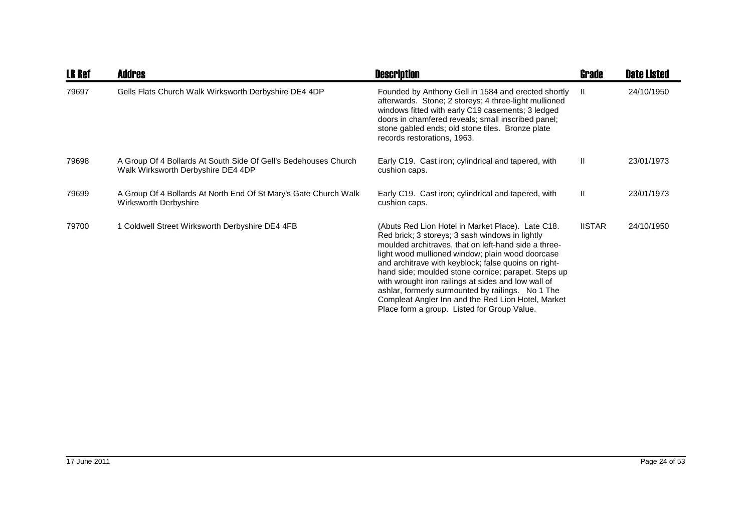| LB Ref | Addres | Description | Grade | Date Listed |
|---|---|---|---|---|
| 79697 | Gells Flats Church Walk Wirksworth Derbyshire DE4 4DP | Founded by Anthony Gell in 1584 and erected shortly afterwards. Stone; 2 storeys; 4 three-light mullioned windows fitted with early C19 casements; 3 ledged doors in chamfered reveals; small inscribed panel; stone gabled ends; old stone tiles. Bronze plate records restorations, 1963. | II | 24/10/1950 |
| 79698 | A Group Of 4 Bollards At South Side Of Gell's Bedehouses Church Walk Wirksworth Derbyshire DE4 4DP | Early C19. Cast iron; cylindrical and tapered, with cushion caps. | II | 23/01/1973 |
| 79699 | A Group Of 4 Bollards At North End Of St Mary's Gate Church Walk Wirksworth Derbyshire | Early C19. Cast iron; cylindrical and tapered, with cushion caps. | II | 23/01/1973 |
| 79700 | 1 Coldwell Street Wirksworth Derbyshire DE4 4FB | (Abuts Red Lion Hotel in Market Place). Late C18. Red brick; 3 storeys; 3 sash windows in lightly moulded architraves, that on left-hand side a three-light wood mullioned window; plain wood doorcase and architrave with keyblock; false quoins on right-hand side; moulded stone cornice; parapet. Steps up with wrought iron railings at sides and low wall of ashlar, formerly surmounted by railings. No 1 The Compleat Angler Inn and the Red Lion Hotel, Market Place form a group. Listed for Group Value. | IISTAR | 24/10/1950 |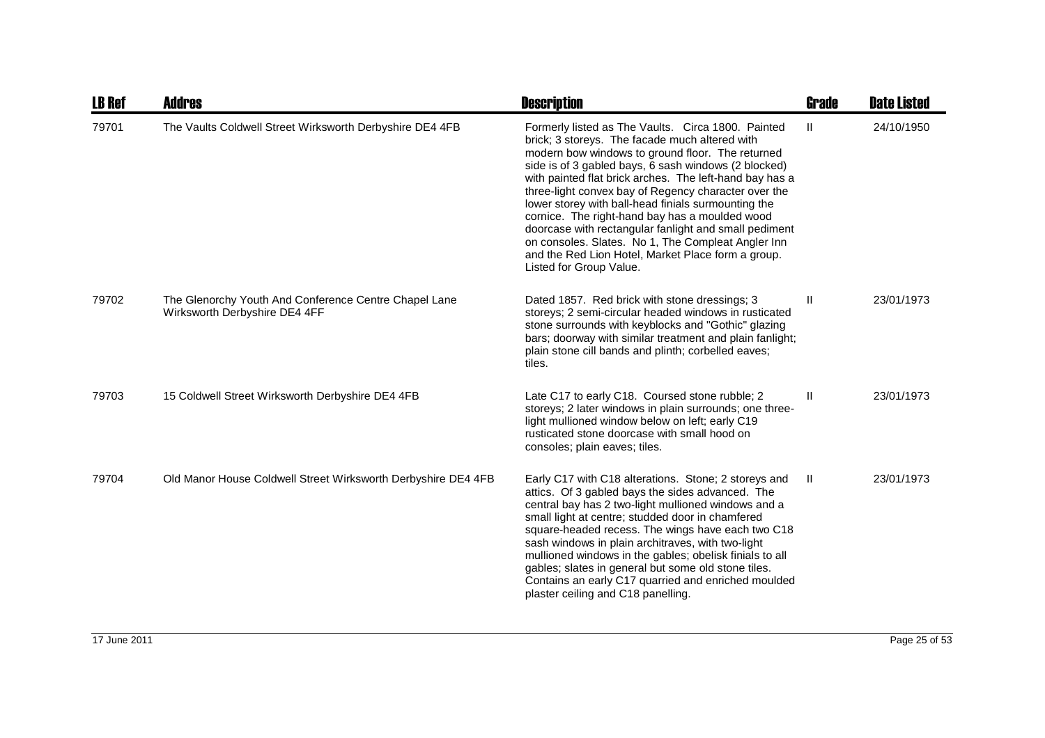| LB Ref | Addres | Description | Grade | Date Listed |
|---|---|---|---|---|
| 79701 | The Vaults Coldwell Street Wirksworth Derbyshire DE4 4FB | Formerly listed as The Vaults. Circa 1800. Painted brick; 3 storeys. The facade much altered with modern bow windows to ground floor. The returned side is of 3 gabled bays, 6 sash windows (2 blocked) with painted flat brick arches. The left-hand bay has a three-light convex bay of Regency character over the lower storey with ball-head finials surmounting the cornice. The right-hand bay has a moulded wood doorcase with rectangular fanlight and small pediment on consoles. Slates. No 1, The Compleat Angler Inn and the Red Lion Hotel, Market Place form a group. Listed for Group Value. | II | 24/10/1950 |
| 79702 | The Glenorchy Youth And Conference Centre Chapel Lane Wirksworth Derbyshire DE4 4FF | Dated 1857. Red brick with stone dressings; 3 storeys; 2 semi-circular headed windows in rusticated stone surrounds with keyblocks and "Gothic" glazing bars; doorway with similar treatment and plain fanlight; plain stone cill bands and plinth; corbelled eaves; tiles. | II | 23/01/1973 |
| 79703 | 15 Coldwell Street Wirksworth Derbyshire DE4 4FB | Late C17 to early C18. Coursed stone rubble; 2 storeys; 2 later windows in plain surrounds; one three-light mullioned window below on left; early C19 rusticated stone doorcase with small hood on consoles; plain eaves; tiles. | II | 23/01/1973 |
| 79704 | Old Manor House Coldwell Street Wirksworth Derbyshire DE4 4FB | Early C17 with C18 alterations. Stone; 2 storeys and attics. Of 3 gabled bays the sides advanced. The central bay has 2 two-light mullioned windows and a small light at centre; studded door in chamfered square-headed recess. The wings have each two C18 sash windows in plain architraves, with two-light mullioned windows in the gables; obelisk finials to all gables; slates in general but some old stone tiles. Contains an early C17 quarried and enriched moulded plaster ceiling and C18 panelling. | II | 23/01/1973 |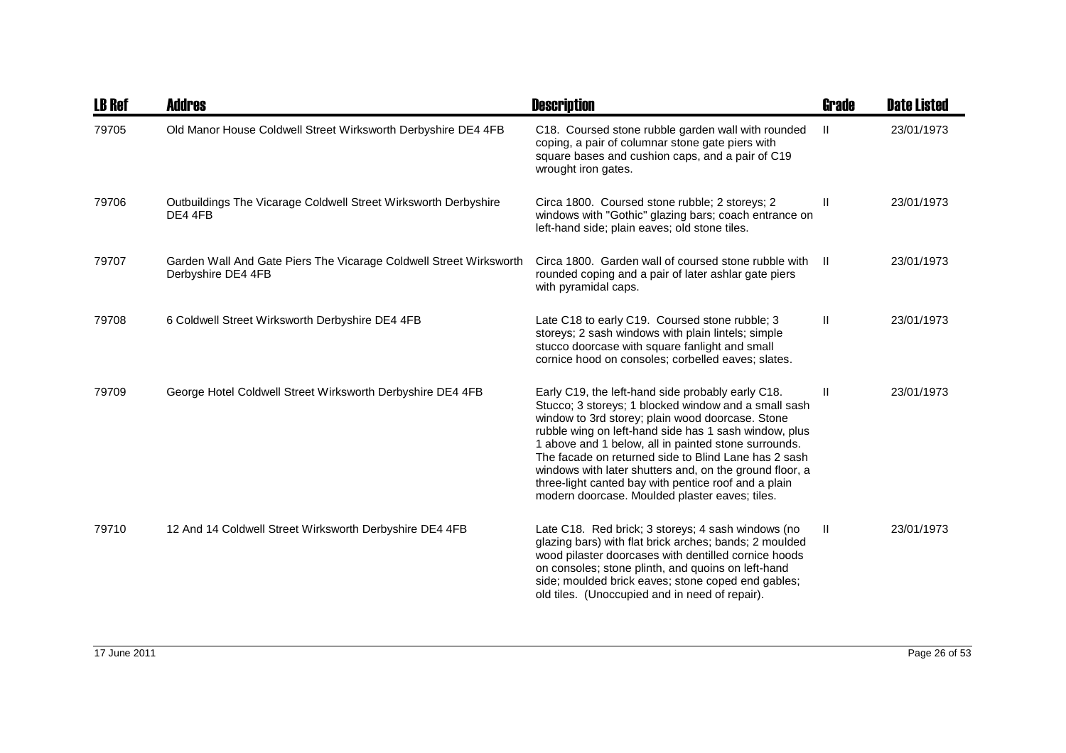| LB Ref | Addres | Description | Grade | Date Listed |
|---|---|---|---|---|
| 79705 | Old Manor House Coldwell Street Wirksworth Derbyshire DE4 4FB | C18. Coursed stone rubble garden wall with rounded coping, a pair of columnar stone gate piers with square bases and cushion caps, and a pair of C19 wrought iron gates. | II | 23/01/1973 |
| 79706 | Outbuildings The Vicarage Coldwell Street Wirksworth Derbyshire DE4 4FB | Circa 1800. Coursed stone rubble; 2 storeys; 2 windows with "Gothic" glazing bars; coach entrance on left-hand side; plain eaves; old stone tiles. | II | 23/01/1973 |
| 79707 | Garden Wall And Gate Piers The Vicarage Coldwell Street Wirksworth Derbyshire DE4 4FB | Circa 1800. Garden wall of coursed stone rubble with rounded coping and a pair of later ashlar gate piers with pyramidal caps. | II | 23/01/1973 |
| 79708 | 6 Coldwell Street Wirksworth Derbyshire DE4 4FB | Late C18 to early C19. Coursed stone rubble; 3 storeys; 2 sash windows with plain lintels; simple stucco doorcase with square fanlight and small cornice hood on consoles; corbelled eaves; slates. | II | 23/01/1973 |
| 79709 | George Hotel Coldwell Street Wirksworth Derbyshire DE4 4FB | Early C19, the left-hand side probably early C18. Stucco; 3 storeys; 1 blocked window and a small sash window to 3rd storey; plain wood doorcase. Stone rubble wing on left-hand side has 1 sash window, plus 1 above and 1 below, all in painted stone surrounds. The facade on returned side to Blind Lane has 2 sash windows with later shutters and, on the ground floor, a three-light canted bay with pentice roof and a plain modern doorcase. Moulded plaster eaves; tiles. | II | 23/01/1973 |
| 79710 | 12 And 14 Coldwell Street Wirksworth Derbyshire DE4 4FB | Late C18. Red brick; 3 storeys; 4 sash windows (no glazing bars) with flat brick arches; bands; 2 moulded wood pilaster doorcases with dentilled cornice hoods on consoles; stone plinth, and quoins on left-hand side; moulded brick eaves; stone coped end gables; old tiles. (Unoccupied and in need of repair). | II | 23/01/1973 |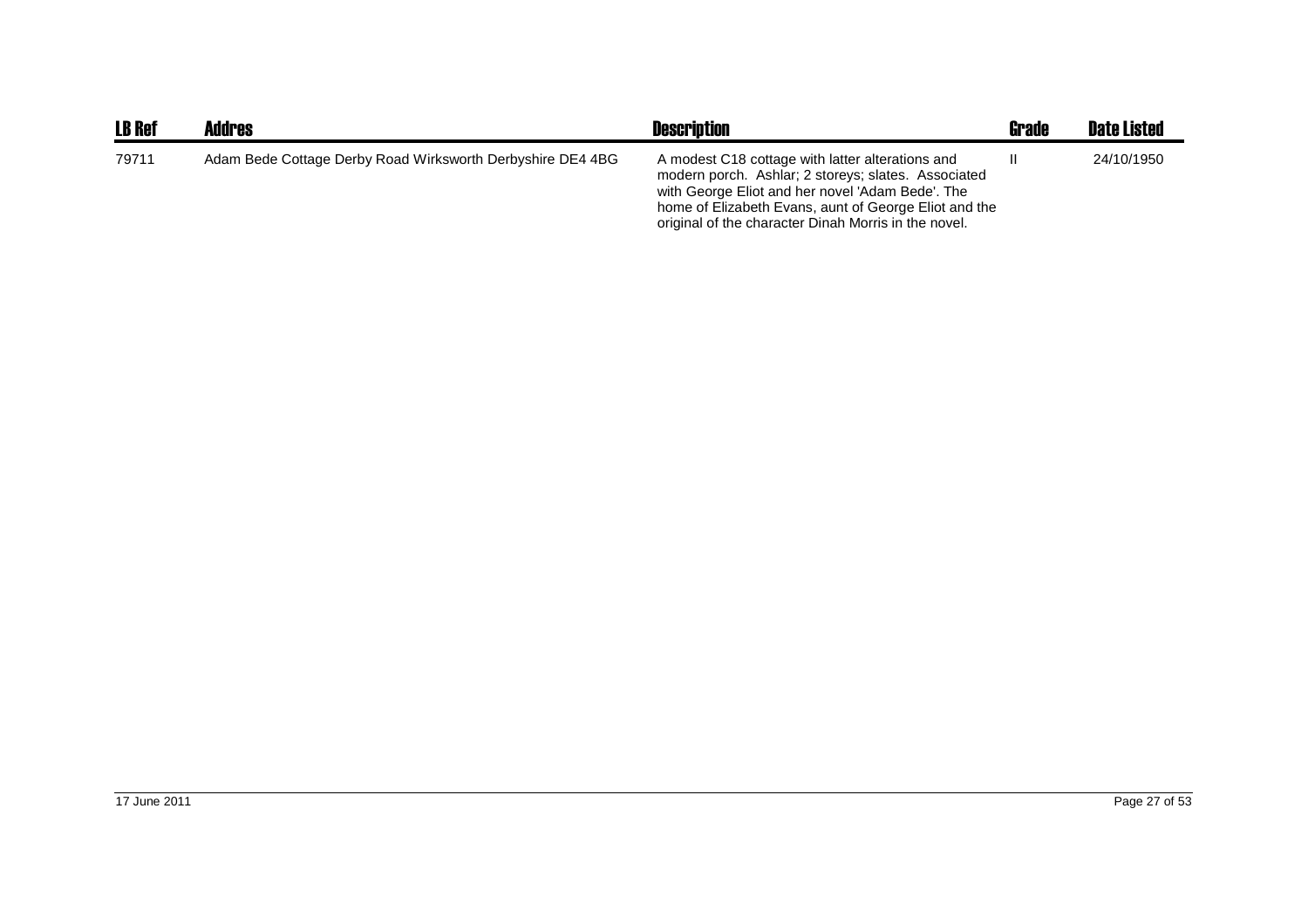| LB Ref | Addres | Description | Grade | Date Listed |
| --- | --- | --- | --- | --- |
| 79711 | Adam Bede Cottage Derby Road Wirksworth Derbyshire DE4 4BG | A modest C18 cottage with latter alterations and modern porch. Ashlar; 2 storeys; slates. Associated with George Eliot and her novel 'Adam Bede'. The home of Elizabeth Evans, aunt of George Eliot and the original of the character Dinah Morris in the novel. | II | 24/10/1950 |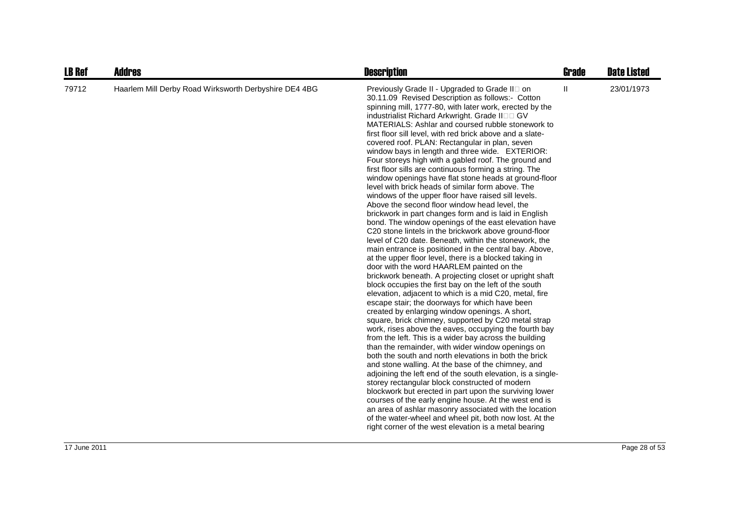| LB Ref | Addres | Description | Grade | Date Listed |
|---|---|---|---|---|
| 79712 | Haarlem Mill Derby Road Wirksworth Derbyshire DE4 4BG | Previously Grade II - Upgraded to Grade II on 30.11.09 Revised Description as follows:- Cotton spinning mill, 1777-80, with later work, erected by the industrialist Richard Arkwright. Grade II GV MATERIALS: Ashlar and coursed rubble stonework to first floor sill level, with red brick above and a slate-covered roof. PLAN: Rectangular in plan, seven window bays in length and three wide. EXTERIOR: Four storeys high with a gabled roof. The ground and first floor sills are continuous forming a string. The window openings have flat stone heads at ground-floor level with brick heads of similar form above. The windows of the upper floor have raised sill levels. Above the second floor window head level, the brickwork in part changes form and is laid in English bond. The window openings of the east elevation have C20 stone lintels in the brickwork above ground-floor level of C20 date. Beneath, within the stonework, the main entrance is positioned in the central bay. Above, at the upper floor level, there is a blocked taking in door with the word HAARLEM painted on the brickwork beneath. A projecting closet or upright shaft block occupies the first bay on the left of the south elevation, adjacent to which is a mid C20, metal, fire escape stair; the doorways for which have been created by enlarging window openings. A short, square, brick chimney, supported by C20 metal strap work, rises above the eaves, occupying the fourth bay from the left. This is a wider bay across the building than the remainder, with wider window openings on both the south and north elevations in both the brick and stone walling. At the base of the chimney, and adjoining the left end of the south elevation, is a single-storey rectangular block constructed of modern blockwork but erected in part upon the surviving lower courses of the early engine house. At the west end is an area of ashlar masonry associated with the location of the water-wheel and wheel pit, both now lost. At the right corner of the west elevation is a metal bearing | II | 23/01/1973 |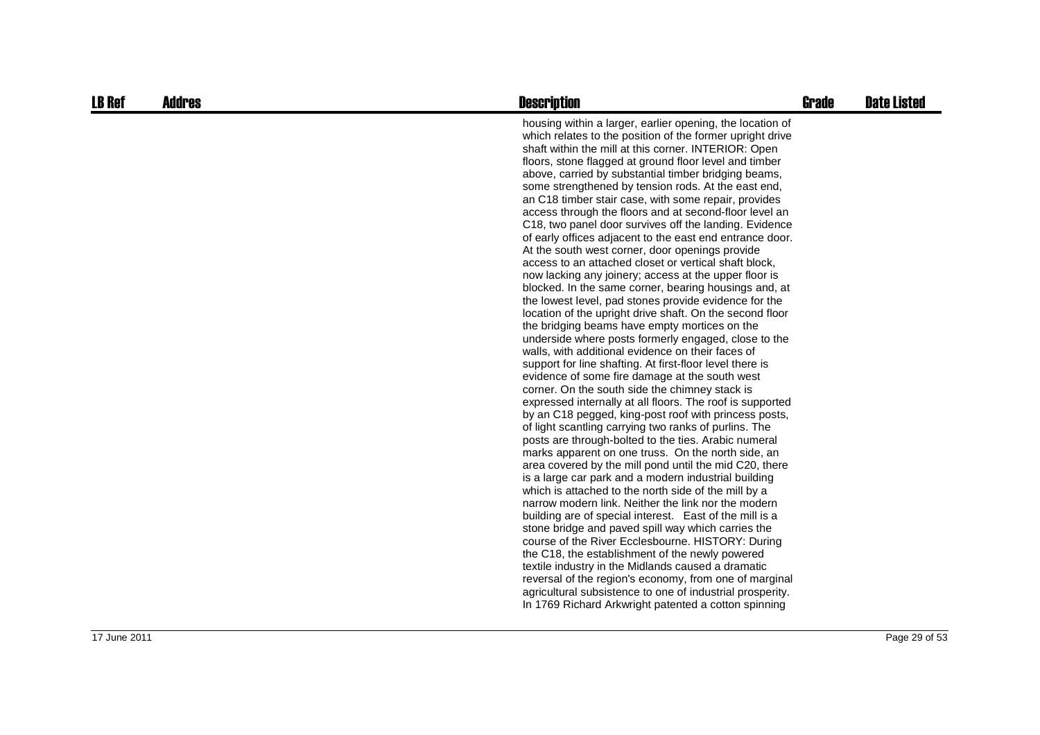| LB Ref | Addres | Description | Grade | Date Listed |
| --- | --- | --- | --- | --- |
| | | housing within a larger, earlier opening, the location of which relates to the position of the former upright drive shaft within the mill at this corner. INTERIOR: Open floors, stone flagged at ground floor level and timber above, carried by substantial timber bridging beams, some strengthened by tension rods. At the east end, an C18 timber stair case, with some repair, provides access through the floors and at second-floor level an C18, two panel door survives off the landing. Evidence of early offices adjacent to the east end entrance door. At the south west corner, door openings provide access to an attached closet or vertical shaft block, now lacking any joinery; access at the upper floor is blocked. In the same corner, bearing housings and, at the lowest level, pad stones provide evidence for the location of the upright drive shaft. On the second floor the bridging beams have empty mortices on the underside where posts formerly engaged, close to the walls, with additional evidence on their faces of support for line shafting. At first-floor level there is evidence of some fire damage at the south west corner. On the south side the chimney stack is expressed internally at all floors. The roof is supported by an C18 pegged, king-post roof with princess posts, of light scantling carrying two ranks of purlins. The posts are through-bolted to the ties. Arabic numeral marks apparent on one truss. On the north side, an area covered by the mill pond until the mid C20, there is a large car park and a modern industrial building which is attached to the north side of the mill by a narrow modern link. Neither the link nor the modern building are of special interest. East of the mill is a stone bridge and paved spill way which carries the course of the River Ecclesbourne. HISTORY: During the C18, the establishment of the newly powered textile industry in the Midlands caused a dramatic reversal of the region's economy, from one of marginal agricultural subsistence to one of industrial prosperity. In 1769 Richard Arkwright patented a cotton spinning | | |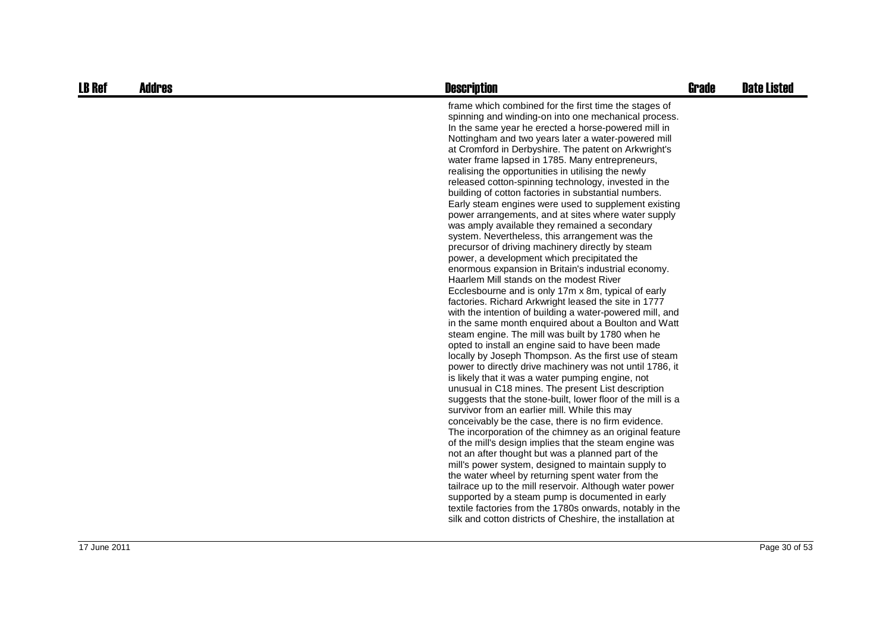| LB Ref | Addres | Description | Grade | Date Listed |
|---|---|---|---|---|
| | | frame which combined for the first time the stages of spinning and winding-on into one mechanical process. In the same year he erected a horse-powered mill in Nottingham and two years later a water-powered mill at Cromford in Derbyshire. The patent on Arkwright's water frame lapsed in 1785. Many entrepreneurs, realising the opportunities in utilising the newly released cotton-spinning technology, invested in the building of cotton factories in substantial numbers. Early steam engines were used to supplement existing power arrangements, and at sites where water supply was amply available they remained a secondary system. Nevertheless, this arrangement was the precursor of driving machinery directly by steam power, a development which precipitated the enormous expansion in Britain's industrial economy. Haarlem Mill stands on the modest River Ecclesbourne and is only 17m x 8m, typical of early factories. Richard Arkwright leased the site in 1777 with the intention of building a water-powered mill, and in the same month enquired about a Boulton and Watt steam engine. The mill was built by 1780 when he opted to install an engine said to have been made locally by Joseph Thompson. As the first use of steam power to directly drive machinery was not until 1786, it is likely that it was a water pumping engine, not unusual in C18 mines. The present List description suggests that the stone-built, lower floor of the mill is a survivor from an earlier mill. While this may conceivably be the case, there is no firm evidence. The incorporation of the chimney as an original feature of the mill's design implies that the steam engine was not an after thought but was a planned part of the mill's power system, designed to maintain supply to the water wheel by returning spent water from the tailrace up to the mill reservoir. Although water power supported by a steam pump is documented in early textile factories from the 1780s onwards, notably in the silk and cotton districts of Cheshire, the installation at | | |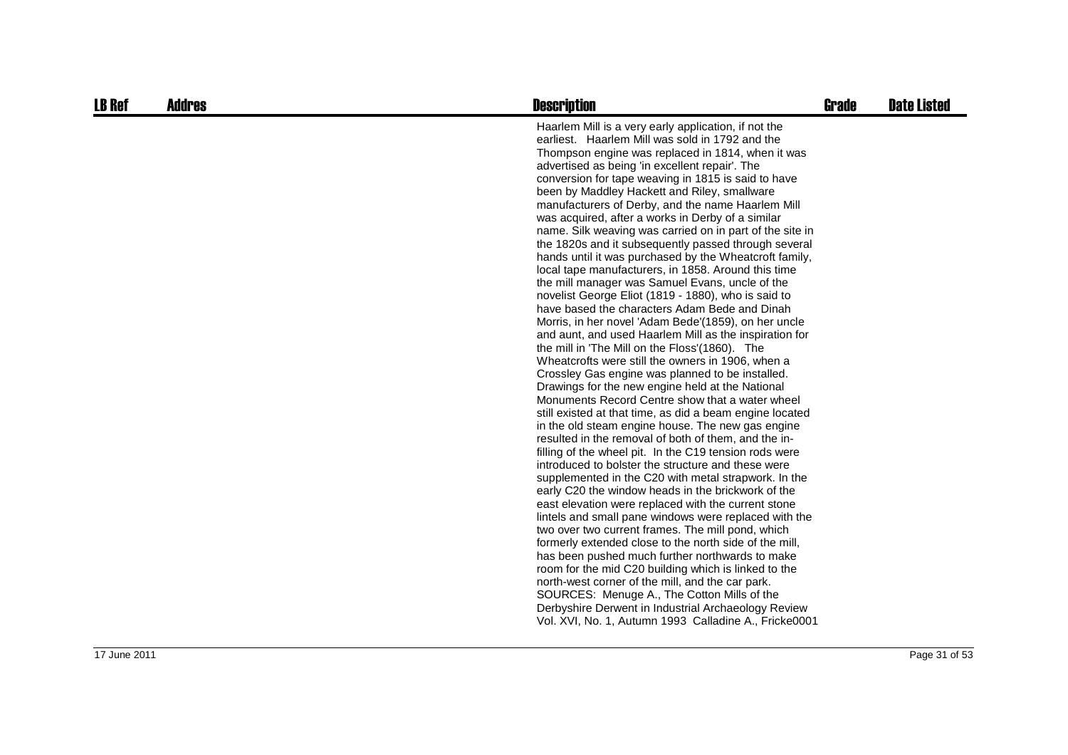| LB Ref | Addres | Description | Grade | Date Listed |
|---|---|---|---|---|
| | | Haarlem Mill is a very early application, if not the earliest. Haarlem Mill was sold in 1792 and the Thompson engine was replaced in 1814, when it was advertised as being 'in excellent repair'. The conversion for tape weaving in 1815 is said to have been by Maddley Hackett and Riley, smallware manufacturers of Derby, and the name Haarlem Mill was acquired, after a works in Derby of a similar name. Silk weaving was carried on in part of the site in the 1820s and it subsequently passed through several hands until it was purchased by the Wheatcroft family, local tape manufacturers, in 1858. Around this time the mill manager was Samuel Evans, uncle of the novelist George Eliot (1819 - 1880), who is said to have based the characters Adam Bede and Dinah Morris, in her novel 'Adam Bede'(1859), on her uncle and aunt, and used Haarlem Mill as the inspiration for the mill in 'The Mill on the Floss'(1860). The Wheatcrofts were still the owners in 1906, when a Crossley Gas engine was planned to be installed. Drawings for the new engine held at the National Monuments Record Centre show that a water wheel still existed at that time, as did a beam engine located in the old steam engine house. The new gas engine resulted in the removal of both of them, and the in-filling of the wheel pit. In the C19 tension rods were introduced to bolster the structure and these were supplemented in the C20 with metal strapwork. In the early C20 the window heads in the brickwork of the east elevation were replaced with the current stone lintels and small pane windows were replaced with the two over two current frames. The mill pond, which formerly extended close to the north side of the mill, has been pushed much further northwards to make room for the mid C20 building which is linked to the north-west corner of the mill, and the car park. SOURCES: Menuge A., The Cotton Mills of the Derbyshire Derwent in Industrial Archaeology Review Vol. XVI, No. 1, Autumn 1993 Calladine A., Fricke0001 | | |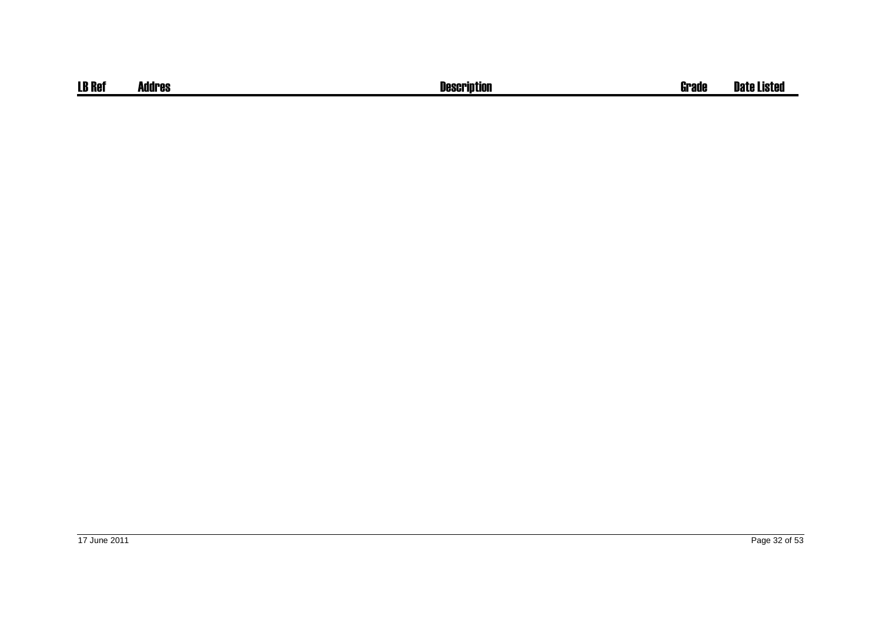| LB Ref | Addres | Description | Grade | Date Listed |
|---|---|---|---|---|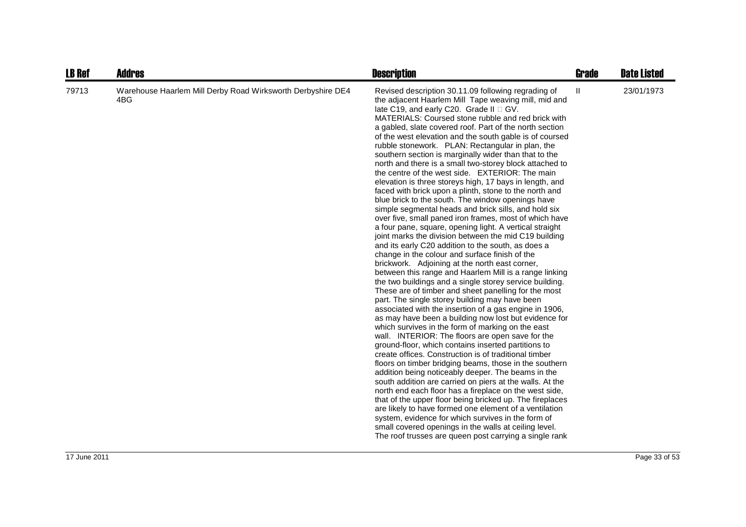| LB Ref | Addres | Description | Grade | Date Listed |
|---|---|---|---|---|
| 79713 | Warehouse Haarlem Mill Derby Road Wirksworth Derbyshire DE4 4BG | Revised description 30.11.09 following regrading of the adjacent Haarlem Mill Tape weaving mill, mid and late C19, and early C20. Grade II  GV. MATERIALS: Coursed stone rubble and red brick with a gabled, slate covered roof. Part of the north section of the west elevation and the south gable is of coursed rubble stonework. PLAN: Rectangular in plan, the southern section is marginally wider than that to the north and there is a small two-storey block attached to the centre of the west side. EXTERIOR: The main elevation is three storeys high, 17 bays in length, and faced with brick upon a plinth, stone to the north and blue brick to the south. The window openings have simple segmental heads and brick sills, and hold six over five, small paned iron frames, most of which have a four pane, square, opening light. A vertical straight joint marks the division between the mid C19 building and its early C20 addition to the south, as does a change in the colour and surface finish of the brickwork. Adjoining at the north east corner, between this range and Haarlem Mill is a range linking the two buildings and a single storey service building. These are of timber and sheet panelling for the most part. The single storey building may have been associated with the insertion of a gas engine in 1906, as may have been a building now lost but evidence for which survives in the form of marking on the east wall. INTERIOR: The floors are open save for the ground-floor, which contains inserted partitions to create offices. Construction is of traditional timber floors on timber bridging beams, those in the southern addition being noticeably deeper. The beams in the south addition are carried on piers at the walls. At the north end each floor has a fireplace on the west side, that of the upper floor being bricked up. The fireplaces are likely to have formed one element of a ventilation system, evidence for which survives in the form of small covered openings in the walls at ceiling level. The roof trusses are queen post carrying a single rank | II | 23/01/1973 |

17 June 2011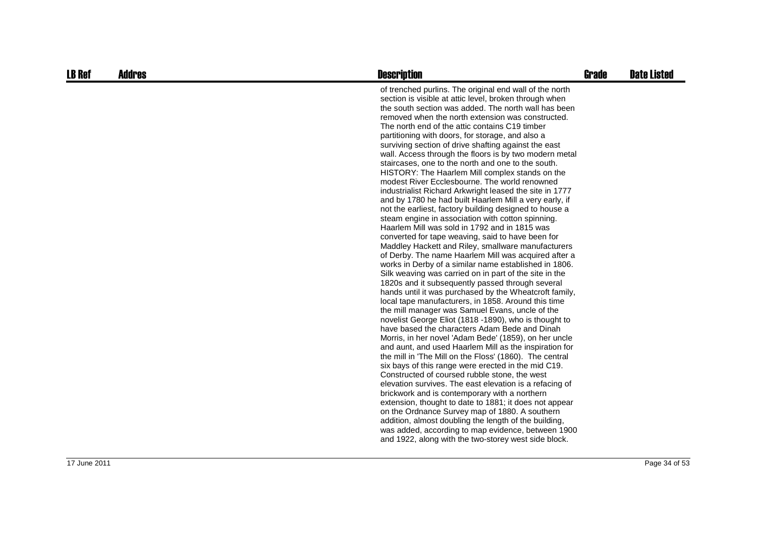| LB Ref | Addres | Description | Grade | Date Listed |
|---|---|---|---|---|
| | | of trenched purlins. The original end wall of the north section is visible at attic level, broken through when the south section was added. The north wall has been removed when the north extension was constructed. The north end of the attic contains C19 timber partitioning with doors, for storage, and also a surviving section of drive shafting against the east wall. Access through the floors is by two modern metal staircases, one to the north and one to the south. HISTORY: The Haarlem Mill complex stands on the modest River Ecclesbourne. The world renowned industrialist Richard Arkwright leased the site in 1777 and by 1780 he had built Haarlem Mill a very early, if not the earliest, factory building designed to house a steam engine in association with cotton spinning. Haarlem Mill was sold in 1792 and in 1815 was converted for tape weaving, said to have been for Maddley Hackett and Riley, smallware manufacturers of Derby. The name Haarlem Mill was acquired after a works in Derby of a similar name established in 1806. Silk weaving was carried on in part of the site in the 1820s and it subsequently passed through several hands until it was purchased by the Wheatcroft family, local tape manufacturers, in 1858. Around this time the mill manager was Samuel Evans, uncle of the novelist George Eliot (1818 -1890), who is thought to have based the characters Adam Bede and Dinah Morris, in her novel 'Adam Bede' (1859), on her uncle and aunt, and used Haarlem Mill as the inspiration for the mill in 'The Mill on the Floss' (1860). The central six bays of this range were erected in the mid C19. Constructed of coursed rubble stone, the west elevation survives. The east elevation is a refacing of brickwork and is contemporary with a northern extension, thought to date to 1881; it does not appear on the Ordnance Survey map of 1880. A southern addition, almost doubling the length of the building, was added, according to map evidence, between 1900 and 1922, along with the two-storey west side block. | | |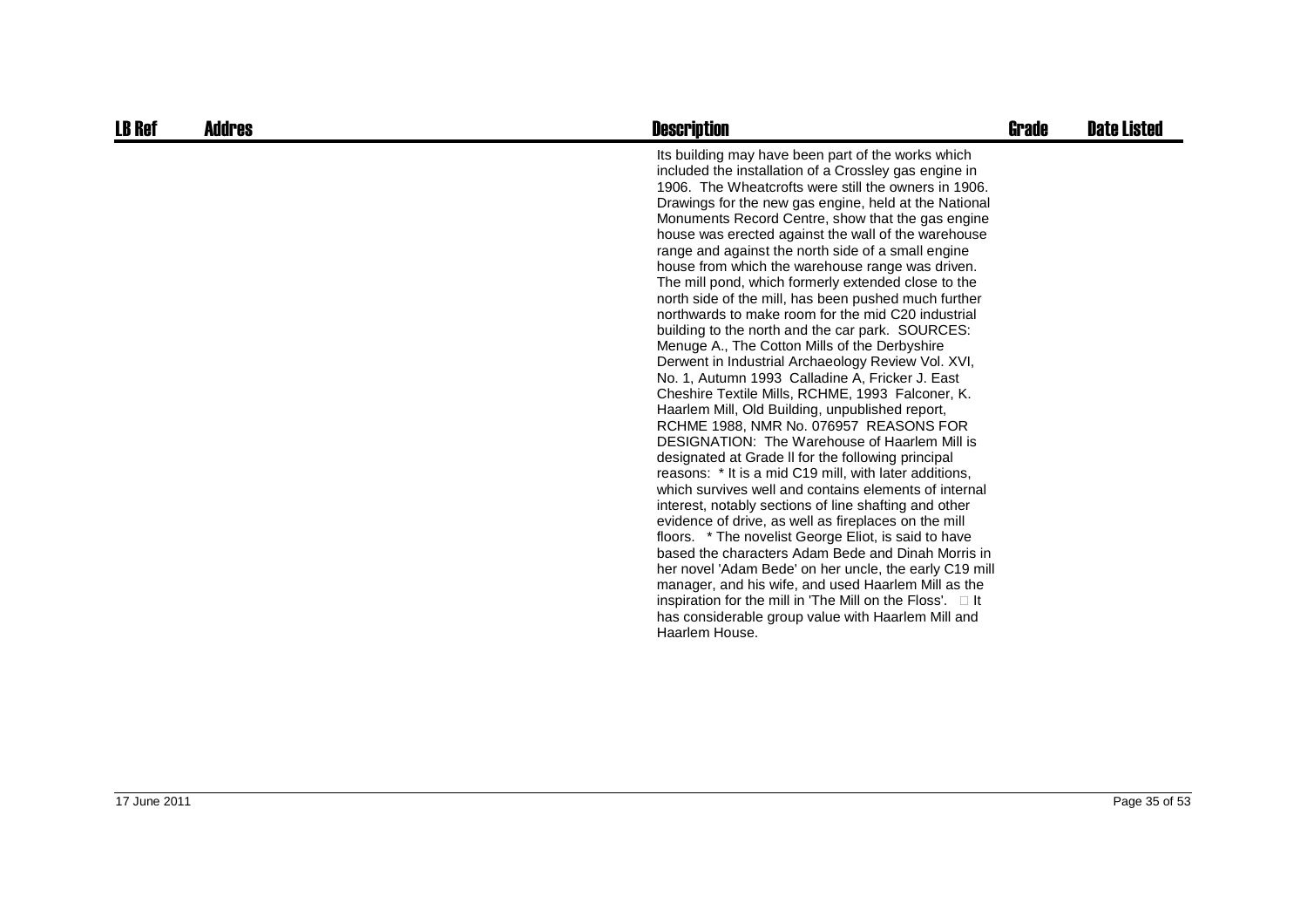| LB Ref | Addres | Description | Grade | Date Listed |
|---|---|---|---|---|
| | | Its building may have been part of the works which included the installation of a Crossley gas engine in 1906. The Wheatcrofts were still the owners in 1906. Drawings for the new gas engine, held at the National Monuments Record Centre, show that the gas engine house was erected against the wall of the warehouse range and against the north side of a small engine house from which the warehouse range was driven. The mill pond, which formerly extended close to the north side of the mill, has been pushed much further northwards to make room for the mid C20 industrial building to the north and the car park. SOURCES: Menuge A., The Cotton Mills of the Derbyshire Derwent in Industrial Archaeology Review Vol. XVI, No. 1, Autumn 1993 Calladine A, Fricker J. East Cheshire Textile Mills, RCHME, 1993 Falconer, K. Haarlem Mill, Old Building, unpublished report, RCHME 1988, NMR No. 076957 REASONS FOR DESIGNATION: The Warehouse of Haarlem Mill is designated at Grade ll for the following principal reasons: * It is a mid C19 mill, with later additions, which survives well and contains elements of internal interest, notably sections of line shafting and other evidence of drive, as well as fireplaces on the mill floors. * The novelist George Eliot, is said to have based the characters Adam Bede and Dinah Morris in her novel 'Adam Bede' on her uncle, the early C19 mill manager, and his wife, and used Haarlem Mill as the inspiration for the mill in 'The Mill on the Floss'. □ It has considerable group value with Haarlem Mill and Haarlem House. | | |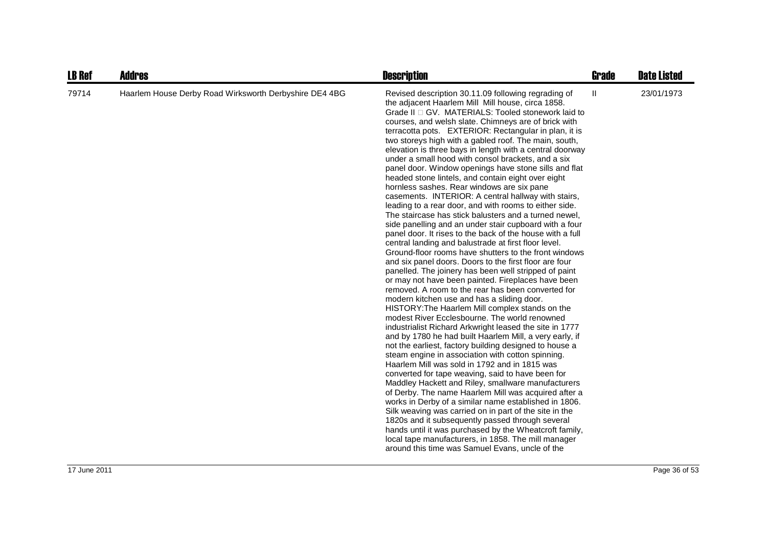| LB Ref | Addres | Description | Grade | Date Listed |
|---|---|---|---|---|
| 79714 | Haarlem House Derby Road Wirksworth Derbyshire DE4 4BG | Revised description 30.11.09 following regrading of the adjacent Haarlem Mill Mill house, circa 1858. Grade II  GV. MATERIALS: Tooled stonework laid to courses, and welsh slate. Chimneys are of brick with terracotta pots. EXTERIOR: Rectangular in plan, it is two storeys high with a gabled roof. The main, south, elevation is three bays in length with a central doorway under a small hood with consol brackets, and a six panel door. Window openings have stone sills and flat headed stone lintels, and contain eight over eight hornless sashes. Rear windows are six pane casements. INTERIOR: A central hallway with stairs, leading to a rear door, and with rooms to either side. The staircase has stick balusters and a turned newel, side panelling and an under stair cupboard with a four panel door. It rises to the back of the house with a full central landing and balustrade at first floor level. Ground-floor rooms have shutters to the front windows and six panel doors. Doors to the first floor are four panelled. The joinery has been well stripped of paint or may not have been painted. Fireplaces have been removed. A room to the rear has been converted for modern kitchen use and has a sliding door. HISTORY:The Haarlem Mill complex stands on the modest River Ecclesbourne. The world renowned industrialist Richard Arkwright leased the site in 1777 and by 1780 he had built Haarlem Mill, a very early, if not the earliest, factory building designed to house a steam engine in association with cotton spinning. Haarlem Mill was sold in 1792 and in 1815 was converted for tape weaving, said to have been for Maddley Hackett and Riley, smallware manufacturers of Derby. The name Haarlem Mill was acquired after a works in Derby of a similar name established in 1806. Silk weaving was carried on in part of the site in the 1820s and it subsequently passed through several hands until it was purchased by the Wheatcroft family, local tape manufacturers, in 1858. The mill manager around this time was Samuel Evans, uncle of the | II | 23/01/1973 |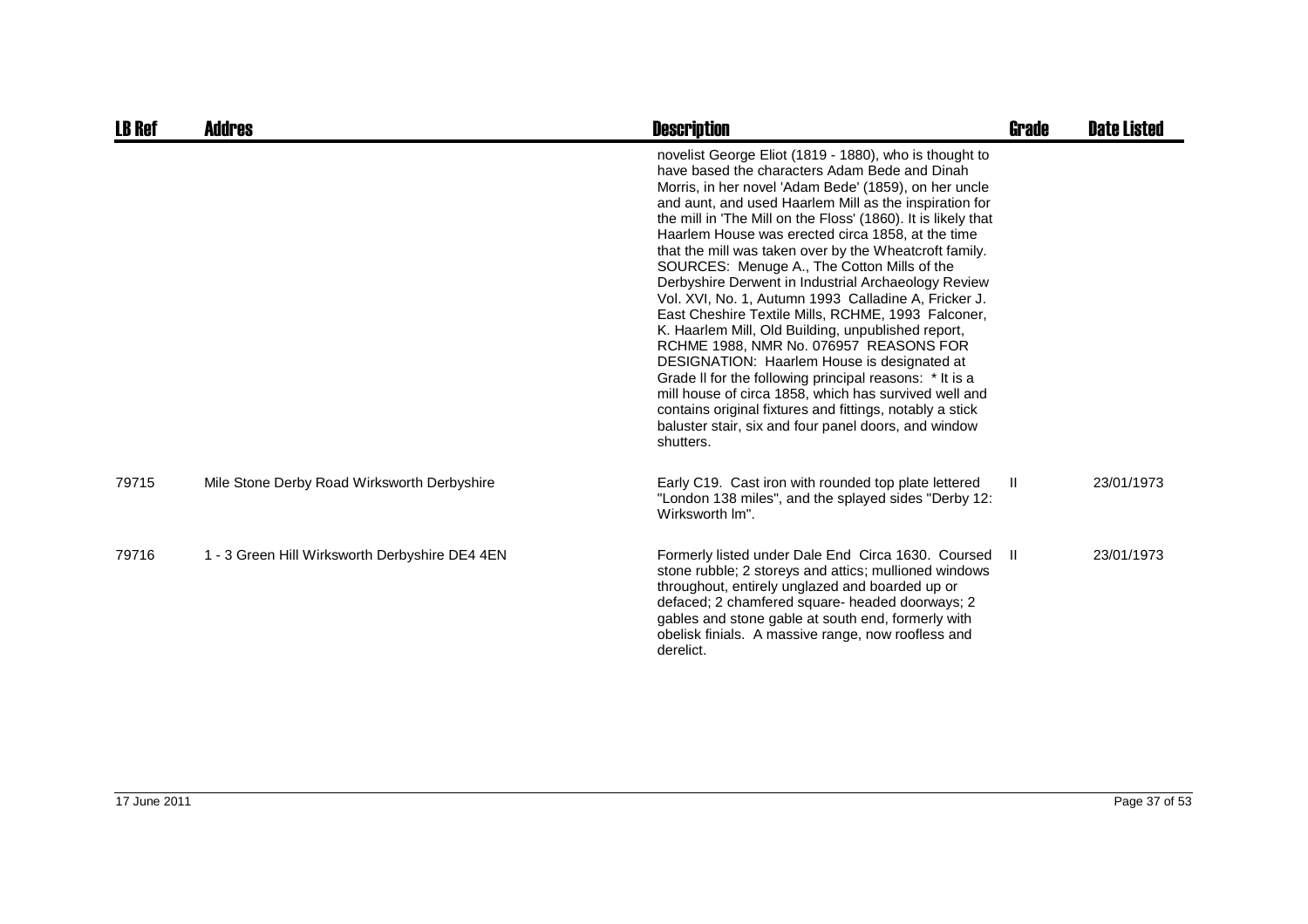| LB Ref | Addres | Description | Grade | Date Listed |
|---|---|---|---|---|
| | | novelist George Eliot (1819 - 1880), who is thought to have based the characters Adam Bede and Dinah Morris, in her novel 'Adam Bede' (1859), on her uncle and aunt, and used Haarlem Mill as the inspiration for the mill in 'The Mill on the Floss' (1860). It is likely that Haarlem House was erected circa 1858, at the time that the mill was taken over by the Wheatcroft family. SOURCES: Menuge A., The Cotton Mills of the Derbyshire Derwent in Industrial Archaeology Review Vol. XVI, No. 1, Autumn 1993 Calladine A, Fricker J. East Cheshire Textile Mills, RCHME, 1993 Falconer, K. Haarlem Mill, Old Building, unpublished report, RCHME 1988, NMR No. 076957 REASONS FOR DESIGNATION: Haarlem House is designated at Grade ll for the following principal reasons: * It is a mill house of circa 1858, which has survived well and contains original fixtures and fittings, notably a stick baluster stair, six and four panel doors, and window shutters. | | |
| 79715 | Mile Stone Derby Road Wirksworth Derbyshire | Early C19. Cast iron with rounded top plate lettered "London 138 miles", and the splayed sides "Derby 12: Wirksworth lm". | II | 23/01/1973 |
| 79716 | 1 - 3 Green Hill Wirksworth Derbyshire DE4 4EN | Formerly listed under Dale End Circa 1630. Coursed stone rubble; 2 storeys and attics; mullioned windows throughout, entirely unglazed and boarded up or defaced; 2 chamfered square- headed doorways; 2 gables and stone gable at south end, formerly with obelisk finials. A massive range, now roofless and derelict. | II | 23/01/1973 |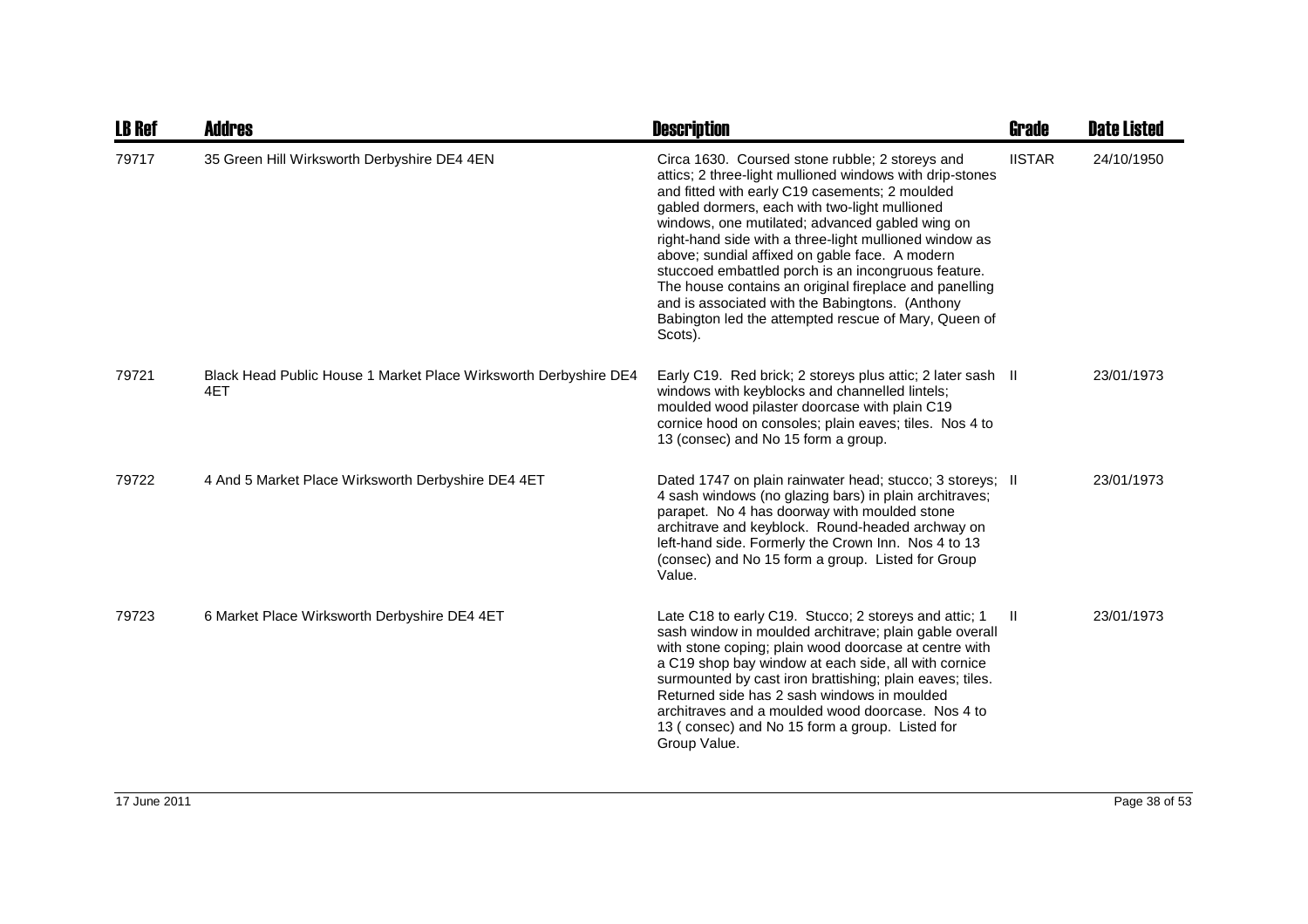| LB Ref | Addres | Description | Grade | Date Listed |
| --- | --- | --- | --- | --- |
| 79717 | 35 Green Hill Wirksworth Derbyshire DE4 4EN | Circa 1630. Coursed stone rubble; 2 storeys and attics; 2 three-light mullioned windows with drip-stones and fitted with early C19 casements; 2 moulded gabled dormers, each with two-light mullioned windows, one mutilated; advanced gabled wing on right-hand side with a three-light mullioned window as above; sundial affixed on gable face. A modern stuccoed embattled porch is an incongruous feature. The house contains an original fireplace and panelling and is associated with the Babingtons. (Anthony Babington led the attempted rescue of Mary, Queen of Scots). | IISTAR | 24/10/1950 |
| 79721 | Black Head Public House 1 Market Place Wirksworth Derbyshire DE4 4ET | Early C19. Red brick; 2 storeys plus attic; 2 later sash windows with keyblocks and channelled lintels; moulded wood pilaster doorcase with plain C19 cornice hood on consoles; plain eaves; tiles. Nos 4 to 13 (consec) and No 15 form a group. | II | 23/01/1973 |
| 79722 | 4 And 5 Market Place Wirksworth Derbyshire DE4 4ET | Dated 1747 on plain rainwater head; stucco; 3 storeys; 4 sash windows (no glazing bars) in plain architraves; parapet. No 4 has doorway with moulded stone architrave and keyblock. Round-headed archway on left-hand side. Formerly the Crown Inn. Nos 4 to 13 (consec) and No 15 form a group. Listed for Group Value. | II | 23/01/1973 |
| 79723 | 6 Market Place Wirksworth Derbyshire DE4 4ET | Late C18 to early C19. Stucco; 2 storeys and attic; 1 sash window in moulded architrave; plain gable overall with stone coping; plain wood doorcase at centre with a C19 shop bay window at each side, all with cornice surmounted by cast iron brattishing; plain eaves; tiles. Returned side has 2 sash windows in moulded architraves and a moulded wood doorcase. Nos 4 to 13 ( consec) and No 15 form a group. Listed for Group Value. | II | 23/01/1973 |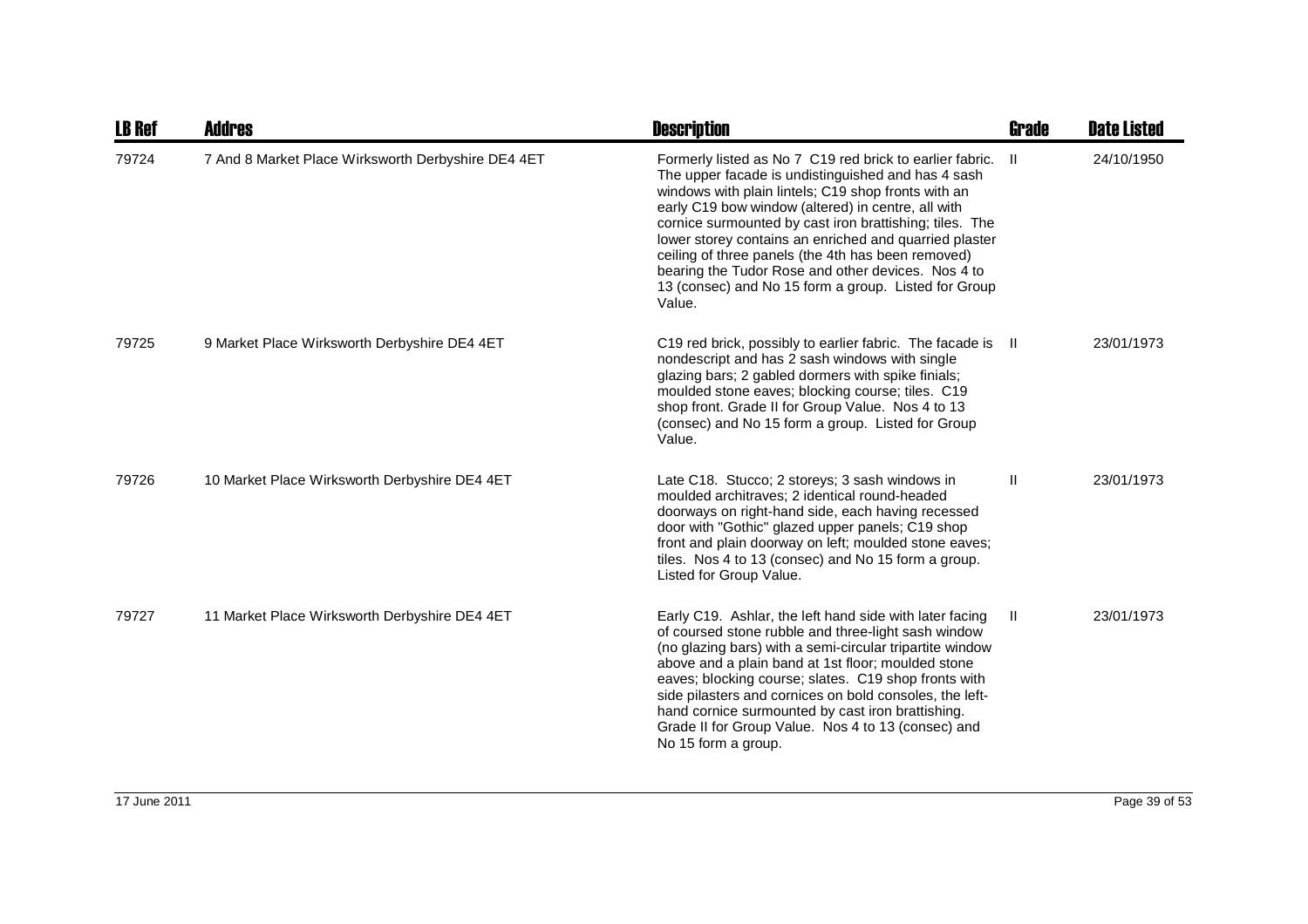| LB Ref | Addres | Description | Grade | Date Listed |
|---|---|---|---|---|
| 79724 | 7 And 8 Market Place Wirksworth Derbyshire DE4 4ET | Formerly listed as No 7 C19 red brick to earlier fabric. The upper facade is undistinguished and has 4 sash windows with plain lintels; C19 shop fronts with an early C19 bow window (altered) in centre, all with cornice surmounted by cast iron brattishing; tiles. The lower storey contains an enriched and quarried plaster ceiling of three panels (the 4th has been removed) bearing the Tudor Rose and other devices. Nos 4 to 13 (consec) and No 15 form a group. Listed for Group Value. | II | 24/10/1950 |
| 79725 | 9 Market Place Wirksworth Derbyshire DE4 4ET | C19 red brick, possibly to earlier fabric. The facade is nondescript and has 2 sash windows with single glazing bars; 2 gabled dormers with spike finials; moulded stone eaves; blocking course; tiles. C19 shop front. Grade II for Group Value. Nos 4 to 13 (consec) and No 15 form a group. Listed for Group Value. | II | 23/01/1973 |
| 79726 | 10 Market Place Wirksworth Derbyshire DE4 4ET | Late C18. Stucco; 2 storeys; 3 sash windows in moulded architraves; 2 identical round-headed doorways on right-hand side, each having recessed door with "Gothic" glazed upper panels; C19 shop front and plain doorway on left; moulded stone eaves; tiles. Nos 4 to 13 (consec) and No 15 form a group. Listed for Group Value. | II | 23/01/1973 |
| 79727 | 11 Market Place Wirksworth Derbyshire DE4 4ET | Early C19. Ashlar, the left hand side with later facing of coursed stone rubble and three-light sash window (no glazing bars) with a semi-circular tripartite window above and a plain band at 1st floor; moulded stone eaves; blocking course; slates. C19 shop fronts with side pilasters and cornices on bold consoles, the left-hand cornice surmounted by cast iron brattishing. Grade II for Group Value. Nos 4 to 13 (consec) and No 15 form a group. | II | 23/01/1973 |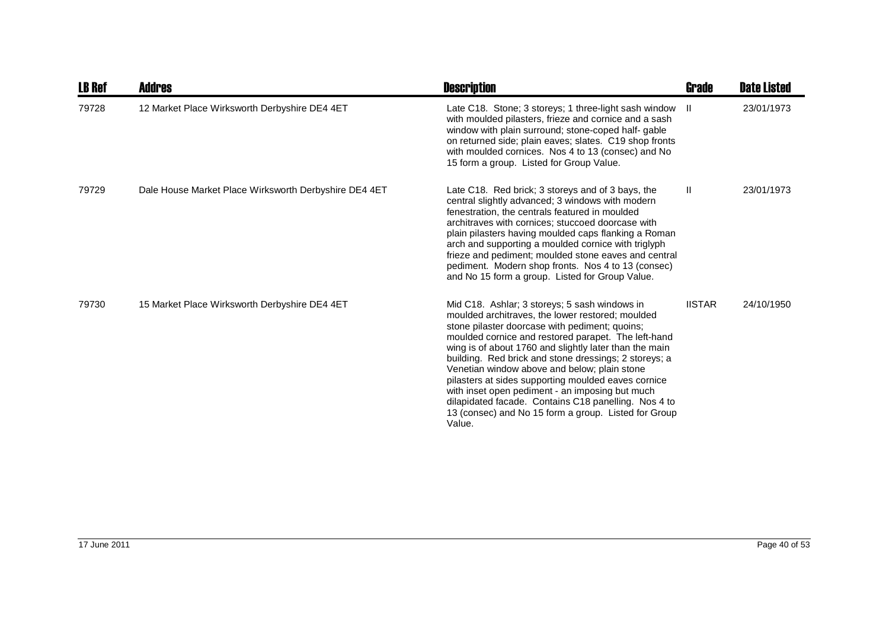| LB Ref | Addres | Description | Grade | Date Listed |
|---|---|---|---|---|
| 79728 | 12 Market Place Wirksworth Derbyshire DE4 4ET | Late C18. Stone; 3 storeys; 1 three-light sash window with moulded pilasters, frieze and cornice and a sash window with plain surround; stone-coped half- gable on returned side; plain eaves; slates. C19 shop fronts with moulded cornices. Nos 4 to 13 (consec) and No 15 form a group. Listed for Group Value. | II | 23/01/1973 |
| 79729 | Dale House Market Place Wirksworth Derbyshire DE4 4ET | Late C18. Red brick; 3 storeys and of 3 bays, the central slightly advanced; 3 windows with modern fenestration, the centrals featured in moulded architraves with cornices; stuccoed doorcase with plain pilasters having moulded caps flanking a Roman arch and supporting a moulded cornice with triglyph frieze and pediment; moulded stone eaves and central pediment. Modern shop fronts. Nos 4 to 13 (consec) and No 15 form a group. Listed for Group Value. | II | 23/01/1973 |
| 79730 | 15 Market Place Wirksworth Derbyshire DE4 4ET | Mid C18. Ashlar; 3 storeys; 5 sash windows in moulded architraves, the lower restored; moulded stone pilaster doorcase with pediment; quoins; moulded cornice and restored parapet. The left-hand wing is of about 1760 and slightly later than the main building. Red brick and stone dressings; 2 storeys; a Venetian window above and below; plain stone pilasters at sides supporting moulded eaves cornice with inset open pediment - an imposing but much dilapidated facade. Contains C18 panelling. Nos 4 to 13 (consec) and No 15 form a group. Listed for Group Value. | IISTAR | 24/10/1950 |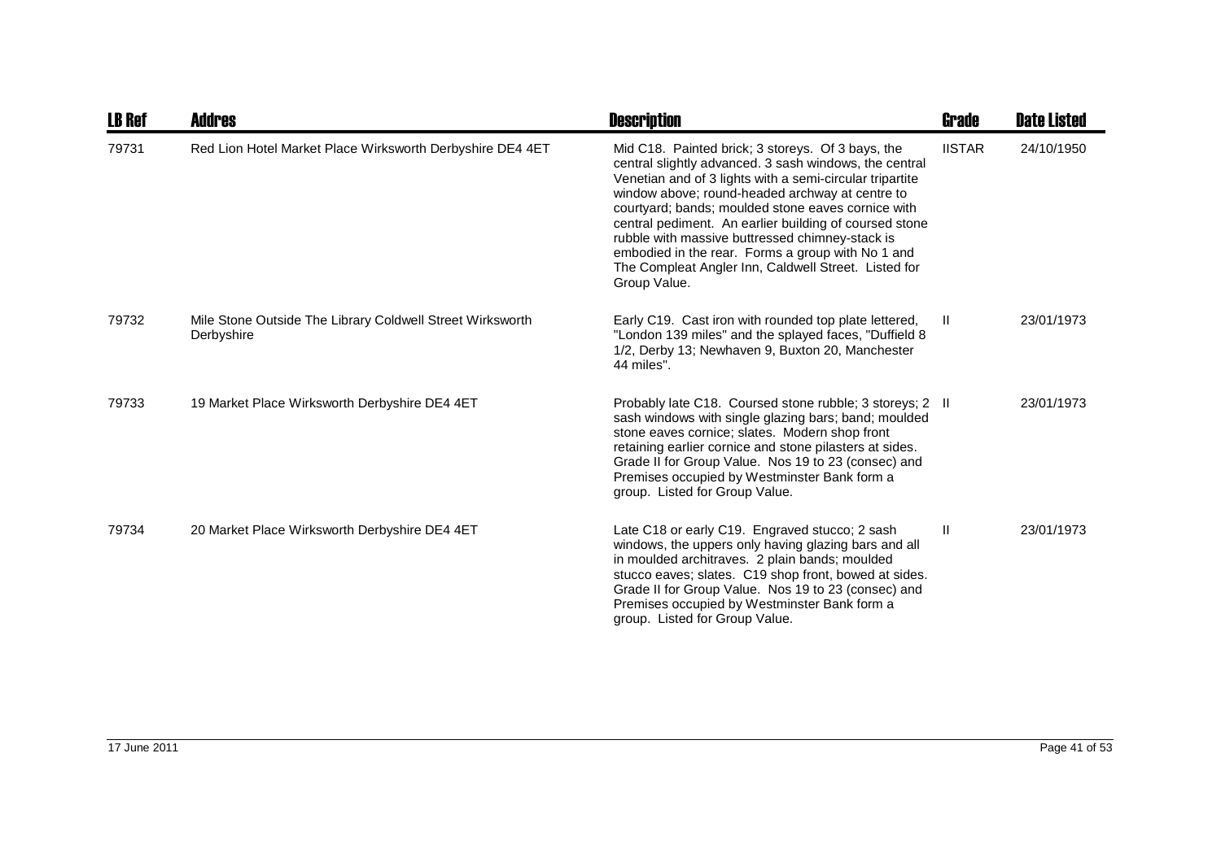| LB Ref | Addres | Description | Grade | Date Listed |
|---|---|---|---|---|
| 79731 | Red Lion Hotel Market Place Wirksworth Derbyshire DE4 4ET | Mid C18. Painted brick; 3 storeys. Of 3 bays, the central slightly advanced. 3 sash windows, the central Venetian and of 3 lights with a semi-circular tripartite window above; round-headed archway at centre to courtyard; bands; moulded stone eaves cornice with central pediment. An earlier building of coursed stone rubble with massive buttressed chimney-stack is embodied in the rear. Forms a group with No 1 and The Compleat Angler Inn, Caldwell Street. Listed for Group Value. | IISTAR | 24/10/1950 |
| 79732 | Mile Stone Outside The Library Coldwell Street Wirksworth Derbyshire | Early C19. Cast iron with rounded top plate lettered, "London 139 miles" and the splayed faces, "Duffield 8 1/2, Derby 13; Newhaven 9, Buxton 20, Manchester 44 miles". | II | 23/01/1973 |
| 79733 | 19 Market Place Wirksworth Derbyshire DE4 4ET | Probably late C18. Coursed stone rubble; 3 storeys; 2 sash windows with single glazing bars; band; moulded stone eaves cornice; slates. Modern shop front retaining earlier cornice and stone pilasters at sides. Grade II for Group Value. Nos 19 to 23 (consec) and Premises occupied by Westminster Bank form a group. Listed for Group Value. | II | 23/01/1973 |
| 79734 | 20 Market Place Wirksworth Derbyshire DE4 4ET | Late C18 or early C19. Engraved stucco; 2 sash windows, the uppers only having glazing bars and all in moulded architraves. 2 plain bands; moulded stucco eaves; slates. C19 shop front, bowed at sides. Grade II for Group Value. Nos 19 to 23 (consec) and Premises occupied by Westminster Bank form a group. Listed for Group Value. | II | 23/01/1973 |

17 June 2011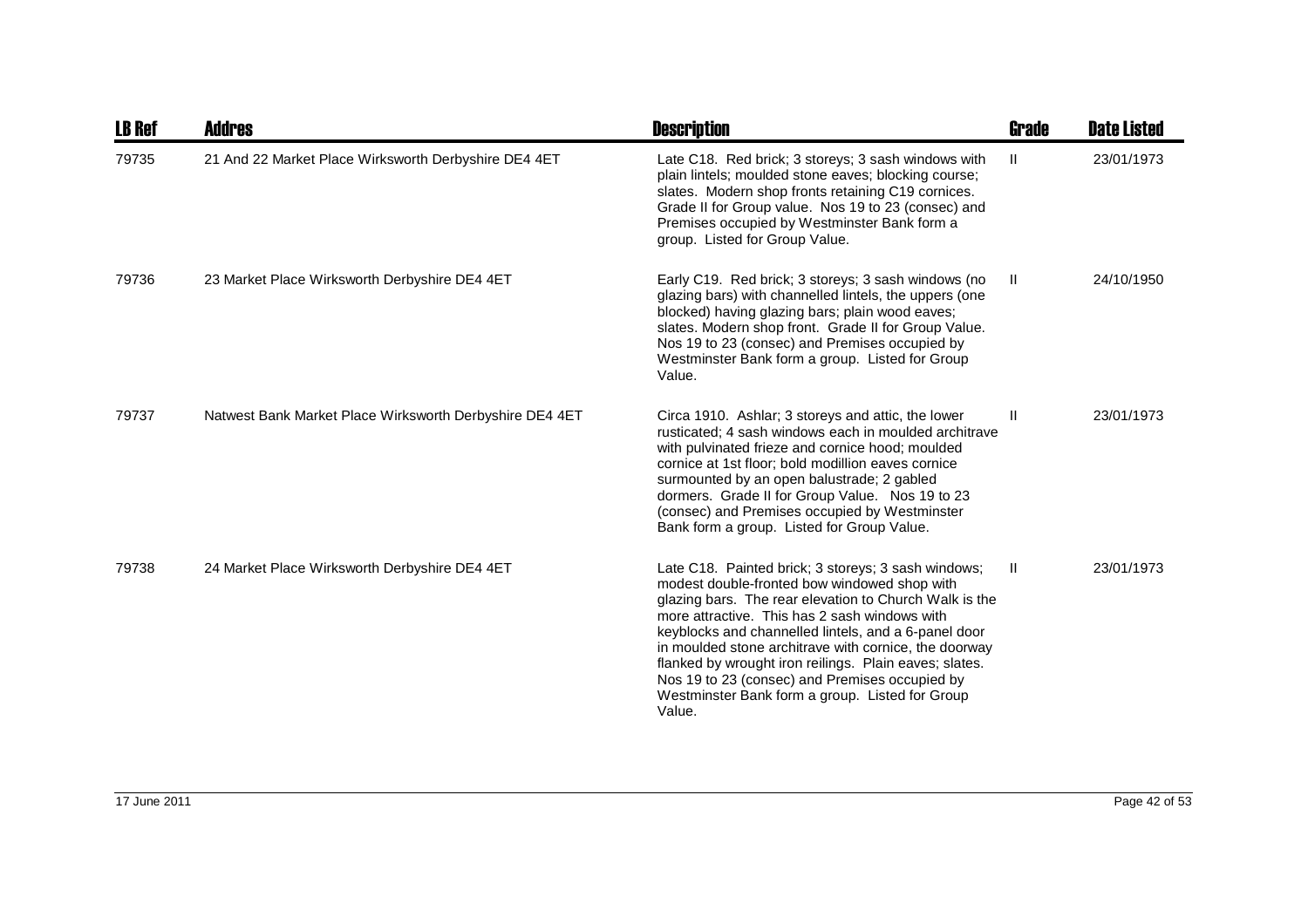| LB Ref | Addres | Description | Grade | Date Listed |
|---|---|---|---|---|
| 79735 | 21 And 22 Market Place Wirksworth Derbyshire DE4 4ET | Late C18. Red brick; 3 storeys; 3 sash windows with plain lintels; moulded stone eaves; blocking course; slates. Modern shop fronts retaining C19 cornices. Grade II for Group value. Nos 19 to 23 (consec) and Premises occupied by Westminster Bank form a group. Listed for Group Value. | II | 23/01/1973 |
| 79736 | 23 Market Place Wirksworth Derbyshire DE4 4ET | Early C19. Red brick; 3 storeys; 3 sash windows (no glazing bars) with channelled lintels, the uppers (one blocked) having glazing bars; plain wood eaves; slates. Modern shop front. Grade II for Group Value. Nos 19 to 23 (consec) and Premises occupied by Westminster Bank form a group. Listed for Group Value. | II | 24/10/1950 |
| 79737 | Natwest Bank Market Place Wirksworth Derbyshire DE4 4ET | Circa 1910. Ashlar; 3 storeys and attic, the lower rusticated; 4 sash windows each in moulded architrave with pulvinated frieze and cornice hood; moulded cornice at 1st floor; bold modillion eaves cornice surmounted by an open balustrade; 2 gabled dormers. Grade II for Group Value. Nos 19 to 23 (consec) and Premises occupied by Westminster Bank form a group. Listed for Group Value. | II | 23/01/1973 |
| 79738 | 24 Market Place Wirksworth Derbyshire DE4 4ET | Late C18. Painted brick; 3 storeys; 3 sash windows; modest double-fronted bow windowed shop with glazing bars. The rear elevation to Church Walk is the more attractive. This has 2 sash windows with keyblocks and channelled lintels, and a 6-panel door in moulded stone architrave with cornice, the doorway flanked by wrought iron reilings. Plain eaves; slates. Nos 19 to 23 (consec) and Premises occupied by Westminster Bank form a group. Listed for Group Value. | II | 23/01/1973 |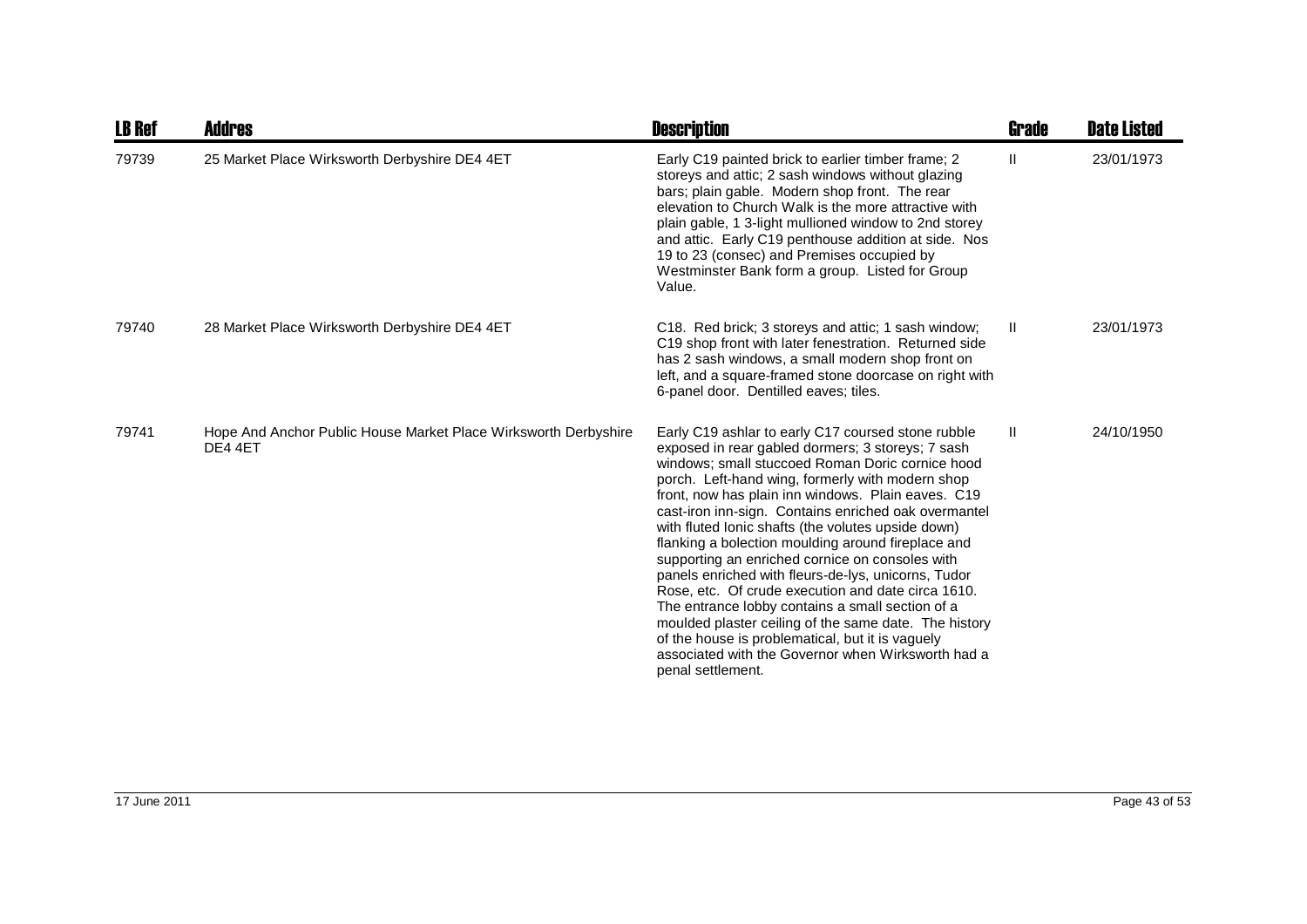| LB Ref | Addres | Description | Grade | Date Listed |
|---|---|---|---|---|
| 79739 | 25 Market Place Wirksworth Derbyshire DE4 4ET | Early C19 painted brick to earlier timber frame; 2 storeys and attic; 2 sash windows without glazing bars; plain gable. Modern shop front. The rear elevation to Church Walk is the more attractive with plain gable, 1 3-light mullioned window to 2nd storey and attic. Early C19 penthouse addition at side. Nos 19 to 23 (consec) and Premises occupied by Westminster Bank form a group. Listed for Group Value. | II | 23/01/1973 |
| 79740 | 28 Market Place Wirksworth Derbyshire DE4 4ET | C18. Red brick; 3 storeys and attic; 1 sash window; C19 shop front with later fenestration. Returned side has 2 sash windows, a small modern shop front on left, and a square-framed stone doorcase on right with 6-panel door. Dentilled eaves; tiles. | II | 23/01/1973 |
| 79741 | Hope And Anchor Public House Market Place Wirksworth Derbyshire DE4 4ET | Early C19 ashlar to early C17 coursed stone rubble exposed in rear gabled dormers; 3 storeys; 7 sash windows; small stuccoed Roman Doric cornice hood porch. Left-hand wing, formerly with modern shop front, now has plain inn windows. Plain eaves. C19 cast-iron inn-sign. Contains enriched oak overmantel with fluted Ionic shafts (the volutes upside down) flanking a bolection moulding around fireplace and supporting an enriched cornice on consoles with panels enriched with fleurs-de-lys, unicorns, Tudor Rose, etc. Of crude execution and date circa 1610. The entrance lobby contains a small section of a moulded plaster ceiling of the same date. The history of the house is problematical, but it is vaguely associated with the Governor when Wirksworth had a penal settlement. | II | 24/10/1950 |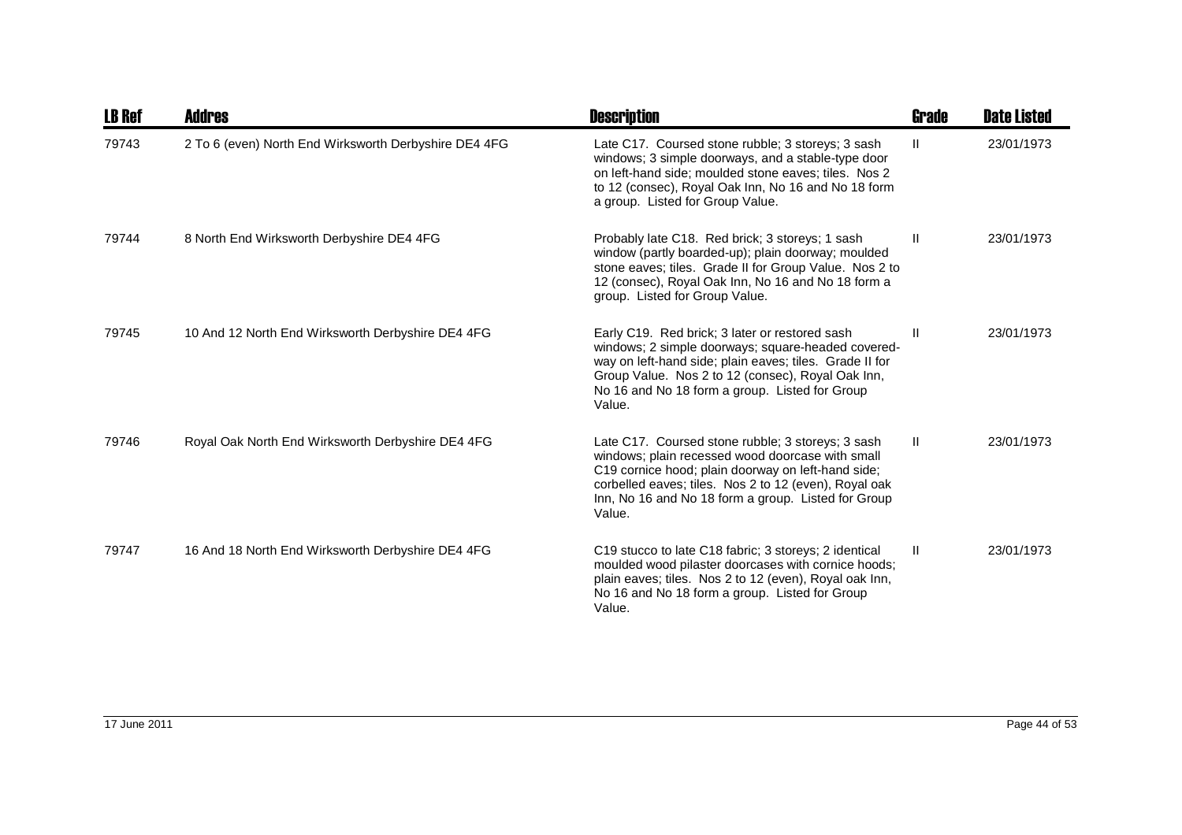| LB Ref | Addres | Description | Grade | Date Listed |
| --- | --- | --- | --- | --- |
| 79743 | 2 To 6 (even) North End Wirksworth Derbyshire DE4 4FG | Late C17. Coursed stone rubble; 3 storeys; 3 sash windows; 3 simple doorways, and a stable-type door on left-hand side; moulded stone eaves; tiles. Nos 2 to 12 (consec), Royal Oak Inn, No 16 and No 18 form a group. Listed for Group Value. | II | 23/01/1973 |
| 79744 | 8 North End Wirksworth Derbyshire DE4 4FG | Probably late C18. Red brick; 3 storeys; 1 sash window (partly boarded-up); plain doorway; moulded stone eaves; tiles. Grade II for Group Value. Nos 2 to 12 (consec), Royal Oak Inn, No 16 and No 18 form a group. Listed for Group Value. | II | 23/01/1973 |
| 79745 | 10 And 12 North End Wirksworth Derbyshire DE4 4FG | Early C19. Red brick; 3 later or restored sash windows; 2 simple doorways; square-headed covered-way on left-hand side; plain eaves; tiles. Grade II for Group Value. Nos 2 to 12 (consec), Royal Oak Inn, No 16 and No 18 form a group. Listed for Group Value. | II | 23/01/1973 |
| 79746 | Royal Oak North End Wirksworth Derbyshire DE4 4FG | Late C17. Coursed stone rubble; 3 storeys; 3 sash windows; plain recessed wood doorcase with small C19 cornice hood; plain doorway on left-hand side; corbelled eaves; tiles. Nos 2 to 12 (even), Royal oak Inn, No 16 and No 18 form a group. Listed for Group Value. | II | 23/01/1973 |
| 79747 | 16 And 18 North End Wirksworth Derbyshire DE4 4FG | C19 stucco to late C18 fabric; 3 storeys; 2 identical moulded wood pilaster doorcases with cornice hoods; plain eaves; tiles. Nos 2 to 12 (even), Royal oak Inn, No 16 and No 18 form a group. Listed for Group Value. | II | 23/01/1973 |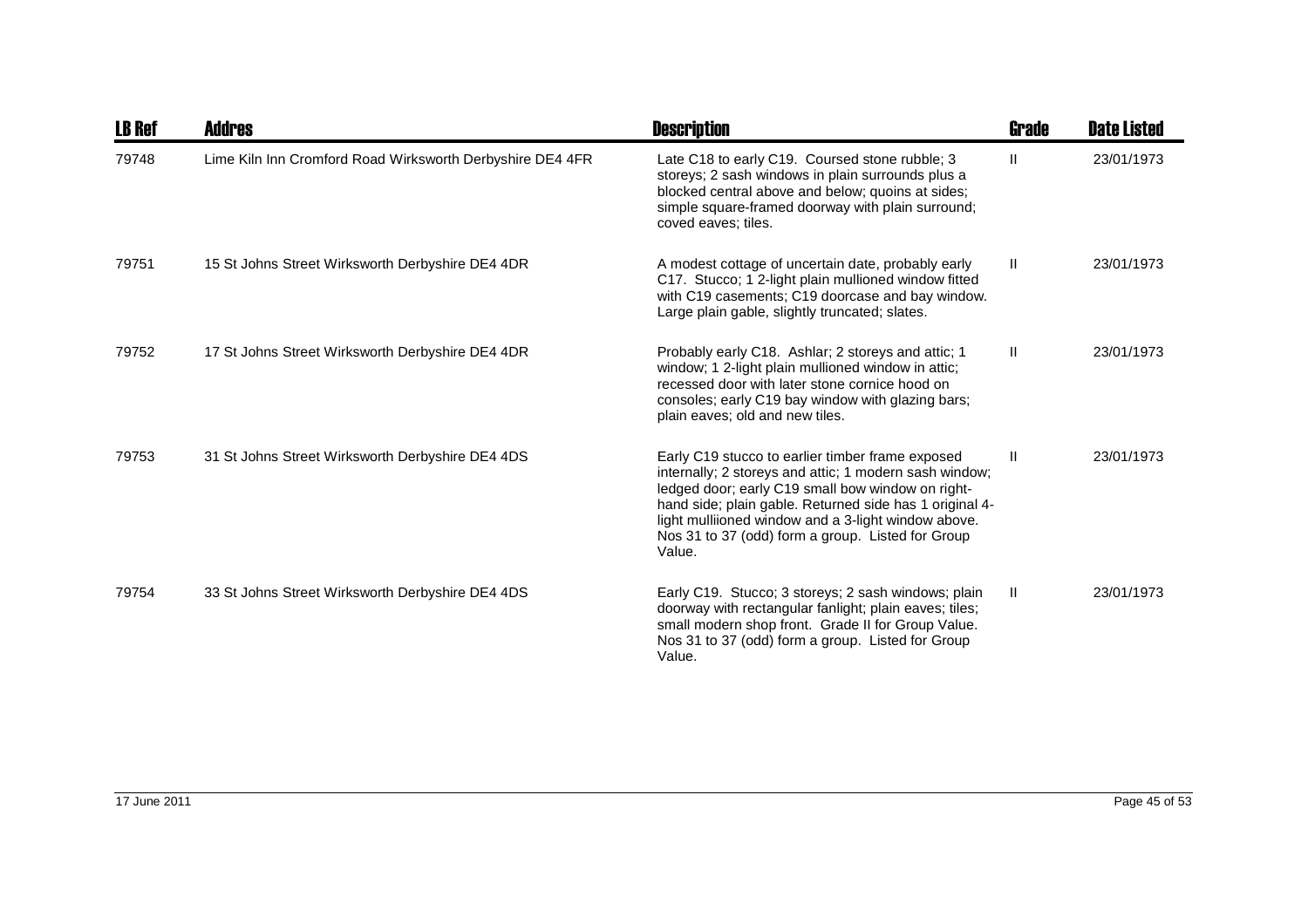| LB Ref | Addres | Description | Grade | Date Listed |
|---|---|---|---|---|
| 79748 | Lime Kiln Inn Cromford Road Wirksworth Derbyshire DE4 4FR | Late C18 to early C19. Coursed stone rubble; 3 storeys; 2 sash windows in plain surrounds plus a blocked central above and below; quoins at sides; simple square-framed doorway with plain surround; coved eaves; tiles. | II | 23/01/1973 |
| 79751 | 15 St Johns Street Wirksworth Derbyshire DE4 4DR | A modest cottage of uncertain date, probably early C17. Stucco; 1 2-light plain mullioned window fitted with C19 casements; C19 doorcase and bay window. Large plain gable, slightly truncated; slates. | II | 23/01/1973 |
| 79752 | 17 St Johns Street Wirksworth Derbyshire DE4 4DR | Probably early C18. Ashlar; 2 storeys and attic; 1 window; 1 2-light plain mullioned window in attic; recessed door with later stone cornice hood on consoles; early C19 bay window with glazing bars; plain eaves; old and new tiles. | II | 23/01/1973 |
| 79753 | 31 St Johns Street Wirksworth Derbyshire DE4 4DS | Early C19 stucco to earlier timber frame exposed internally; 2 storeys and attic; 1 modern sash window; ledged door; early C19 small bow window on right-hand side; plain gable. Returned side has 1 original 4-light mulliioned window and a 3-light window above. Nos 31 to 37 (odd) form a group. Listed for Group Value. | II | 23/01/1973 |
| 79754 | 33 St Johns Street Wirksworth Derbyshire DE4 4DS | Early C19. Stucco; 3 storeys; 2 sash windows; plain doorway with rectangular fanlight; plain eaves; tiles; small modern shop front. Grade II for Group Value. Nos 31 to 37 (odd) form a group. Listed for Group Value. | II | 23/01/1973 |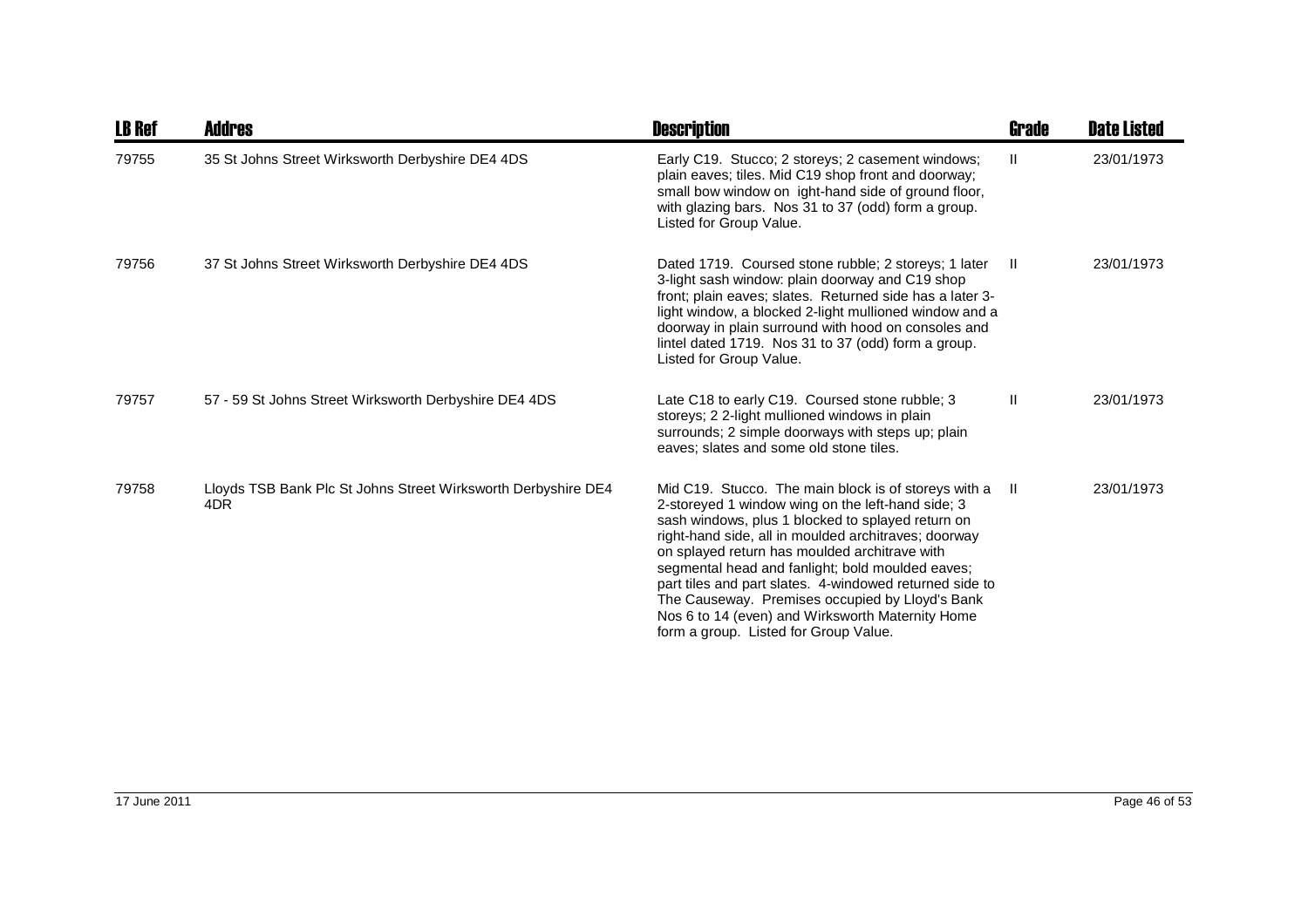| LB Ref | Addres | Description | Grade | Date Listed |
|---|---|---|---|---|
| 79755 | 35 St Johns Street Wirksworth Derbyshire DE4 4DS | Early C19. Stucco; 2 storeys; 2 casement windows; plain eaves; tiles. Mid C19 shop front and doorway; small bow window on ight-hand side of ground floor, with glazing bars. Nos 31 to 37 (odd) form a group. Listed for Group Value. | II | 23/01/1973 |
| 79756 | 37 St Johns Street Wirksworth Derbyshire DE4 4DS | Dated 1719. Coursed stone rubble; 2 storeys; 1 later 3-light sash window: plain doorway and C19 shop front; plain eaves; slates. Returned side has a later 3-light window, a blocked 2-light mullioned window and a doorway in plain surround with hood on consoles and lintel dated 1719. Nos 31 to 37 (odd) form a group. Listed for Group Value. | II | 23/01/1973 |
| 79757 | 57 - 59 St Johns Street Wirksworth Derbyshire DE4 4DS | Late C18 to early C19. Coursed stone rubble; 3 storeys; 2 2-light mullioned windows in plain surrounds; 2 simple doorways with steps up; plain eaves; slates and some old stone tiles. | II | 23/01/1973 |
| 79758 | Lloyds TSB Bank Plc St Johns Street Wirksworth Derbyshire DE4 4DR | Mid C19. Stucco. The main block is of storeys with a 2-storeyed 1 window wing on the left-hand side; 3 sash windows, plus 1 blocked to splayed return on right-hand side, all in moulded architraves; doorway on splayed return has moulded architrave with segmental head and fanlight; bold moulded eaves; part tiles and part slates. 4-windowed returned side to The Causeway. Premises occupied by Lloyd's Bank Nos 6 to 14 (even) and Wirksworth Maternity Home form a group. Listed for Group Value. | II | 23/01/1973 |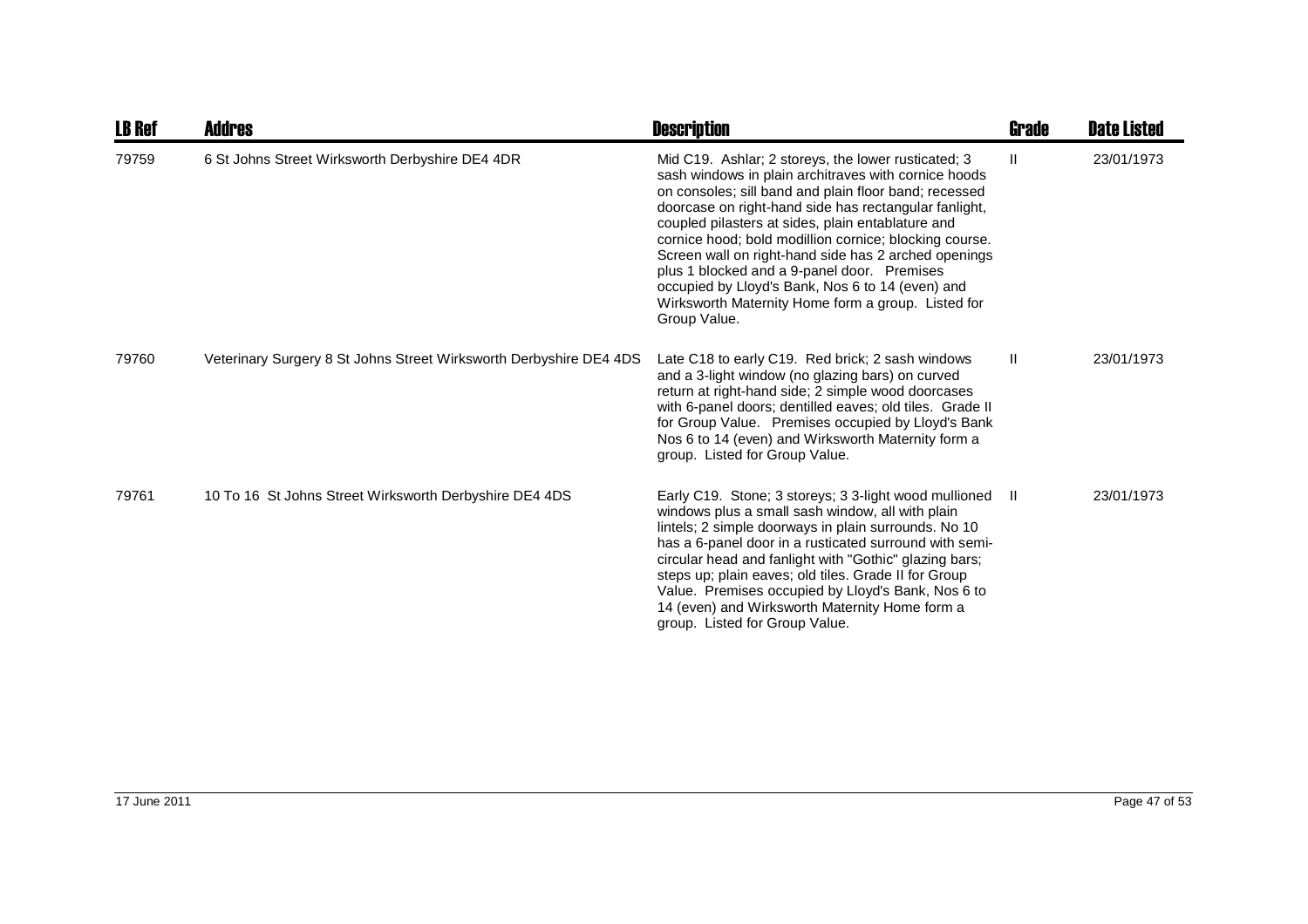| LB Ref | Addres | Description | Grade | Date Listed |
|---|---|---|---|---|
| 79759 | 6 St Johns Street Wirksworth Derbyshire DE4 4DR | Mid C19. Ashlar; 2 storeys, the lower rusticated; 3 sash windows in plain architraves with cornice hoods on consoles; sill band and plain floor band; recessed doorcase on right-hand side has rectangular fanlight, coupled pilasters at sides, plain entablature and cornice hood; bold modillion cornice; blocking course. Screen wall on right-hand side has 2 arched openings plus 1 blocked and a 9-panel door. Premises occupied by Lloyd's Bank, Nos 6 to 14 (even) and Wirksworth Maternity Home form a group. Listed for Group Value. | II | 23/01/1973 |
| 79760 | Veterinary Surgery 8 St Johns Street Wirksworth Derbyshire DE4 4DS | Late C18 to early C19. Red brick; 2 sash windows and a 3-light window (no glazing bars) on curved return at right-hand side; 2 simple wood doorcases with 6-panel doors; dentilled eaves; old tiles. Grade II for Group Value. Premises occupied by Lloyd's Bank Nos 6 to 14 (even) and Wirksworth Maternity form a group. Listed for Group Value. | II | 23/01/1973 |
| 79761 | 10 To 16 St Johns Street Wirksworth Derbyshire DE4 4DS | Early C19. Stone; 3 storeys; 3 3-light wood mullioned windows plus a small sash window, all with plain lintels; 2 simple doorways in plain surrounds. No 10 has a 6-panel door in a rusticated surround with semi-circular head and fanlight with "Gothic" glazing bars; steps up; plain eaves; old tiles. Grade II for Group Value. Premises occupied by Lloyd's Bank, Nos 6 to 14 (even) and Wirksworth Maternity Home form a group. Listed for Group Value. | II | 23/01/1973 |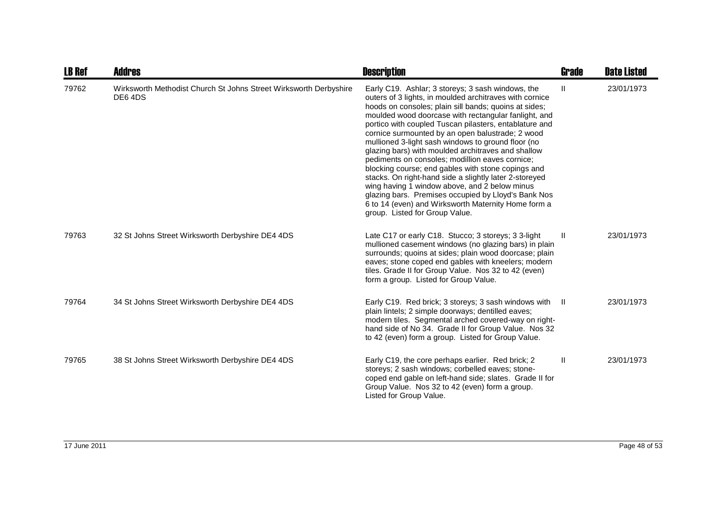| LB Ref | Addres | Description | Grade | Date Listed |
|---|---|---|---|---|
| 79762 | Wirksworth Methodist Church St Johns Street Wirksworth Derbyshire DE6 4DS | Early C19. Ashlar; 3 storeys; 3 sash windows, the outers of 3 lights, in moulded architraves with cornice hoods on consoles; plain sill bands; quoins at sides; moulded wood doorcase with rectangular fanlight, and portico with coupled Tuscan pilasters, entablature and cornice surmounted by an open balustrade; 2 wood mullioned 3-light sash windows to ground floor (no glazing bars) with moulded architraves and shallow pediments on consoles; modillion eaves cornice; blocking course; end gables with stone copings and stacks. On right-hand side a slightly later 2-storeyed wing having 1 window above, and 2 below minus glazing bars. Premises occupied by Lloyd's Bank Nos 6 to 14 (even) and Wirksworth Maternity Home form a group. Listed for Group Value. | II | 23/01/1973 |
| 79763 | 32 St Johns Street Wirksworth Derbyshire DE4 4DS | Late C17 or early C18. Stucco; 3 storeys; 3 3-light mullioned casement windows (no glazing bars) in plain surrounds; quoins at sides; plain wood doorcase; plain eaves; stone coped end gables with kneelers; modern tiles. Grade II for Group Value. Nos 32 to 42 (even) form a group. Listed for Group Value. | II | 23/01/1973 |
| 79764 | 34 St Johns Street Wirksworth Derbyshire DE4 4DS | Early C19. Red brick; 3 storeys; 3 sash windows with plain lintels; 2 simple doorways; dentilled eaves; modern tiles. Segmental arched covered-way on right-hand side of No 34. Grade II for Group Value. Nos 32 to 42 (even) form a group. Listed for Group Value. | II | 23/01/1973 |
| 79765 | 38 St Johns Street Wirksworth Derbyshire DE4 4DS | Early C19, the core perhaps earlier. Red brick; 2 storeys; 2 sash windows; corbelled eaves; stone-coped end gable on left-hand side; slates. Grade II for Group Value. Nos 32 to 42 (even) form a group. Listed for Group Value. | II | 23/01/1973 |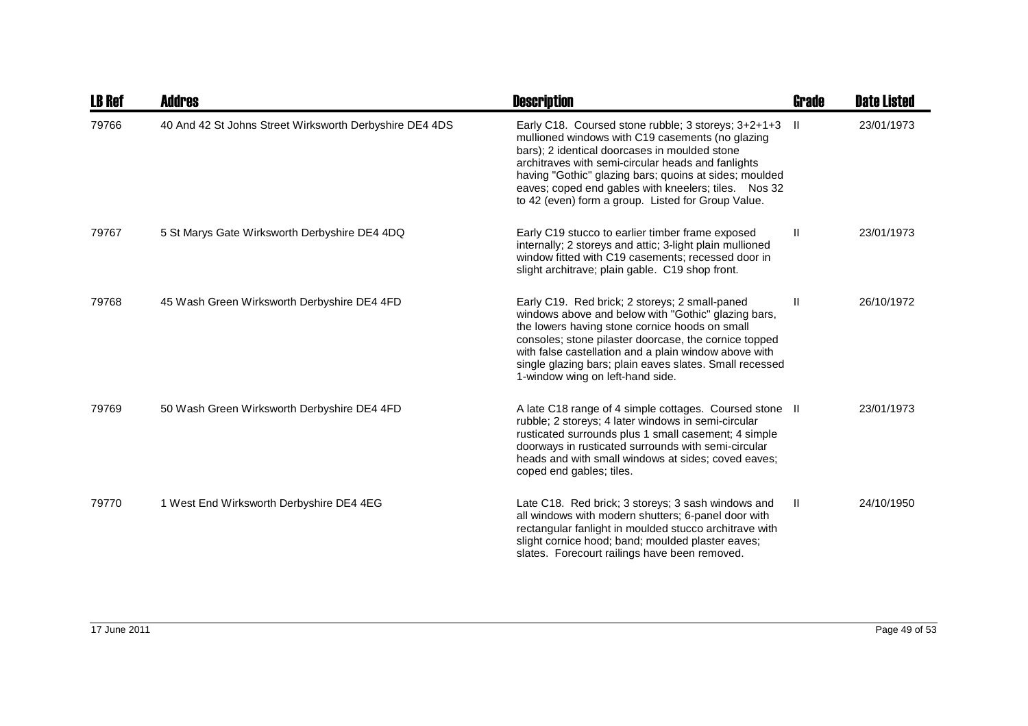| LB Ref | Addres | Description | Grade | Date Listed |
|---|---|---|---|---|
| 79766 | 40 And 42 St Johns Street Wirksworth Derbyshire DE4 4DS | Early C18. Coursed stone rubble; 3 storeys; 3+2+1+3 mullioned windows with C19 casements (no glazing bars); 2 identical doorcases in moulded stone architraves with semi-circular heads and fanlights having "Gothic" glazing bars; quoins at sides; moulded eaves; coped end gables with kneelers; tiles. Nos 32 to 42 (even) form a group. Listed for Group Value. | II | 23/01/1973 |
| 79767 | 5 St Marys Gate Wirksworth Derbyshire DE4 4DQ | Early C19 stucco to earlier timber frame exposed internally; 2 storeys and attic; 3-light plain mullioned window fitted with C19 casements; recessed door in slight architrave; plain gable. C19 shop front. | II | 23/01/1973 |
| 79768 | 45 Wash Green Wirksworth Derbyshire DE4 4FD | Early C19. Red brick; 2 storeys; 2 small-paned windows above and below with "Gothic" glazing bars, the lowers having stone cornice hoods on small consoles; stone pilaster doorcase, the cornice topped with false castellation and a plain window above with single glazing bars; plain eaves slates. Small recessed 1-window wing on left-hand side. | II | 26/10/1972 |
| 79769 | 50 Wash Green Wirksworth Derbyshire DE4 4FD | A late C18 range of 4 simple cottages. Coursed stone rubble; 2 storeys; 4 later windows in semi-circular rusticated surrounds plus 1 small casement; 4 simple doorways in rusticated surrounds with semi-circular heads and with small windows at sides; coved eaves; coped end gables; tiles. | II | 23/01/1973 |
| 79770 | 1 West End Wirksworth Derbyshire DE4 4EG | Late C18. Red brick; 3 storeys; 3 sash windows and all windows with modern shutters; 6-panel door with rectangular fanlight in moulded stucco architrave with slight cornice hood; band; moulded plaster eaves; slates. Forecourt railings have been removed. | II | 24/10/1950 |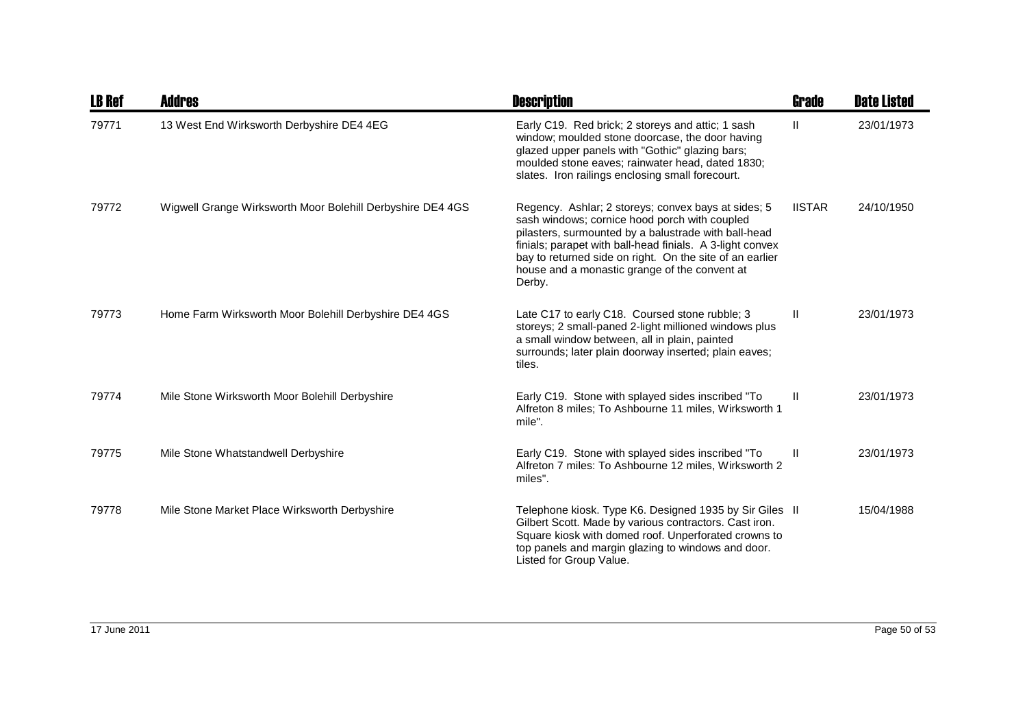| LB Ref | Addres | Description | Grade | Date Listed |
|---|---|---|---|---|
| 79771 | 13 West End Wirksworth Derbyshire DE4 4EG | Early C19. Red brick; 2 storeys and attic; 1 sash window; moulded stone doorcase, the door having glazed upper panels with "Gothic" glazing bars; moulded stone eaves; rainwater head, dated 1830; slates. Iron railings enclosing small forecourt. | II | 23/01/1973 |
| 79772 | Wigwell Grange Wirksworth Moor Bolehill Derbyshire DE4 4GS | Regency. Ashlar; 2 storeys; convex bays at sides; 5 sash windows; cornice hood porch with coupled pilasters, surmounted by a balustrade with ball-head finials; parapet with ball-head finials. A 3-light convex bay to returned side on right. On the site of an earlier house and a monastic grange of the convent at Derby. | IISTAR | 24/10/1950 |
| 79773 | Home Farm Wirksworth Moor Bolehill Derbyshire DE4 4GS | Late C17 to early C18. Coursed stone rubble; 3 storeys; 2 small-paned 2-light millioned windows plus a small window between, all in plain, painted surrounds; later plain doorway inserted; plain eaves; tiles. | II | 23/01/1973 |
| 79774 | Mile Stone Wirksworth Moor Bolehill Derbyshire | Early C19. Stone with splayed sides inscribed "To Alfreton 8 miles; To Ashbourne 11 miles, Wirksworth 1 mile". | II | 23/01/1973 |
| 79775 | Mile Stone Whatstandwell Derbyshire | Early C19. Stone with splayed sides inscribed "To Alfreton 7 miles: To Ashbourne 12 miles, Wirksworth 2 miles". | II | 23/01/1973 |
| 79778 | Mile Stone Market Place Wirksworth Derbyshire | Telephone kiosk. Type K6. Designed 1935 by Sir Giles Gilbert Scott. Made by various contractors. Cast iron. Square kiosk with domed roof. Unperforated crowns to top panels and margin glazing to windows and door. Listed for Group Value. | II | 15/04/1988 |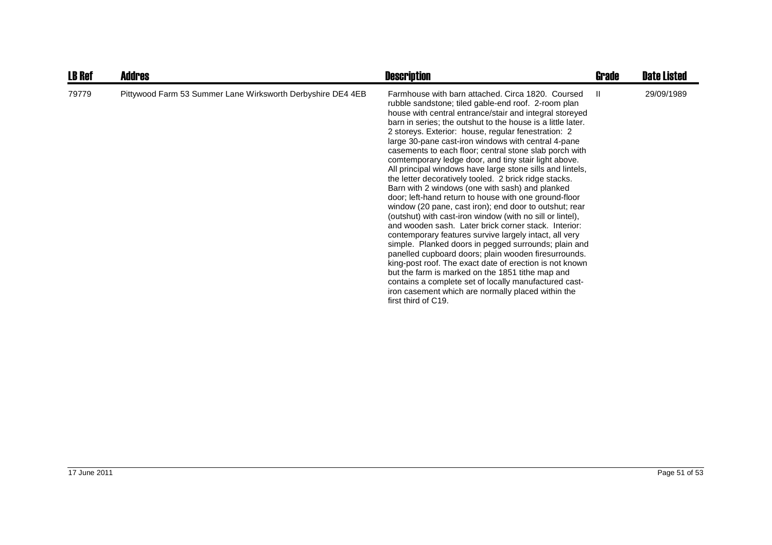| LB Ref | Addres | Description | Grade | Date Listed |
|---|---|---|---|---|
| 79779 | Pittywood Farm 53 Summer Lane Wirksworth Derbyshire DE4 4EB | Farmhouse with barn attached. Circa 1820. Coursed rubble sandstone; tiled gable-end roof. 2-room plan house with central entrance/stair and integral storeyed barn in series; the outshut to the house is a little later. 2 storeys. Exterior: house, regular fenestration: 2 large 30-pane cast-iron windows with central 4-pane casements to each floor; central stone slab porch with comtemporary ledge door, and tiny stair light above. All principal windows have large stone sills and lintels, the letter decoratively tooled. 2 brick ridge stacks. Barn with 2 windows (one with sash) and planked door; left-hand return to house with one ground-floor window (20 pane, cast iron); end door to outshut; rear (outshut) with cast-iron window (with no sill or lintel), and wooden sash. Later brick corner stack. Interior: contemporary features survive largely intact, all very simple. Planked doors in pegged surrounds; plain and panelled cupboard doors; plain wooden firesurrounds. king-post roof. The exact date of erection is not known but the farm is marked on the 1851 tithe map and contains a complete set of locally manufactured cast-iron casement which are normally placed within the first third of C19. | II | 29/09/1989 |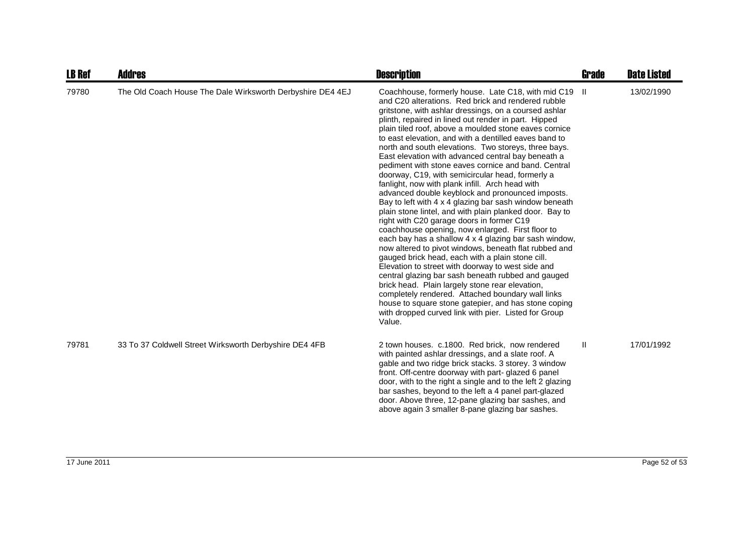| LB Ref | Addres | Description | Grade | Date Listed |
|---|---|---|---|---|
| 79780 | The Old Coach House The Dale Wirksworth Derbyshire DE4 4EJ | Coachhouse, formerly house. Late C18, with mid C19 and C20 alterations. Red brick and rendered rubble gritstone, with ashlar dressings, on a coursed ashlar plinth, repaired in lined out render in part. Hipped plain tiled roof, above a moulded stone eaves cornice to east elevation, and with a dentilled eaves band to north and south elevations. Two storeys, three bays. East elevation with advanced central bay beneath a pediment with stone eaves cornice and band. Central doorway, C19, with semicircular head, formerly a fanlight, now with plank infill. Arch head with advanced double keyblock and pronounced imposts. Bay to left with 4 x 4 glazing bar sash window beneath plain stone lintel, and with plain planked door. Bay to right with C20 garage doors in former C19 coachhouse opening, now enlarged. First floor to each bay has a shallow 4 x 4 glazing bar sash window, now altered to pivot windows, beneath flat rubbed and gauged brick head, each with a plain stone cill. Elevation to street with doorway to west side and central glazing bar sash beneath rubbed and gauged brick head. Plain largely stone rear elevation, completely rendered. Attached boundary wall links house to square stone gatepier, and has stone coping with dropped curved link with pier. Listed for Group Value. | II | 13/02/1990 |
| 79781 | 33 To 37 Coldwell Street Wirksworth Derbyshire DE4 4FB | 2 town houses. c.1800. Red brick, now rendered with painted ashlar dressings, and a slate roof. A gable and two ridge brick stacks. 3 storey. 3 window front. Off-centre doorway with part- glazed 6 panel door, with to the right a single and to the left 2 glazing bar sashes, beyond to the left a 4 panel part-glazed door. Above three, 12-pane glazing bar sashes, and above again 3 smaller 8-pane glazing bar sashes. | II | 17/01/1992 |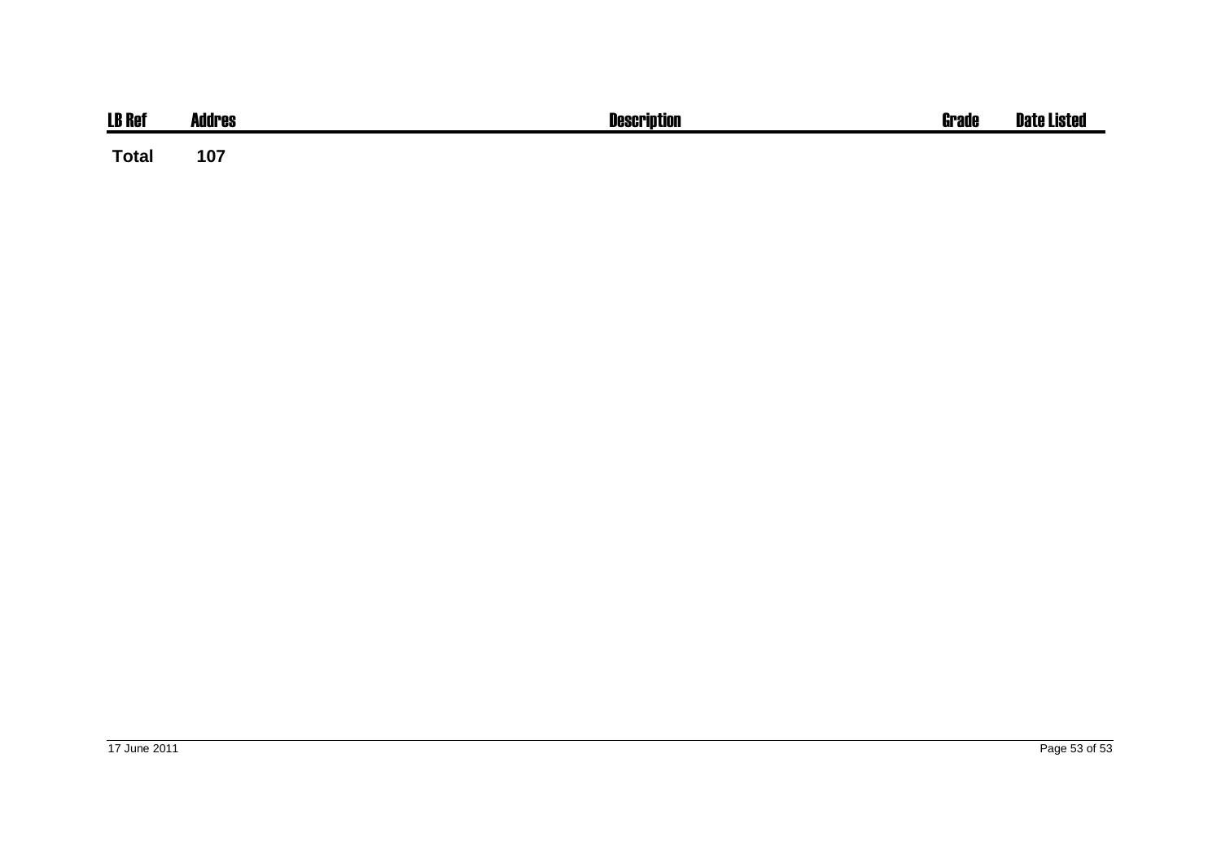| LB Ref | Addres | Description | Grade | Date Listed |
| --- | --- | --- | --- | --- |

**Total** **107**